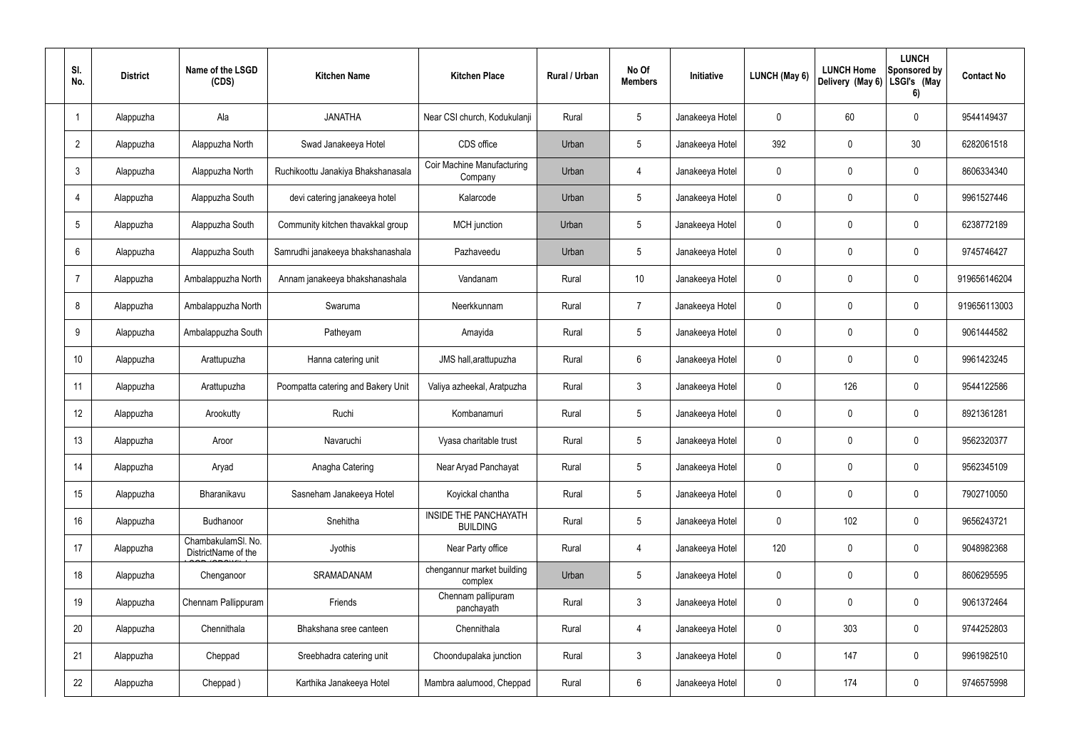| Sl. No. | District | Name of the LSGD (CDS) | Kitchen Name | Kitchen Place | Rural / Urban | No Of Members | Initiative | LUNCH (May 6) | LUNCH Home Delivery (May 6) | LUNCH Sponsored by LSGI's (May 6) | Contact No |
|---|---|---|---|---|---|---|---|---|---|---|---|
| 1 | Alappuzha | Ala | JANATHA | Near CSI church, Kodukulanji | Rural | 5 | Janakeeya Hotel | 0 | 60 | 0 | 9544149437 |
| 2 | Alappuzha | Alappuzha North | Swad Janakeeya Hotel | CDS office | Urban | 5 | Janakeeya Hotel | 392 | 0 | 30 | 6282061518 |
| 3 | Alappuzha | Alappuzha North | Ruchikoottu Janakiya Bhakshanasala | Coir Machine Manufacturing Company | Urban | 4 | Janakeeya Hotel | 0 | 0 | 0 | 8606334340 |
| 4 | Alappuzha | Alappuzha South | devi catering janakeeya hotel | Kalarcode | Urban | 5 | Janakeeya Hotel | 0 | 0 | 0 | 9961527446 |
| 5 | Alappuzha | Alappuzha South | Community kitchen thavakkal group | MCH junction | Urban | 5 | Janakeeya Hotel | 0 | 0 | 0 | 6238772189 |
| 6 | Alappuzha | Alappuzha South | Samrudhi janakeeya bhakshanashala | Pazhaveedu | Urban | 5 | Janakeeya Hotel | 0 | 0 | 0 | 9745746427 |
| 7 | Alappuzha | Ambalappuzha North | Annam janakeeya bhakshanashala | Vandanam | Rural | 10 | Janakeeya Hotel | 0 | 0 | 0 | 919656146204 |
| 8 | Alappuzha | Ambalappuzha North | Swaruma | Neerkkunnam | Rural | 7 | Janakeeya Hotel | 0 | 0 | 0 | 919656113003 |
| 9 | Alappuzha | Ambalappuzha South | Patheyam | Amayida | Rural | 5 | Janakeeya Hotel | 0 | 0 | 0 | 9061444582 |
| 10 | Alappuzha | Arattupuzha | Hanna catering unit | JMS hall,arattupuzha | Rural | 6 | Janakeeya Hotel | 0 | 0 | 0 | 9961423245 |
| 11 | Alappuzha | Arattupuzha | Poompatta catering and Bakery Unit | Valiya azheekal, Aratpuzha | Rural | 3 | Janakeeya Hotel | 0 | 126 | 0 | 9544122586 |
| 12 | Alappuzha | Arookutty | Ruchi | Kombanamuri | Rural | 5 | Janakeeya Hotel | 0 | 0 | 0 | 8921361281 |
| 13 | Alappuzha | Aroor | Navaruchi | Vyasa charitable trust | Rural | 5 | Janakeeya Hotel | 0 | 0 | 0 | 9562320377 |
| 14 | Alappuzha | Aryad | Anagha Catering | Near Aryad Panchayat | Rural | 5 | Janakeeya Hotel | 0 | 0 | 0 | 9562345109 |
| 15 | Alappuzha | Bharanikavu | Sasneham Janakeeya Hotel | Koyickal chantha | Rural | 5 | Janakeeya Hotel | 0 | 0 | 0 | 7902710050 |
| 16 | Alappuzha | Budhanoor | Snehitha | INSIDE THE PANCHAYATH BUILDING | Rural | 5 | Janakeeya Hotel | 0 | 102 | 0 | 9656243721 |
| 17 | Alappuzha | ChambakulamSl. No. DistrictName of the | Jyothis | Near Party office | Rural | 4 | Janakeeya Hotel | 120 | 0 | 0 | 9048982368 |
| 18 | Alappuzha | Chenganoor | SRAMADANAM | chengannur market building complex | Urban | 5 | Janakeeya Hotel | 0 | 0 | 0 | 8606295595 |
| 19 | Alappuzha | Chennam Pallippuram | Friends | Chennam pallipuram panchayath | Rural | 3 | Janakeeya Hotel | 0 | 0 | 0 | 9061372464 |
| 20 | Alappuzha | Chennithala | Bhakshana sree canteen | Chennithala | Rural | 4 | Janakeeya Hotel | 0 | 303 | 0 | 9744252803 |
| 21 | Alappuzha | Cheppad | Sreebhadra catering unit | Choondupalaka junction | Rural | 3 | Janakeeya Hotel | 0 | 147 | 0 | 9961982510 |
| 22 | Alappuzha | Cheppad ) | Karthika Janakeeya Hotel | Mambra aalumood, Cheppad | Rural | 6 | Janakeeya Hotel | 0 | 174 | 0 | 9746575998 |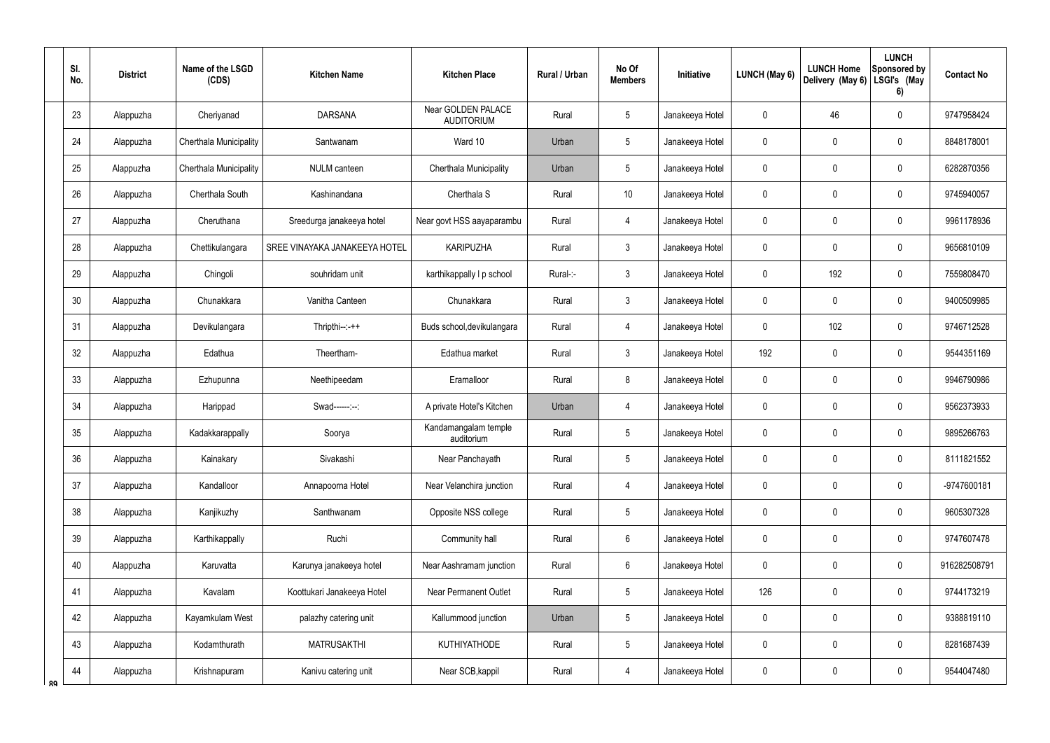| Sl. No. | District | Name of the LSGD (CDS) | Kitchen Name | Kitchen Place | Rural / Urban | No Of Members | Initiative | LUNCH (May 6) | LUNCH Home Delivery (May 6) | LUNCH Sponsored by LSGI's (May 6) | Contact No |
|---|---|---|---|---|---|---|---|---|---|---|---|
| 23 | Alappuzha | Cheriyanad | DARSANA | Near GOLDEN PALACE AUDITORIUM | Rural | 5 | Janakeeya Hotel | 0 | 46 | 0 | 9747958424 |
| 24 | Alappuzha | Cherthala Municipality | Santwanam | Ward 10 | Urban | 5 | Janakeeya Hotel | 0 | 0 | 0 | 8848178001 |
| 25 | Alappuzha | Cherthala Municipality | NULM canteen | Cherthala Municipality | Urban | 5 | Janakeeya Hotel | 0 | 0 | 0 | 6282870356 |
| 26 | Alappuzha | Cherthala South | Kashinandana | Cherthala S | Rural | 10 | Janakeeya Hotel | 0 | 0 | 0 | 9745940057 |
| 27 | Alappuzha | Cheruthana | Sreedurga janakeeya hotel | Near govt HSS aayaparambu | Rural | 4 | Janakeeya Hotel | 0 | 0 | 0 | 9961178936 |
| 28 | Alappuzha | Chettikulangara | SREE VINAYAKA JANAKEEYA HOTEL | KARIPUZHA | Rural | 3 | Janakeeya Hotel | 0 | 0 | 0 | 9656810109 |
| 29 | Alappuzha | Chingoli | souhridam unit | karthikappally l p school | Rural-:- | 3 | Janakeeya Hotel | 0 | 192 | 0 | 7559808470 |
| 30 | Alappuzha | Chunakkara | Vanitha Canteen | Chunakkara | Rural | 3 | Janakeeya Hotel | 0 | 0 | 0 | 9400509985 |
| 31 | Alappuzha | Devikulangara | Thripthi--:-++ | Buds school,devikulangara | Rural | 4 | Janakeeya Hotel | 0 | 102 | 0 | 9746712528 |
| 32 | Alappuzha | Edathua | Theertham- | Edathua market | Rural | 3 | Janakeeya Hotel | 192 | 0 | 0 | 9544351169 |
| 33 | Alappuzha | Ezhupunna | Neethipeedam | Eramalloor | Rural | 8 | Janakeeya Hotel | 0 | 0 | 0 | 9946790986 |
| 34 | Alappuzha | Harippad | Swad------:--: | A private Hotel's Kitchen | Urban | 4 | Janakeeya Hotel | 0 | 0 | 0 | 9562373933 |
| 35 | Alappuzha | Kadakkarappally | Soorya | Kandamangalam temple auditorium | Rural | 5 | Janakeeya Hotel | 0 | 0 | 0 | 9895266763 |
| 36 | Alappuzha | Kainakary | Sivakashi | Near Panchayath | Rural | 5 | Janakeeya Hotel | 0 | 0 | 0 | 8111821552 |
| 37 | Alappuzha | Kandalloor | Annapoorna Hotel | Near Velanchira junction | Rural | 4 | Janakeeya Hotel | 0 | 0 | 0 | -9747600181 |
| 38 | Alappuzha | Kanjikuzhy | Santhwanam | Opposite NSS college | Rural | 5 | Janakeeya Hotel | 0 | 0 | 0 | 9605307328 |
| 39 | Alappuzha | Karthikappally | Ruchi | Community hall | Rural | 6 | Janakeeya Hotel | 0 | 0 | 0 | 9747607478 |
| 40 | Alappuzha | Karuvatta | Karunya janakeeya hotel | Near Aashramam junction | Rural | 6 | Janakeeya Hotel | 0 | 0 | 0 | 916282508791 |
| 41 | Alappuzha | Kavalam | Koottukari Janakeeya Hotel | Near Permanent Outlet | Rural | 5 | Janakeeya Hotel | 126 | 0 | 0 | 9744173219 |
| 42 | Alappuzha | Kayamkulam West | palazhy catering unit | Kallummood junction | Urban | 5 | Janakeeya Hotel | 0 | 0 | 0 | 9388819110 |
| 43 | Alappuzha | Kodamthurath | MATRUSAKTHI | KUTHIYATHODE | Rural | 5 | Janakeeya Hotel | 0 | 0 | 0 | 8281687439 |
| 44 | Alappuzha | Krishnapuram | Kanivu catering unit | Near SCB,kappil | Rural | 4 | Janakeeya Hotel | 0 | 0 | 0 | 9544047480 |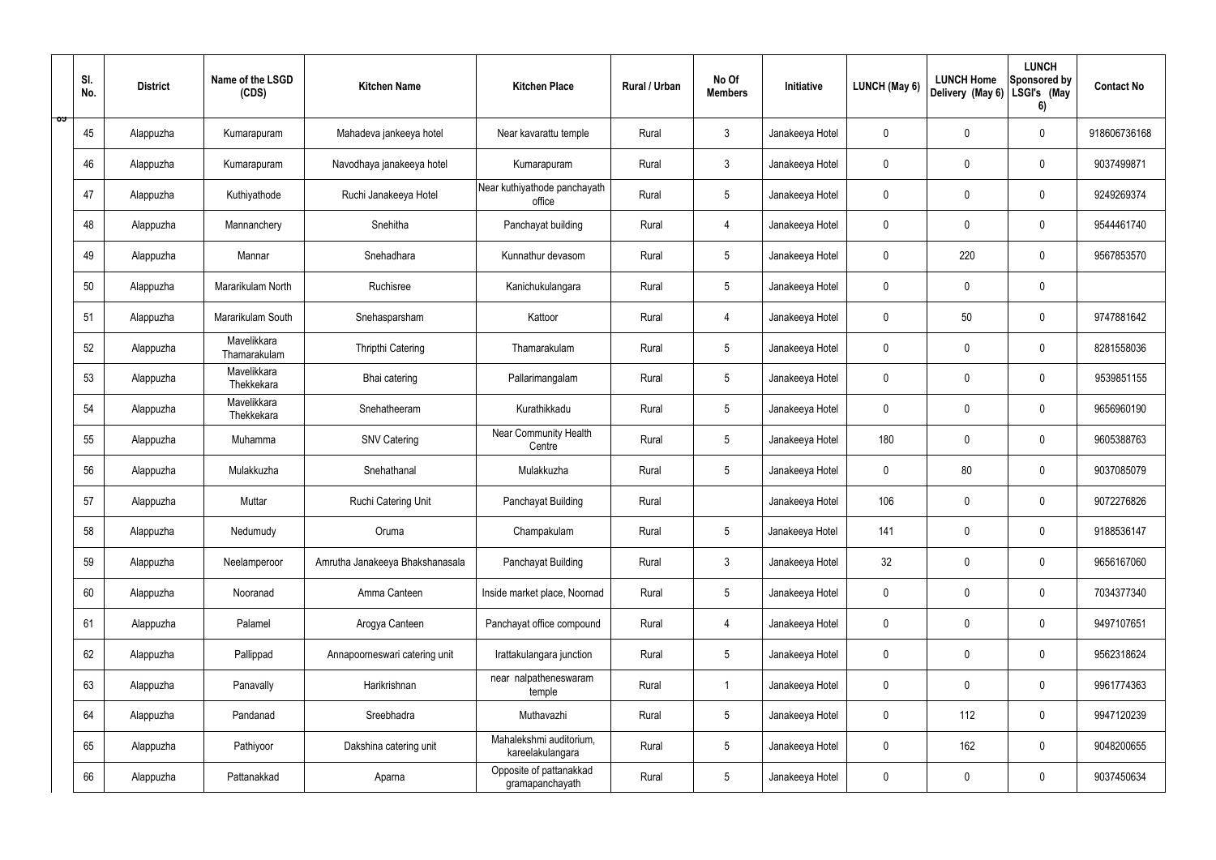| Sl. No. | District | Name of the LSGD (CDS) | Kitchen Name | Kitchen Place | Rural / Urban | No Of Members | Initiative | LUNCH (May 6) | LUNCH Home Delivery (May 6) | LUNCH Sponsored by LSGI's (May 6) | Contact No |
|---|---|---|---|---|---|---|---|---|---|---|---|
| 45 | Alappuzha | Kumarapuram | Mahadeva jankeeya hotel | Near kavarattu temple | Rural | 3 | Janakeeya Hotel | 0 | 0 | 0 | 918606736168 |
| 46 | Alappuzha | Kumarapuram | Navodhaya janakeeya hotel | Kumarapuram | Rural | 3 | Janakeeya Hotel | 0 | 0 | 0 | 9037499871 |
| 47 | Alappuzha | Kuthiyathode | Ruchi Janakeeya Hotel | Near kuthiyathode panchayath office | Rural | 5 | Janakeeya Hotel | 0 | 0 | 0 | 9249269374 |
| 48 | Alappuzha | Mannanchery | Snehitha | Panchayat building | Rural | 4 | Janakeeya Hotel | 0 | 0 | 0 | 9544461740 |
| 49 | Alappuzha | Mannar | Snehadhara | Kunnathur devasom | Rural | 5 | Janakeeya Hotel | 0 | 220 | 0 | 9567853570 |
| 50 | Alappuzha | Mararikulam North | Ruchisree | Kanichukulangara | Rural | 5 | Janakeeya Hotel | 0 | 0 | 0 | |
| 51 | Alappuzha | Mararikulam South | Snehasparsham | Kattoor | Rural | 4 | Janakeeya Hotel | 0 | 50 | 0 | 9747881642 |
| 52 | Alappuzha | Mavelikkara Thamarakulam | Thripthi Catering | Thamarakulam | Rural | 5 | Janakeeya Hotel | 0 | 0 | 0 | 8281558036 |
| 53 | Alappuzha | Mavelikkara Thekkekara | Bhai catering | Pallarimangalam | Rural | 5 | Janakeeya Hotel | 0 | 0 | 0 | 9539851155 |
| 54 | Alappuzha | Mavelikkara Thekkekara | Snehatheeram | Kurathikkadu | Rural | 5 | Janakeeya Hotel | 0 | 0 | 0 | 9656960190 |
| 55 | Alappuzha | Muhamma | SNV Catering | Near Community Health Centre | Rural | 5 | Janakeeya Hotel | 180 | 0 | 0 | 9605388763 |
| 56 | Alappuzha | Mulakkuzha | Snehathanal | Mulakkuzha | Rural | 5 | Janakeeya Hotel | 0 | 80 | 0 | 9037085079 |
| 57 | Alappuzha | Muttar | Ruchi Catering Unit | Panchayat Building | Rural | | Janakeeya Hotel | 106 | 0 | 0 | 9072276826 |
| 58 | Alappuzha | Nedumudy | Oruma | Champakulam | Rural | 5 | Janakeeya Hotel | 141 | 0 | 0 | 9188536147 |
| 59 | Alappuzha | Neelamperoor | Amrutha Janakeeya Bhakshanasala | Panchayat Building | Rural | 3 | Janakeeya Hotel | 32 | 0 | 0 | 9656167060 |
| 60 | Alappuzha | Nooranad | Amma Canteen | Inside market place, Noornad | Rural | 5 | Janakeeya Hotel | 0 | 0 | 0 | 7034377340 |
| 61 | Alappuzha | Palamel | Arogya Canteen | Panchayat office compound | Rural | 4 | Janakeeya Hotel | 0 | 0 | 0 | 9497107651 |
| 62 | Alappuzha | Pallippad | Annapoorneswari catering unit | Irattakulangara junction | Rural | 5 | Janakeeya Hotel | 0 | 0 | 0 | 9562318624 |
| 63 | Alappuzha | Panavally | Harikrishnan | near nalpatheneswaram temple | Rural | 1 | Janakeeya Hotel | 0 | 0 | 0 | 9961774363 |
| 64 | Alappuzha | Pandanad | Sreebhadra | Muthavazhi | Rural | 5 | Janakeeya Hotel | 0 | 112 | 0 | 9947120239 |
| 65 | Alappuzha | Pathiyoor | Dakshina catering unit | Mahalekshmi auditorium, kareelakulangara | Rural | 5 | Janakeeya Hotel | 0 | 162 | 0 | 9048200655 |
| 66 | Alappuzha | Pattanakkad | Aparna | Opposite of pattanakkad gramapanchayath | Rural | 5 | Janakeeya Hotel | 0 | 0 | 0 | 9037450634 |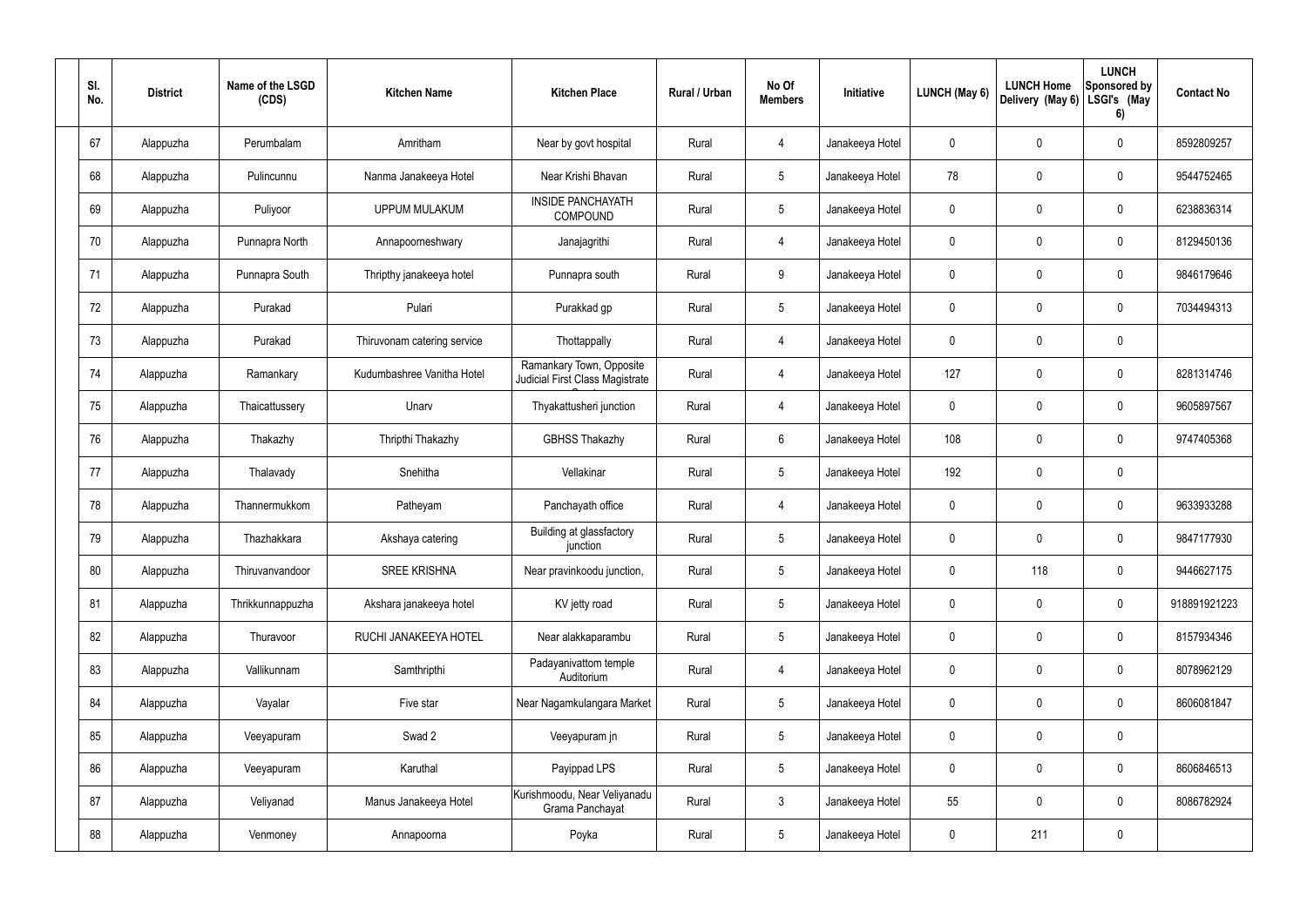| Sl. No. | District | Name of the LSGD (CDS) | Kitchen Name | Kitchen Place | Rural / Urban | No Of Members | Initiative | LUNCH (May 6) | LUNCH Home Delivery (May 6) | LUNCH Sponsored by LSGI's (May 6) | Contact No |
|---|---|---|---|---|---|---|---|---|---|---|---|
| 67 | Alappuzha | Perumbalam | Amritham | Near by govt hospital | Rural | 4 | Janakeeya Hotel | 0 | 0 | 0 | 8592809257 |
| 68 | Alappuzha | Pulincunnu | Nanma Janakeeya Hotel | Near Krishi Bhavan | Rural | 5 | Janakeeya Hotel | 78 | 0 | 0 | 9544752465 |
| 69 | Alappuzha | Puliyoor | UPPUM MULAKUM | INSIDE PANCHAYATH COMPOUND | Rural | 5 | Janakeeya Hotel | 0 | 0 | 0 | 6238836314 |
| 70 | Alappuzha | Punnapra North | Annapoorneshwary | Janajagrithi | Rural | 4 | Janakeeya Hotel | 0 | 0 | 0 | 8129450136 |
| 71 | Alappuzha | Punnapra South | Thripthy janakeeya hotel | Punnapra south | Rural | 9 | Janakeeya Hotel | 0 | 0 | 0 | 9846179646 |
| 72 | Alappuzha | Purakad | Pulari | Purakkad gp | Rural | 5 | Janakeeya Hotel | 0 | 0 | 0 | 7034494313 |
| 73 | Alappuzha | Purakad | Thiruvonam catering service | Thottappally | Rural | 4 | Janakeeya Hotel | 0 | 0 | 0 | |
| 74 | Alappuzha | Ramankary | Kudumbashree Vanitha Hotel | Ramankary Town, Opposite Judicial First Class Magistrate C | Rural | 4 | Janakeeya Hotel | 127 | 0 | 0 | 8281314746 |
| 75 | Alappuzha | Thaicattussery | Unarv | Thyakattusheri junction | Rural | 4 | Janakeeya Hotel | 0 | 0 | 0 | 9605897567 |
| 76 | Alappuzha | Thakazhy | Thripthi Thakazhy | GBHSS Thakazhy | Rural | 6 | Janakeeya Hotel | 108 | 0 | 0 | 9747405368 |
| 77 | Alappuzha | Thalavady | Snehitha | Vellakinar | Rural | 5 | Janakeeya Hotel | 192 | 0 | 0 | |
| 78 | Alappuzha | Thannermukkom | Patheyam | Panchayath office | Rural | 4 | Janakeeya Hotel | 0 | 0 | 0 | 9633933288 |
| 79 | Alappuzha | Thazhakkara | Akshaya catering | Building at glassfactory junction | Rural | 5 | Janakeeya Hotel | 0 | 0 | 0 | 9847177930 |
| 80 | Alappuzha | Thiruvanvandoor | SREE KRISHNA | Near pravinkoodu junction, | Rural | 5 | Janakeeya Hotel | 0 | 118 | 0 | 9446627175 |
| 81 | Alappuzha | Thrikkunnappuzha | Akshara janakeeya hotel | KV jetty road | Rural | 5 | Janakeeya Hotel | 0 | 0 | 0 | 918891921223 |
| 82 | Alappuzha | Thuravoor | RUCHI JANAKEEYA HOTEL | Near alakkaparambu | Rural | 5 | Janakeeya Hotel | 0 | 0 | 0 | 8157934346 |
| 83 | Alappuzha | Vallikunnam | Samthripthi | Padayanivattom temple Auditorium | Rural | 4 | Janakeeya Hotel | 0 | 0 | 0 | 8078962129 |
| 84 | Alappuzha | Vayalar | Five star | Near Nagamkulangara Market | Rural | 5 | Janakeeya Hotel | 0 | 0 | 0 | 8606081847 |
| 85 | Alappuzha | Veeyapuram | Swad 2 | Veeyapuram jn | Rural | 5 | Janakeeya Hotel | 0 | 0 | 0 | |
| 86 | Alappuzha | Veeyapuram | Karuthal | Payippad LPS | Rural | 5 | Janakeeya Hotel | 0 | 0 | 0 | 8606846513 |
| 87 | Alappuzha | Veliyanad | Manus Janakeeya Hotel | Kurishmoodu, Near Veliyanadu Grama Panchayat | Rural | 3 | Janakeeya Hotel | 55 | 0 | 0 | 8086782924 |
| 88 | Alappuzha | Venmoney | Annapoorna | Poyka | Rural | 5 | Janakeeya Hotel | 0 | 211 | 0 | |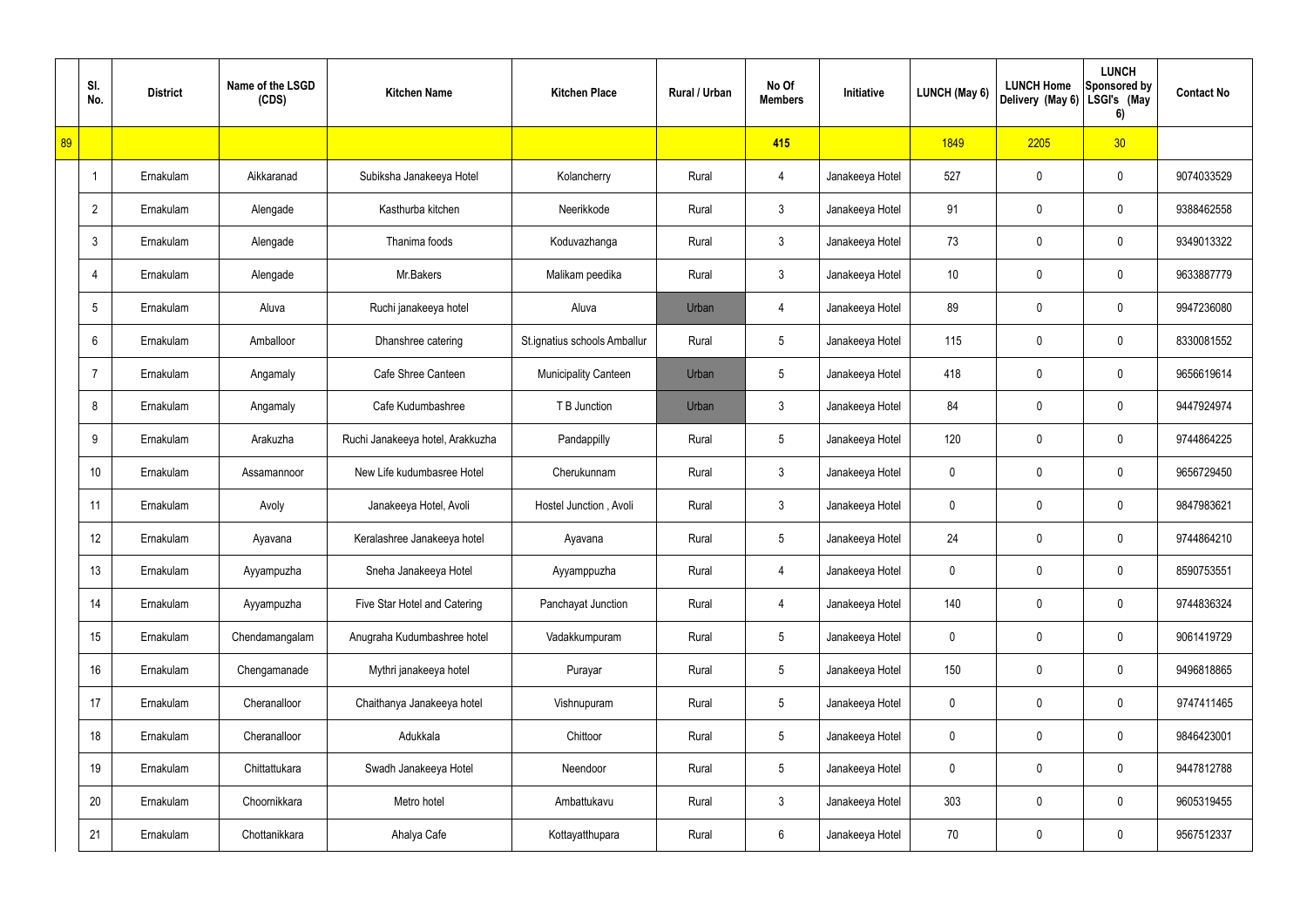| | Sl. No. | District | Name of the LSGD (CDS) | Kitchen Name | Kitchen Place | Rural / Urban | No Of Members | Initiative | LUNCH (May 6) | LUNCH Home Delivery (May 6) | LUNCH Sponsored by LSGI's (May 6) | Contact No |
|---|---|---|---|---|---|---|---|---|---|---|---|---|
| 89 | | | | | | | 415 | | 1849 | 2205 | 30 | |
| | 1 | Ernakulam | Aikkaranad | Subiksha Janakeeya Hotel | Kolancherry | Rural | 4 | Janakeeya Hotel | 527 | 0 | 0 | 9074033529 |
| | 2 | Ernakulam | Alengade | Kasthurba kitchen | Neerikkode | Rural | 3 | Janakeeya Hotel | 91 | 0 | 0 | 9388462558 |
| | 3 | Ernakulam | Alengade | Thanima foods | Koduvazhanga | Rural | 3 | Janakeeya Hotel | 73 | 0 | 0 | 9349013322 |
| | 4 | Ernakulam | Alengade | Mr.Bakers | Malikam peedika | Rural | 3 | Janakeeya Hotel | 10 | 0 | 0 | 9633887779 |
| | 5 | Ernakulam | Aluva | Ruchi janakeeya hotel | Aluva | Urban | 4 | Janakeeya Hotel | 89 | 0 | 0 | 9947236080 |
| | 6 | Ernakulam | Amballoor | Dhanshree catering | St.ignatius schools Amballur | Rural | 5 | Janakeeya Hotel | 115 | 0 | 0 | 8330081552 |
| | 7 | Ernakulam | Angamaly | Cafe Shree Canteen | Municipality Canteen | Urban | 5 | Janakeeya Hotel | 418 | 0 | 0 | 9656619614 |
| | 8 | Ernakulam | Angamaly | Cafe Kudumbashree | T B Junction | Urban | 3 | Janakeeya Hotel | 84 | 0 | 0 | 9447924974 |
| | 9 | Ernakulam | Arakuzha | Ruchi Janakeeya hotel, Arakkuzha | Pandappilly | Rural | 5 | Janakeeya Hotel | 120 | 0 | 0 | 9744864225 |
| | 10 | Ernakulam | Assamannoor | New Life kudumbasree Hotel | Cherukunnam | Rural | 3 | Janakeeya Hotel | 0 | 0 | 0 | 9656729450 |
| | 11 | Ernakulam | Avoly | Janakeeya Hotel, Avoli | Hostel Junction , Avoli | Rural | 3 | Janakeeya Hotel | 0 | 0 | 0 | 9847983621 |
| | 12 | Ernakulam | Ayavana | Keralashree Janakeeya hotel | Ayavana | Rural | 5 | Janakeeya Hotel | 24 | 0 | 0 | 9744864210 |
| | 13 | Ernakulam | Ayyampuzha | Sneha Janakeeya Hotel | Ayyamppuzha | Rural | 4 | Janakeeya Hotel | 0 | 0 | 0 | 8590753551 |
| | 14 | Ernakulam | Ayyampuzha | Five Star Hotel and Catering | Panchayat Junction | Rural | 4 | Janakeeya Hotel | 140 | 0 | 0 | 9744836324 |
| | 15 | Ernakulam | Chendamangalam | Anugraha Kudumbashree hotel | Vadakkumpuram | Rural | 5 | Janakeeya Hotel | 0 | 0 | 0 | 9061419729 |
| | 16 | Ernakulam | Chengamanade | Mythri janakeeya hotel | Purayar | Rural | 5 | Janakeeya Hotel | 150 | 0 | 0 | 9496818865 |
| | 17 | Ernakulam | Cheranalloor | Chaithanya Janakeeya hotel | Vishnupuram | Rural | 5 | Janakeeya Hotel | 0 | 0 | 0 | 9747411465 |
| | 18 | Ernakulam | Cheranalloor | Adukkala | Chittoor | Rural | 5 | Janakeeya Hotel | 0 | 0 | 0 | 9846423001 |
| | 19 | Ernakulam | Chittattukara | Swadh Janakeeya Hotel | Neendoor | Rural | 5 | Janakeeya Hotel | 0 | 0 | 0 | 9447812788 |
| | 20 | Ernakulam | Choornikkara | Metro hotel | Ambattukavu | Rural | 3 | Janakeeya Hotel | 303 | 0 | 0 | 9605319455 |
| | 21 | Ernakulam | Chottanikkara | Ahalya Cafe | Kottayatthupara | Rural | 6 | Janakeeya Hotel | 70 | 0 | 0 | 9567512337 |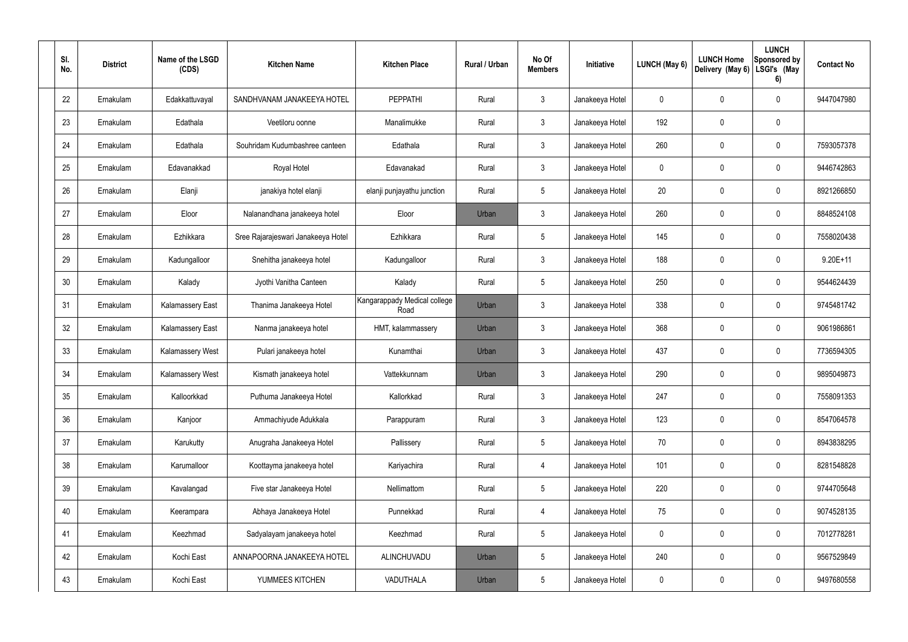| Sl. No. | District | Name of the LSGD (CDS) | Kitchen Name | Kitchen Place | Rural / Urban | No Of Members | Initiative | LUNCH (May 6) | LUNCH Home Delivery (May 6) | LUNCH Sponsored by LSGI's (May 6) | Contact No |
|---|---|---|---|---|---|---|---|---|---|---|---|
| 22 | Ernakulam | Edakkattuvayal | SANDHVANAM JANAKEEYA HOTEL | PEPPATHI | Rural | 3 | Janakeeya Hotel | 0 | 0 | 0 | 9447047980 |
| 23 | Ernakulam | Edathala | Veetiloru oonne | Manalimukke | Rural | 3 | Janakeeya Hotel | 192 | 0 | 0 | |
| 24 | Ernakulam | Edathala | Souhridam Kudumbashree canteen | Edathala | Rural | 3 | Janakeeya Hotel | 260 | 0 | 0 | 7593057378 |
| 25 | Ernakulam | Edavanakkad | Royal Hotel | Edavanakad | Rural | 3 | Janakeeya Hotel | 0 | 0 | 0 | 9446742863 |
| 26 | Ernakulam | Elanji | janakiya hotel elanji | elanji punjayathu junction | Rural | 5 | Janakeeya Hotel | 20 | 0 | 0 | 8921266850 |
| 27 | Ernakulam | Eloor | Nalanandhana janakeeya hotel | Eloor | Urban | 3 | Janakeeya Hotel | 260 | 0 | 0 | 8848524108 |
| 28 | Ernakulam | Ezhikkara | Sree Rajarajeswari Janakeeya Hotel | Ezhikkara | Rural | 5 | Janakeeya Hotel | 145 | 0 | 0 | 7558020438 |
| 29 | Ernakulam | Kadungalloor | Snehitha janakeeya hotel | Kadungalloor | Rural | 3 | Janakeeya Hotel | 188 | 0 | 0 | 9.20E+11 |
| 30 | Ernakulam | Kalady | Jyothi Vanitha Canteen | Kalady | Rural | 5 | Janakeeya Hotel | 250 | 0 | 0 | 9544624439 |
| 31 | Ernakulam | Kalamassery East | Thanima Janakeeya Hotel | Kangarappady Medical college Road | Urban | 3 | Janakeeya Hotel | 338 | 0 | 0 | 9745481742 |
| 32 | Ernakulam | Kalamassery East | Nanma janakeeya hotel | HMT, kalammassery | Urban | 3 | Janakeeya Hotel | 368 | 0 | 0 | 9061986861 |
| 33 | Ernakulam | Kalamassery West | Pulari janakeeya hotel | Kunamthai | Urban | 3 | Janakeeya Hotel | 437 | 0 | 0 | 7736594305 |
| 34 | Ernakulam | Kalamassery West | Kismath janakeeya hotel | Vattekkunnam | Urban | 3 | Janakeeya Hotel | 290 | 0 | 0 | 9895049873 |
| 35 | Ernakulam | Kalloorkkad | Puthuma Janakeeya Hotel | Kallorkkad | Rural | 3 | Janakeeya Hotel | 247 | 0 | 0 | 7558091353 |
| 36 | Ernakulam | Kanjoor | Ammachiyude Adukkala | Parappuram | Rural | 3 | Janakeeya Hotel | 123 | 0 | 0 | 8547064578 |
| 37 | Ernakulam | Karukutty | Anugraha Janakeeya Hotel | Pallissery | Rural | 5 | Janakeeya Hotel | 70 | 0 | 0 | 8943838295 |
| 38 | Ernakulam | Karumalloor | Koottayma janakeeya hotel | Kariyachira | Rural | 4 | Janakeeya Hotel | 101 | 0 | 0 | 8281548828 |
| 39 | Ernakulam | Kavalangad | Five star Janakeeya Hotel | Nellimattom | Rural | 5 | Janakeeya Hotel | 220 | 0 | 0 | 9744705648 |
| 40 | Ernakulam | Keerampara | Abhaya Janakeeya Hotel | Punnekkad | Rural | 4 | Janakeeya Hotel | 75 | 0 | 0 | 9074528135 |
| 41 | Ernakulam | Keezhmad | Sadyalayam janakeeya hotel | Keezhmad | Rural | 5 | Janakeeya Hotel | 0 | 0 | 0 | 7012778281 |
| 42 | Ernakulam | Kochi East | ANNAPOORNA JANAKEEYA HOTEL | ALINCHUVADU | Urban | 5 | Janakeeya Hotel | 240 | 0 | 0 | 9567529849 |
| 43 | Ernakulam | Kochi East | YUMMEES KITCHEN | VADUTHALA | Urban | 5 | Janakeeya Hotel | 0 | 0 | 0 | 9497680558 |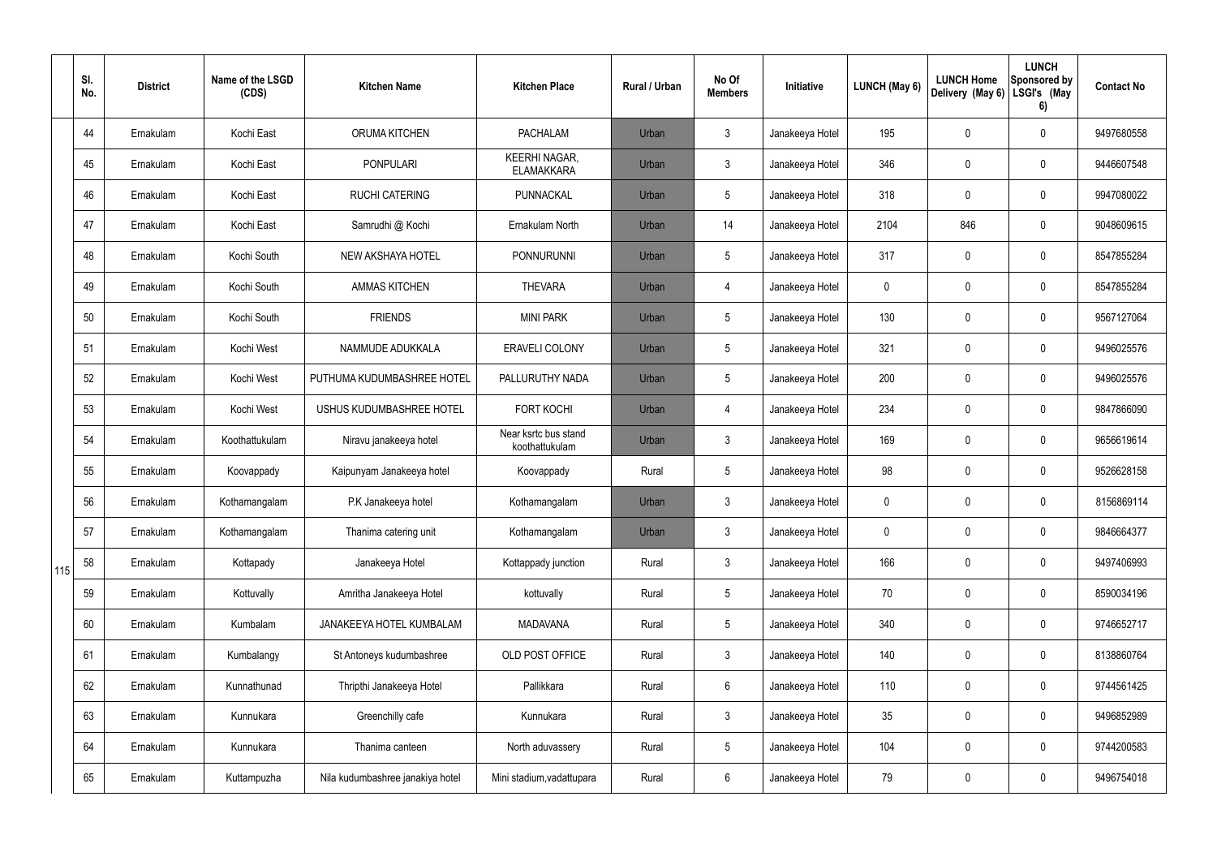|  | Sl. No. | District | Name of the LSGD (CDS) | Kitchen Name | Kitchen Place | Rural / Urban | No Of Members | Initiative | LUNCH (May 6) | LUNCH Home Delivery (May 6) | LUNCH Sponsored by LSGI's (May 6) | Contact No |
|---|---|---|---|---|---|---|---|---|---|---|---|---|
| 115 | 44 | Ernakulam | Kochi East | ORUMA KITCHEN | PACHALAM | Urban | 3 | Janakeeya Hotel | 195 | 0 | 0 | 9497680558 |
|  | 45 | Ernakulam | Kochi East | PONPULARI | KEERHI NAGAR, ELAMAKKARA | Urban | 3 | Janakeeya Hotel | 346 | 0 | 0 | 9446607548 |
|  | 46 | Ernakulam | Kochi East | RUCHI CATERING | PUNNACKAL | Urban | 5 | Janakeeya Hotel | 318 | 0 | 0 | 9947080022 |
|  | 47 | Ernakulam | Kochi East | Samrudhi @ Kochi | Ernakulam North | Urban | 14 | Janakeeya Hotel | 2104 | 846 | 0 | 9048609615 |
|  | 48 | Ernakulam | Kochi South | NEW AKSHAYA HOTEL | PONNURUNNI | Urban | 5 | Janakeeya Hotel | 317 | 0 | 0 | 8547855284 |
|  | 49 | Ernakulam | Kochi South | AMMAS KITCHEN | THEVARA | Urban | 4 | Janakeeya Hotel | 0 | 0 | 0 | 8547855284 |
|  | 50 | Ernakulam | Kochi South | FRIENDS | MINI PARK | Urban | 5 | Janakeeya Hotel | 130 | 0 | 0 | 9567127064 |
|  | 51 | Ernakulam | Kochi West | NAMMUDE ADUKKALA | ERAVELI COLONY | Urban | 5 | Janakeeya Hotel | 321 | 0 | 0 | 9496025576 |
|  | 52 | Ernakulam | Kochi West | PUTHUMA KUDUMBASHREE HOTEL | PALLURUTHY NADA | Urban | 5 | Janakeeya Hotel | 200 | 0 | 0 | 9496025576 |
|  | 53 | Ernakulam | Kochi West | USHUS KUDUMBASHREE HOTEL | FORT KOCHI | Urban | 4 | Janakeeya Hotel | 234 | 0 | 0 | 9847866090 |
|  | 54 | Ernakulam | Koothattukulam | Niravu janakeeya hotel | Near ksrtc bus stand koothattukulam | Urban | 3 | Janakeeya Hotel | 169 | 0 | 0 | 9656619614 |
|  | 55 | Ernakulam | Koovappady | Kaipunyam Janakeeya hotel | Koovappady | Rural | 5 | Janakeeya Hotel | 98 | 0 | 0 | 9526628158 |
|  | 56 | Ernakulam | Kothamangalam | P.K Janakeeya hotel | Kothamangalam | Urban | 3 | Janakeeya Hotel | 0 | 0 | 0 | 8156869114 |
|  | 57 | Ernakulam | Kothamangalam | Thanima catering unit | Kothamangalam | Urban | 3 | Janakeeya Hotel | 0 | 0 | 0 | 9846664377 |
|  | 58 | Ernakulam | Kottapady | Janakeeya Hotel | Kottappady junction | Rural | 3 | Janakeeya Hotel | 166 | 0 | 0 | 9497406993 |
|  | 59 | Ernakulam | Kottuvally | Amritha Janakeeya Hotel | kottuvally | Rural | 5 | Janakeeya Hotel | 70 | 0 | 0 | 8590034196 |
|  | 60 | Ernakulam | Kumbalam | JANAKEEYA HOTEL KUMBALAM | MADAVANA | Rural | 5 | Janakeeya Hotel | 340 | 0 | 0 | 9746652717 |
|  | 61 | Ernakulam | Kumbalangy | St Antoneys kudumbashree | OLD POST OFFICE | Rural | 3 | Janakeeya Hotel | 140 | 0 | 0 | 8138860764 |
|  | 62 | Ernakulam | Kunnathunad | Thripthi Janakeeya Hotel | Pallikkara | Rural | 6 | Janakeeya Hotel | 110 | 0 | 0 | 9744561425 |
|  | 63 | Ernakulam | Kunnukara | Greenchilly cafe | Kunnukara | Rural | 3 | Janakeeya Hotel | 35 | 0 | 0 | 9496852989 |
|  | 64 | Ernakulam | Kunnukara | Thanima canteen | North aduvassery | Rural | 5 | Janakeeya Hotel | 104 | 0 | 0 | 9744200583 |
|  | 65 | Ernakulam | Kuttampuzha | Nila kudumbashree janakiya hotel | Mini stadium,vadattupara | Rural | 6 | Janakeeya Hotel | 79 | 0 | 0 | 9496754018 |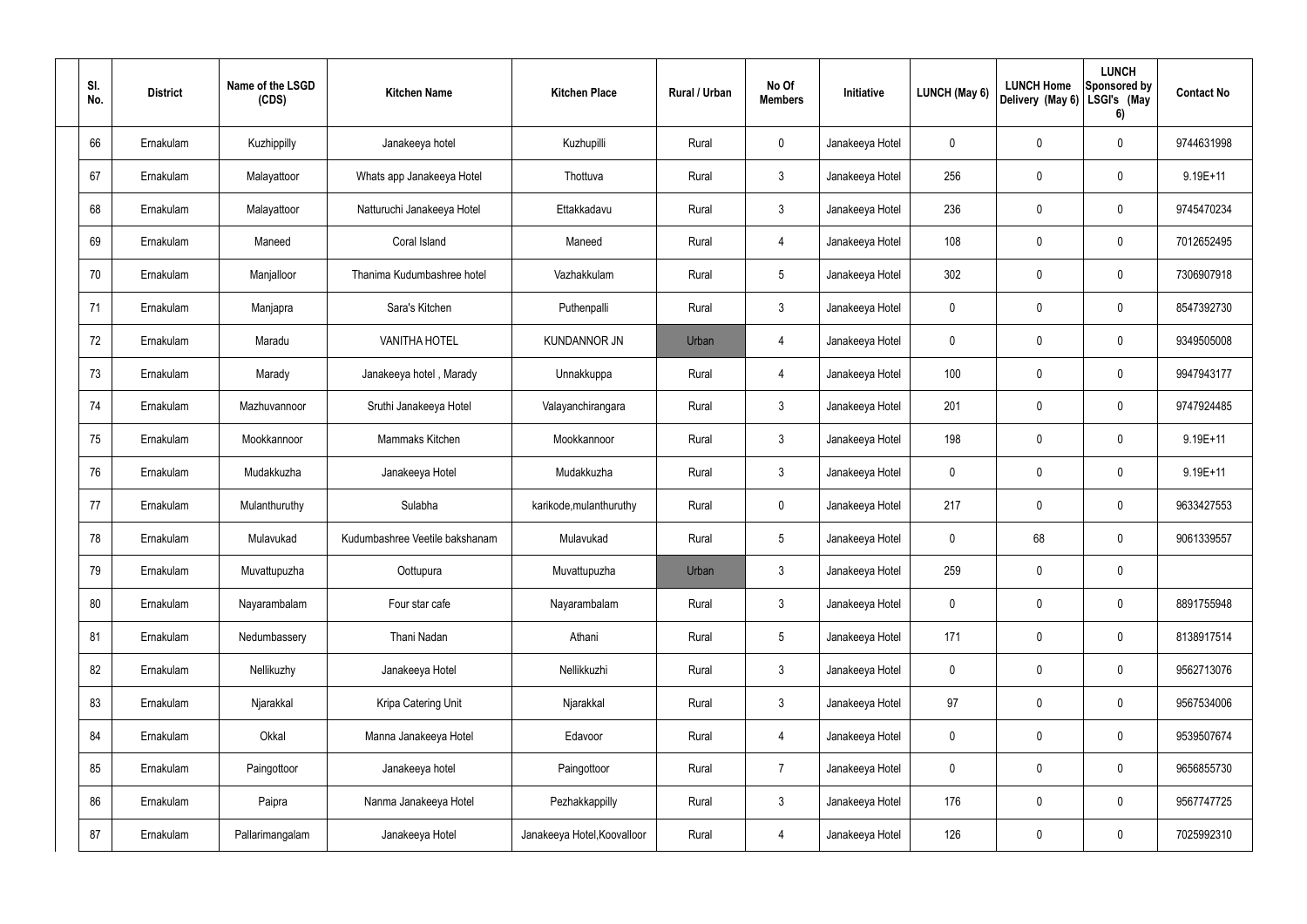| Sl. No. | District | Name of the LSGD (CDS) | Kitchen Name | Kitchen Place | Rural / Urban | No Of Members | Initiative | LUNCH (May 6) | LUNCH Home Delivery (May 6) | LUNCH Sponsored by LSGI's (May 6) | Contact No |
|---|---|---|---|---|---|---|---|---|---|---|---|
| 66 | Ernakulam | Kuzhippilly | Janakeeya hotel | Kuzhupilli | Rural | 0 | Janakeeya Hotel | 0 | 0 | 0 | 9744631998 |
| 67 | Ernakulam | Malayattoor | Whats app Janakeeya Hotel | Thottuva | Rural | 3 | Janakeeya Hotel | 256 | 0 | 0 | 9.19E+11 |
| 68 | Ernakulam | Malayattoor | Natturuchi Janakeeya Hotel | Ettakkadavu | Rural | 3 | Janakeeya Hotel | 236 | 0 | 0 | 9745470234 |
| 69 | Ernakulam | Maneed | Coral Island | Maneed | Rural | 4 | Janakeeya Hotel | 108 | 0 | 0 | 7012652495 |
| 70 | Ernakulam | Manjalloor | Thanima Kudumbashree hotel | Vazhakkulam | Rural | 5 | Janakeeya Hotel | 302 | 0 | 0 | 7306907918 |
| 71 | Ernakulam | Manjapra | Sara's Kitchen | Puthenpalli | Rural | 3 | Janakeeya Hotel | 0 | 0 | 0 | 8547392730 |
| 72 | Ernakulam | Maradu | VANITHA HOTEL | KUNDANNOR JN | Urban | 4 | Janakeeya Hotel | 0 | 0 | 0 | 9349505008 |
| 73 | Ernakulam | Marady | Janakeeya hotel , Marady | Unnakkuppa | Rural | 4 | Janakeeya Hotel | 100 | 0 | 0 | 9947943177 |
| 74 | Ernakulam | Mazhuvannoor | Sruthi Janakeeya Hotel | Valayanchirangara | Rural | 3 | Janakeeya Hotel | 201 | 0 | 0 | 9747924485 |
| 75 | Ernakulam | Mookkannoor | Mammaks Kitchen | Mookkannoor | Rural | 3 | Janakeeya Hotel | 198 | 0 | 0 | 9.19E+11 |
| 76 | Ernakulam | Mudakkuzha | Janakeeya Hotel | Mudakkuzha | Rural | 3 | Janakeeya Hotel | 0 | 0 | 0 | 9.19E+11 |
| 77 | Ernakulam | Mulanthuruthy | Sulabha | karikode,mulanthuruthy | Rural | 0 | Janakeeya Hotel | 217 | 0 | 0 | 9633427553 |
| 78 | Ernakulam | Mulavukad | Kudumbashree Veetile bakshanam | Mulavukad | Rural | 5 | Janakeeya Hotel | 0 | 68 | 0 | 9061339557 |
| 79 | Ernakulam | Muvattupuzha | Oottupura | Muvattupuzha | Urban | 3 | Janakeeya Hotel | 259 | 0 | 0 | |
| 80 | Ernakulam | Nayarambalam | Four star cafe | Nayarambalam | Rural | 3 | Janakeeya Hotel | 0 | 0 | 0 | 8891755948 |
| 81 | Ernakulam | Nedumbassery | Thani Nadan | Athani | Rural | 5 | Janakeeya Hotel | 171 | 0 | 0 | 8138917514 |
| 82 | Ernakulam | Nellikuzhy | Janakeeya Hotel | Nellikkuzhi | Rural | 3 | Janakeeya Hotel | 0 | 0 | 0 | 9562713076 |
| 83 | Ernakulam | Njarakkal | Kripa Catering Unit | Njarakkal | Rural | 3 | Janakeeya Hotel | 97 | 0 | 0 | 9567534006 |
| 84 | Ernakulam | Okkal | Manna Janakeeya Hotel | Edavoor | Rural | 4 | Janakeeya Hotel | 0 | 0 | 0 | 9539507674 |
| 85 | Ernakulam | Paingottoor | Janakeeya hotel | Paingottoor | Rural | 7 | Janakeeya Hotel | 0 | 0 | 0 | 9656855730 |
| 86 | Ernakulam | Paipra | Nanma Janakeeya Hotel | Pezhakkappilly | Rural | 3 | Janakeeya Hotel | 176 | 0 | 0 | 9567747725 |
| 87 | Ernakulam | Pallarimangalam | Janakeeya Hotel | Janakeeya Hotel,Koovalloor | Rural | 4 | Janakeeya Hotel | 126 | 0 | 0 | 7025992310 |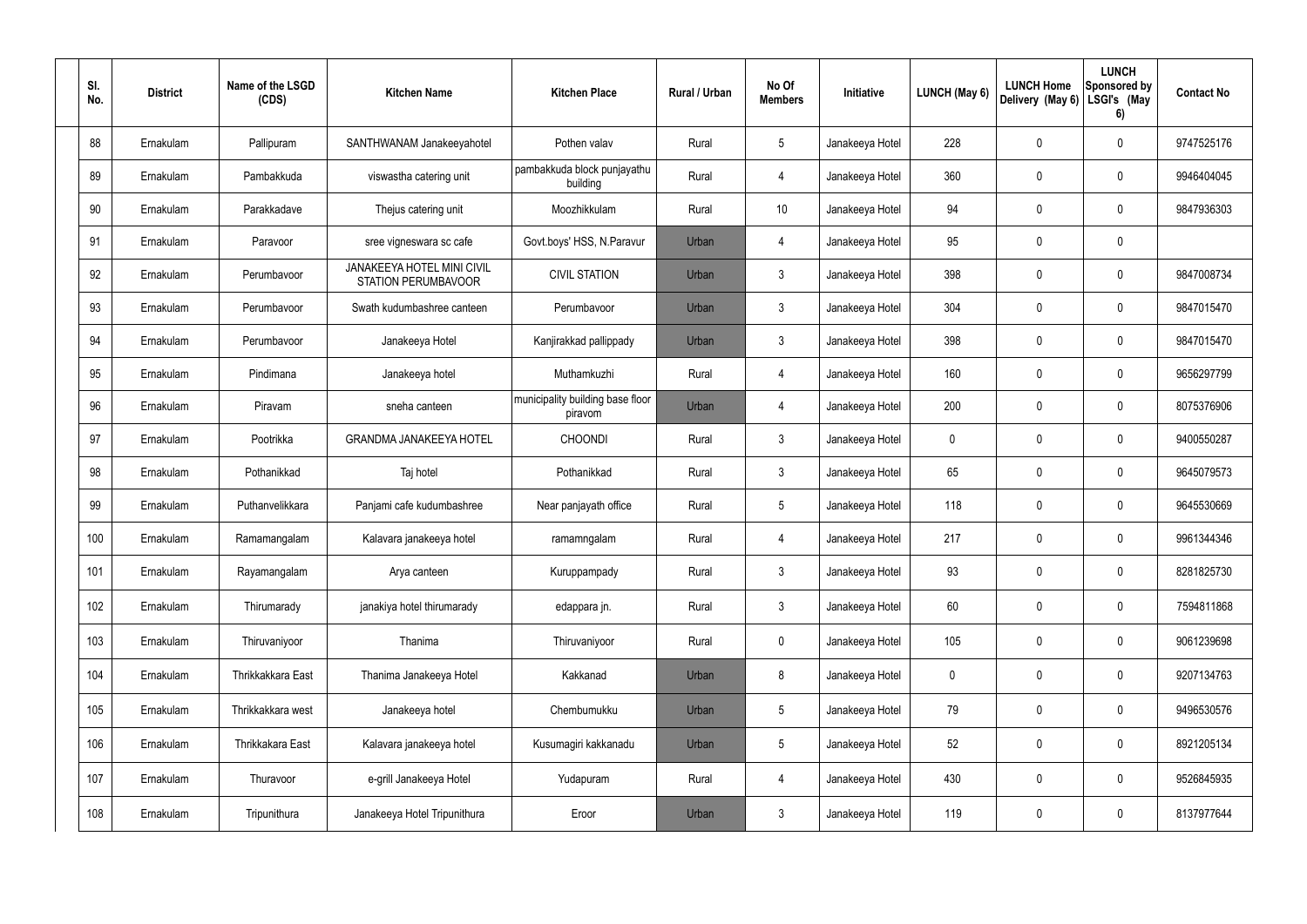| Sl. No. | District | Name of the LSGD (CDS) | Kitchen Name | Kitchen Place | Rural / Urban | No Of Members | Initiative | LUNCH (May 6) | LUNCH Home Delivery (May 6) | LUNCH Sponsored by LSGI's (May 6) | Contact No |
|---|---|---|---|---|---|---|---|---|---|---|---|
| 88 | Ernakulam | Pallipuram | SANTHWANAM Janakeeyahotel | Pothen valav | Rural | 5 | Janakeeya Hotel | 228 | 0 | 0 | 9747525176 |
| 89 | Ernakulam | Pambakkuda | viswastha catering unit | pambakkuda block punjayathu building | Rural | 4 | Janakeeya Hotel | 360 | 0 | 0 | 9946404045 |
| 90 | Ernakulam | Parakkadave | Thejus catering unit | Moozhikkulam | Rural | 10 | Janakeeya Hotel | 94 | 0 | 0 | 9847936303 |
| 91 | Ernakulam | Paravoor | sree vigneswara sc cafe | Govt.boys' HSS, N.Paravur | Urban | 4 | Janakeeya Hotel | 95 | 0 | 0 | |
| 92 | Ernakulam | Perumbavoor | JANAKEEYA HOTEL MINI CIVIL STATION PERUMBAVOOR | CIVIL STATION | Urban | 3 | Janakeeya Hotel | 398 | 0 | 0 | 9847008734 |
| 93 | Ernakulam | Perumbavoor | Swath kudumbashree canteen | Perumbavoor | Urban | 3 | Janakeeya Hotel | 304 | 0 | 0 | 9847015470 |
| 94 | Ernakulam | Perumbavoor | Janakeeya Hotel | Kanjirakkad pallippady | Urban | 3 | Janakeeya Hotel | 398 | 0 | 0 | 9847015470 |
| 95 | Ernakulam | Pindimana | Janakeeya hotel | Muthamkuzhi | Rural | 4 | Janakeeya Hotel | 160 | 0 | 0 | 9656297799 |
| 96 | Ernakulam | Piravam | sneha canteen | municipality building base floor piravom | Urban | 4 | Janakeeya Hotel | 200 | 0 | 0 | 8075376906 |
| 97 | Ernakulam | Pootrikka | GRANDMA JANAKEEYA HOTEL | CHOONDI | Rural | 3 | Janakeeya Hotel | 0 | 0 | 0 | 9400550287 |
| 98 | Ernakulam | Pothanikkad | Taj hotel | Pothanikkad | Rural | 3 | Janakeeya Hotel | 65 | 0 | 0 | 9645079573 |
| 99 | Ernakulam | Puthanvelikkara | Panjami cafe kudumbashree | Near panjayath office | Rural | 5 | Janakeeya Hotel | 118 | 0 | 0 | 9645530669 |
| 100 | Ernakulam | Ramamangalam | Kalavara janakeeya hotel | ramamngalam | Rural | 4 | Janakeeya Hotel | 217 | 0 | 0 | 9961344346 |
| 101 | Ernakulam | Rayamangalam | Arya canteen | Kuruppampady | Rural | 3 | Janakeeya Hotel | 93 | 0 | 0 | 8281825730 |
| 102 | Ernakulam | Thirumarady | janakiya hotel thirumarady | edappara jn. | Rural | 3 | Janakeeya Hotel | 60 | 0 | 0 | 7594811868 |
| 103 | Ernakulam | Thiruvaniyoor | Thanima | Thiruvaniyoor | Rural | 0 | Janakeeya Hotel | 105 | 0 | 0 | 9061239698 |
| 104 | Ernakulam | Thrikkakkara East | Thanima Janakeeya Hotel | Kakkanad | Urban | 8 | Janakeeya Hotel | 0 | 0 | 0 | 9207134763 |
| 105 | Ernakulam | Thrikkakkara west | Janakeeya hotel | Chembumukku | Urban | 5 | Janakeeya Hotel | 79 | 0 | 0 | 9496530576 |
| 106 | Ernakulam | Thrikkakara East | Kalavara janakeeya hotel | Kusumagiri kakkanadu | Urban | 5 | Janakeeya Hotel | 52 | 0 | 0 | 8921205134 |
| 107 | Ernakulam | Thuravoor | e-grill Janakeeya Hotel | Yudapuram | Rural | 4 | Janakeeya Hotel | 430 | 0 | 0 | 9526845935 |
| 108 | Ernakulam | Tripunithura | Janakeeya Hotel Tripunithura | Eroor | Urban | 3 | Janakeeya Hotel | 119 | 0 | 0 | 8137977644 |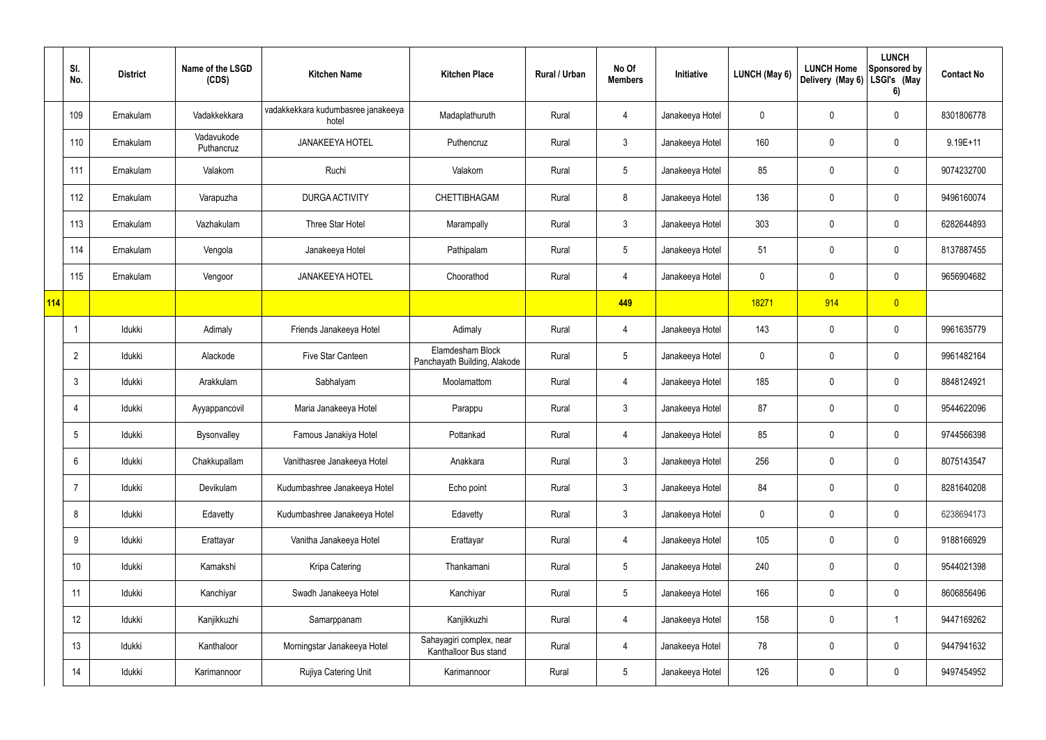| | Sl. No. | District | Name of the LSGD (CDS) | Kitchen Name | Kitchen Place | Rural / Urban | No Of Members | Initiative | LUNCH (May 6) | LUNCH Home Delivery (May 6) | LUNCH Sponsored by LSGI's (May 6) | Contact No |
|---|---|---|---|---|---|---|---|---|---|---|---|---|
| | 109 | Ernakulam | Vadakkekkara | vadakkekkara kudumbasree janakeeya hotel | Madaplathuruth | Rural | 4 | Janakeeya Hotel | 0 | 0 | 0 | 8301806778 |
| | 110 | Ernakulam | Vadavukode Puthancruz | JANAKEEYA HOTEL | Puthencruz | Rural | 3 | Janakeeya Hotel | 160 | 0 | 0 | 9.19E+11 |
| | 111 | Ernakulam | Valakom | Ruchi | Valakom | Rural | 5 | Janakeeya Hotel | 85 | 0 | 0 | 9074232700 |
| | 112 | Ernakulam | Varapuzha | DURGA ACTIVITY | CHETTIBHAGAM | Rural | 8 | Janakeeya Hotel | 136 | 0 | 0 | 9496160074 |
| | 113 | Ernakulam | Vazhakulam | Three Star Hotel | Marampally | Rural | 3 | Janakeeya Hotel | 303 | 0 | 0 | 6282644893 |
| | 114 | Ernakulam | Vengola | Janakeeya Hotel | Pathipalam | Rural | 5 | Janakeeya Hotel | 51 | 0 | 0 | 8137887455 |
| | 115 | Ernakulam | Vengoor | JANAKEEYA HOTEL | Choorathod | Rural | 4 | Janakeeya Hotel | 0 | 0 | 0 | 9656904682 |
| 114 | | | | | | | 449 | | 18271 | 914 | 0 | |
| | 1 | Idukki | Adimaly | Friends Janakeeya Hotel | Adimaly | Rural | 4 | Janakeeya Hotel | 143 | 0 | 0 | 9961635779 |
| | 2 | Idukki | Alackode | Five Star Canteen | Elamdesham Block Panchayath Building, Alakode | Rural | 5 | Janakeeya Hotel | 0 | 0 | 0 | 9961482164 |
| | 3 | Idukki | Arakkulam | Sabhalyam | Moolamattom | Rural | 4 | Janakeeya Hotel | 185 | 0 | 0 | 8848124921 |
| | 4 | Idukki | Ayyappancovil | Maria Janakeeya Hotel | Parappu | Rural | 3 | Janakeeya Hotel | 87 | 0 | 0 | 9544622096 |
| | 5 | Idukki | Bysonvalley | Famous Janakiya Hotel | Pottankad | Rural | 4 | Janakeeya Hotel | 85 | 0 | 0 | 9744566398 |
| | 6 | Idukki | Chakkupallam | Vanithasree Janakeeya Hotel | Anakkara | Rural | 3 | Janakeeya Hotel | 256 | 0 | 0 | 8075143547 |
| | 7 | Idukki | Devikulam | Kudumbashree Janakeeya Hotel | Echo point | Rural | 3 | Janakeeya Hotel | 84 | 0 | 0 | 8281640208 |
| | 8 | Idukki | Edavetty | Kudumbashree Janakeeya Hotel | Edavetty | Rural | 3 | Janakeeya Hotel | 0 | 0 | 0 | 6238694173 |
| | 9 | Idukki | Erattayar | Vanitha Janakeeya Hotel | Erattayar | Rural | 4 | Janakeeya Hotel | 105 | 0 | 0 | 9188166929 |
| | 10 | Idukki | Kamakshi | Kripa Catering | Thankamani | Rural | 5 | Janakeeya Hotel | 240 | 0 | 0 | 9544021398 |
| | 11 | Idukki | Kanchiyar | Swadh Janakeeya Hotel | Kanchiyar | Rural | 5 | Janakeeya Hotel | 166 | 0 | 0 | 8606856496 |
| | 12 | Idukki | Kanjikkuzhi | Samarppanam | Kanjikkuzhi | Rural | 4 | Janakeeya Hotel | 158 | 0 | 1 | 9447169262 |
| | 13 | Idukki | Kanthaloor | Morningstar Janakeeya Hotel | Sahayagiri complex, near Kanthalloor Bus stand | Rural | 4 | Janakeeya Hotel | 78 | 0 | 0 | 9447941632 |
| | 14 | Idukki | Karimannoor | Rujiya Catering Unit | Karimannoor | Rural | 5 | Janakeeya Hotel | 126 | 0 | 0 | 9497454952 |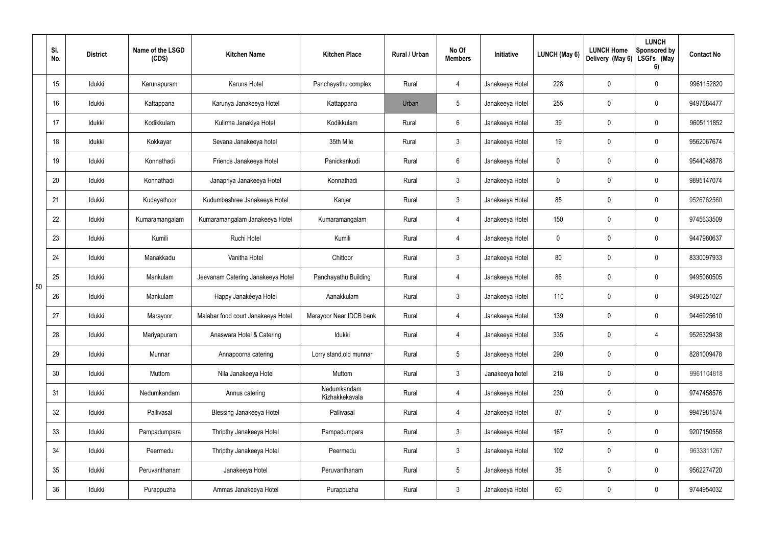| | Sl. No. | District | Name of the LSGD (CDS) | Kitchen Name | Kitchen Place | Rural / Urban | No Of Members | Initiative | LUNCH (May 6) | LUNCH Home Delivery (May 6) | LUNCH Sponsored by LSGI's (May 6) | Contact No |
|---|---|---|---|---|---|---|---|---|---|---|---|---|
| 50 | 15 | Idukki | Karunapuram | Karuna Hotel | Panchayathu complex | Rural | 4 | Janakeeya Hotel | 228 | 0 | 0 | 9961152820 |
| | 16 | Idukki | Kattappana | Karunya Janakeeya Hotel | Kattappana | Urban | 5 | Janakeeya Hotel | 255 | 0 | 0 | 9497684477 |
| | 17 | Idukki | Kodikkulam | Kulirma Janakiya Hotel | Kodikkulam | Rural | 6 | Janakeeya Hotel | 39 | 0 | 0 | 9605111852 |
| | 18 | Idukki | Kokkayar | Sevana Janakeeya hotel | 35th Mile | Rural | 3 | Janakeeya Hotel | 19 | 0 | 0 | 9562067674 |
| | 19 | Idukki | Konnathadi | Friends Janakeeya Hotel | Panickankudi | Rural | 6 | Janakeeya Hotel | 0 | 0 | 0 | 9544048878 |
| | 20 | Idukki | Konnathadi | Janapriya Janakeeya Hotel | Konnathadi | Rural | 3 | Janakeeya Hotel | 0 | 0 | 0 | 9895147074 |
| | 21 | Idukki | Kudayathoor | Kudumbashree Janakeeya Hotel | Kanjar | Rural | 3 | Janakeeya Hotel | 85 | 0 | 0 | 9526762560 |
| | 22 | Idukki | Kumaramangalam | Kumaramangalam Janakeeya Hotel | Kumaramangalam | Rural | 4 | Janakeeya Hotel | 150 | 0 | 0 | 9745633509 |
| | 23 | Idukki | Kumili | Ruchi Hotel | Kumili | Rural | 4 | Janakeeya Hotel | 0 | 0 | 0 | 9447980637 |
| | 24 | Idukki | Manakkadu | Vanitha Hotel | Chittoor | Rural | 3 | Janakeeya Hotel | 80 | 0 | 0 | 8330097933 |
| | 25 | Idukki | Mankulam | Jeevanam Catering Janakeeya Hotel | Panchayathu Building | Rural | 4 | Janakeeya Hotel | 86 | 0 | 0 | 9495060505 |
| | 26 | Idukki | Mankulam | Happy Janakéeya Hotel | Aanakkulam | Rural | 3 | Janakeeya Hotel | 110 | 0 | 0 | 9496251027 |
| | 27 | Idukki | Marayoor | Malabar food court Janakeeya Hotel | Marayoor Near IDCB bank | Rural | 4 | Janakeeya Hotel | 139 | 0 | 0 | 9446925610 |
| | 28 | Idukki | Mariyapuram | Anaswara Hotel & Catering | Idukki | Rural | 4 | Janakeeya Hotel | 335 | 0 | 4 | 9526329438 |
| | 29 | Idukki | Munnar | Annapoorna catering | Lorry stand,old munnar | Rural | 5 | Janakeeya Hotel | 290 | 0 | 0 | 8281009478 |
| | 30 | Idukki | Muttom | Nila Janakeeya Hotel | Muttom | Rural | 3 | Janakeeya hotel | 218 | 0 | 0 | 9961104818 |
| | 31 | Idukki | Nedumkandam | Annus catering | Nedumkandam Kizhakkekavala | Rural | 4 | Janakeeya Hotel | 230 | 0 | 0 | 9747458576 |
| | 32 | Idukki | Pallivasal | Blessing Janakeeya Hotel | Pallivasal | Rural | 4 | Janakeeya Hotel | 87 | 0 | 0 | 9947981574 |
| | 33 | Idukki | Pampadumpara | Thripthy Janakeeya Hotel | Pampadumpara | Rural | 3 | Janakeeya Hotel | 167 | 0 | 0 | 9207150558 |
| | 34 | Idukki | Peermedu | Thripthy Janakeeya Hotel | Peermedu | Rural | 3 | Janakeeya Hotel | 102 | 0 | 0 | 9633311267 |
| | 35 | Idukki | Peruvanthanam | Janakeeya Hotel | Peruvanthanam | Rural | 5 | Janakeeya Hotel | 38 | 0 | 0 | 9562274720 |
| | 36 | Idukki | Purappuzha | Ammas Janakeeya Hotel | Purappuzha | Rural | 3 | Janakeeya Hotel | 60 | 0 | 0 | 9744954032 |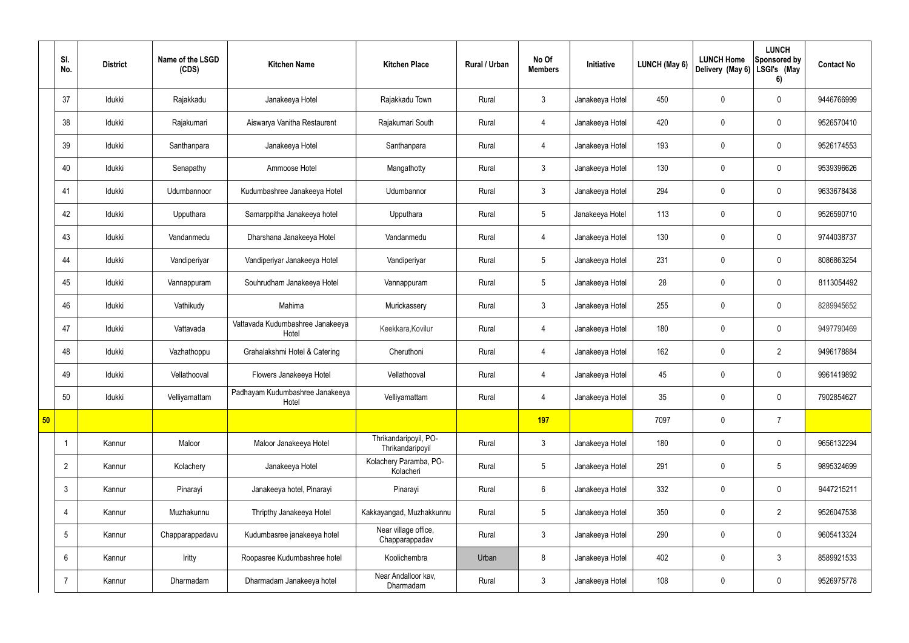|  | Sl. No. | District | Name of the LSGD (CDS) | Kitchen Name | Kitchen Place | Rural / Urban | No Of Members | Initiative | LUNCH (May 6) | LUNCH Home Delivery (May 6) | LUNCH Sponsored by LSGI's (May 6) | Contact No |
|---|---|---|---|---|---|---|---|---|---|---|---|---|
|  | 37 | Idukki | Rajakkadu | Janakeeya Hotel | Rajakkadu Town | Rural | 3 | Janakeeya Hotel | 450 | 0 | 0 | 9446766999 |
|  | 38 | Idukki | Rajakumari | Aiswarya Vanitha Restaurent | Rajakumari South | Rural | 4 | Janakeeya Hotel | 420 | 0 | 0 | 9526570410 |
|  | 39 | Idukki | Santhanpara | Janakeeya Hotel | Santhanpara | Rural | 4 | Janakeeya Hotel | 193 | 0 | 0 | 9526174553 |
|  | 40 | Idukki | Senapathy | Ammoose Hotel | Mangathotty | Rural | 3 | Janakeeya Hotel | 130 | 0 | 0 | 9539396626 |
|  | 41 | Idukki | Udumbannoor | Kudumbashree Janakeeya Hotel | Udumbannor | Rural | 3 | Janakeeya Hotel | 294 | 0 | 0 | 9633678438 |
|  | 42 | Idukki | Upputhara | Samarppitha Janakeeya hotel | Upputhara | Rural | 5 | Janakeeya Hotel | 113 | 0 | 0 | 9526590710 |
|  | 43 | Idukki | Vandanmedu | Dharshana Janakeeya Hotel | Vandanmedu | Rural | 4 | Janakeeya Hotel | 130 | 0 | 0 | 9744038737 |
|  | 44 | Idukki | Vandiperiyar | Vandiperiyar Janakeeya Hotel | Vandiperiyar | Rural | 5 | Janakeeya Hotel | 231 | 0 | 0 | 8086863254 |
|  | 45 | Idukki | Vannappuram | Souhrudham Janakeeya Hotel | Vannappuram | Rural | 5 | Janakeeya Hotel | 28 | 0 | 0 | 8113054492 |
|  | 46 | Idukki | Vathikudy | Mahima | Murickassery | Rural | 3 | Janakeeya Hotel | 255 | 0 | 0 | 8289945652 |
|  | 47 | Idukki | Vattavada | Vattavada Kudumbashree Janakeeya Hotel | Keekkara,Kovilur | Rural | 4 | Janakeeya Hotel | 180 | 0 | 0 | 9497790469 |
|  | 48 | Idukki | Vazhathoppu | Grahalakshmi Hotel & Catering | Cheruthoni | Rural | 4 | Janakeeya Hotel | 162 | 0 | 2 | 9496178884 |
|  | 49 | Idukki | Vellathooval | Flowers Janakeeya Hotel | Vellathooval | Rural | 4 | Janakeeya Hotel | 45 | 0 | 0 | 9961419892 |
|  | 50 | Idukki | Velliyamattam | Padhayam Kudumbashree Janakeeya Hotel | Velliyamattam | Rural | 4 | Janakeeya Hotel | 35 | 0 | 0 | 7902854627 |
| 50 |  |  |  |  |  |  | 197 |  | 7097 | 0 | 7 |  |
|  | 1 | Kannur | Maloor | Maloor Janakeeya Hotel | Thrikandaripoyil, PO-Thrikandaripoyil | Rural | 3 | Janakeeya Hotel | 180 | 0 | 0 | 9656132294 |
|  | 2 | Kannur | Kolachery | Janakeeya Hotel | Kolachery Paramba, PO-Kolacheri | Rural | 5 | Janakeeya Hotel | 291 | 0 | 5 | 9895324699 |
|  | 3 | Kannur | Pinarayi | Janakeeya hotel, Pinarayi | Pinarayi | Rural | 6 | Janakeeya Hotel | 332 | 0 | 0 | 9447215211 |
|  | 4 | Kannur | Muzhakunnu | Thripthy Janakeeya Hotel | Kakkayangad, Muzhakkunnu | Rural | 5 | Janakeeya Hotel | 350 | 0 | 2 | 9526047538 |
|  | 5 | Kannur | Chapparappadavu | Kudumbasree janakeeya hotel | Near village office, Chapparappadav | Rural | 3 | Janakeeya Hotel | 290 | 0 | 0 | 9605413324 |
|  | 6 | Kannur | Iritty | Roopasree Kudumbashree hotel | Koolichembra | Urban | 8 | Janakeeya Hotel | 402 | 0 | 3 | 8589921533 |
|  | 7 | Kannur | Dharmadam | Dharmadam Janakeeya hotel | Near Andalloor kav, Dharmadam | Rural | 3 | Janakeeya Hotel | 108 | 0 | 0 | 9526975778 |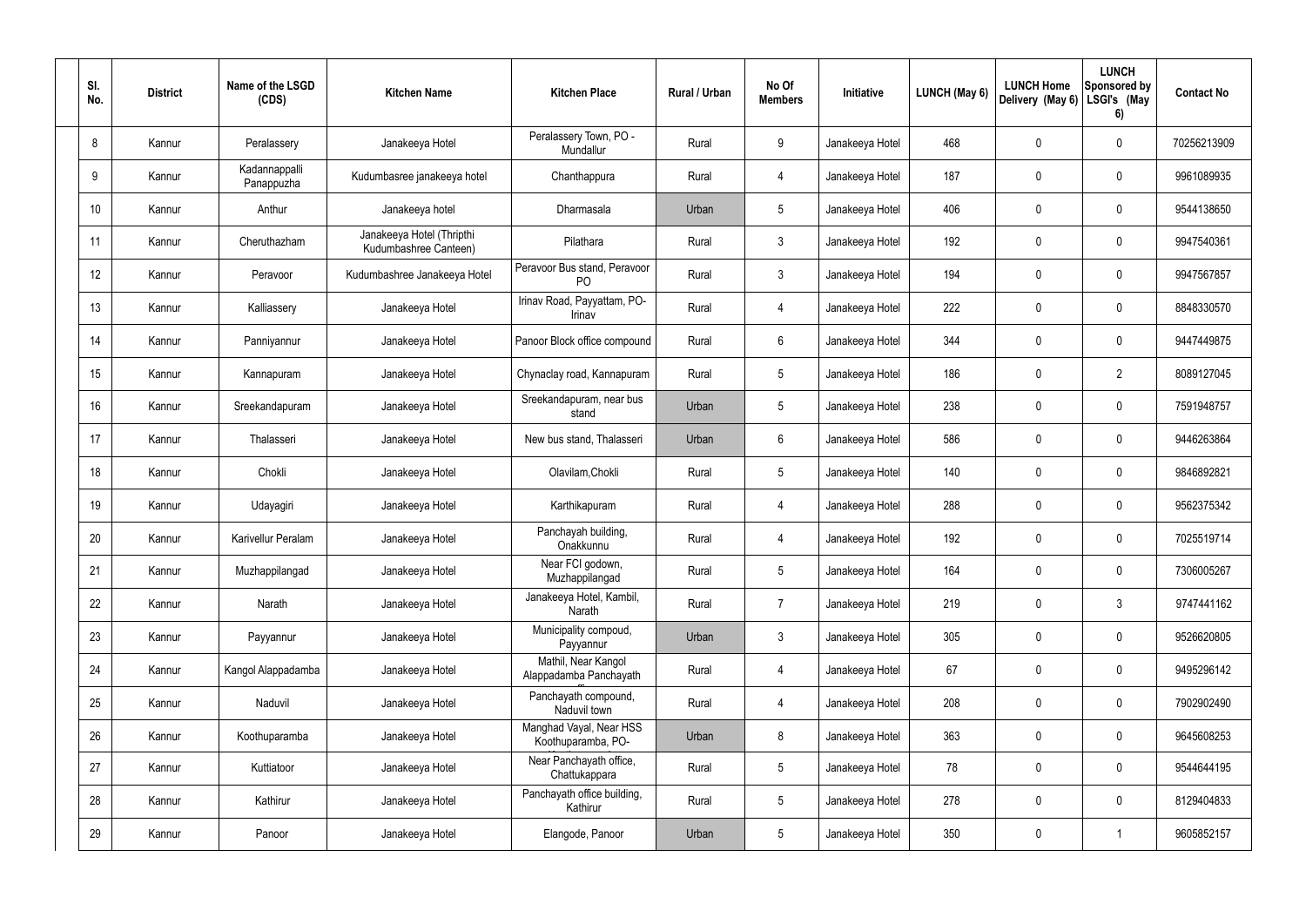| Sl. No. | District | Name of the LSGD (CDS) | Kitchen Name | Kitchen Place | Rural / Urban | No Of Members | Initiative | LUNCH (May 6) | LUNCH Home Delivery (May 6) | LUNCH Sponsored by LSGI's (May 6) | Contact No |
|---|---|---|---|---|---|---|---|---|---|---|---|
| 8 | Kannur | Peralassery | Janakeeya Hotel | Peralassery Town, PO - Mundallur | Rural | 9 | Janakeeya Hotel | 468 | 0 | 0 | 70256213909 |
| 9 | Kannur | Kadannappalli Panappuzha | Kudumbasree janakeeya hotel | Chanthappura | Rural | 4 | Janakeeya Hotel | 187 | 0 | 0 | 9961089935 |
| 10 | Kannur | Anthur | Janakeeya hotel | Dharmasala | Urban | 5 | Janakeeya Hotel | 406 | 0 | 0 | 9544138650 |
| 11 | Kannur | Cheruthazham | Janakeeya Hotel (Thripthi Kudumbashree Canteen) | Pilathara | Rural | 3 | Janakeeya Hotel | 192 | 0 | 0 | 9947540361 |
| 12 | Kannur | Peravoor | Kudumbashree Janakeeya Hotel | Peravoor Bus stand, Peravoor PO | Rural | 3 | Janakeeya Hotel | 194 | 0 | 0 | 9947567857 |
| 13 | Kannur | Kalliassery | Janakeeya Hotel | Irinav Road, Payyattam, PO-Irinav | Rural | 4 | Janakeeya Hotel | 222 | 0 | 0 | 8848330570 |
| 14 | Kannur | Panniyannur | Janakeeya Hotel | Panoor Block office compound | Rural | 6 | Janakeeya Hotel | 344 | 0 | 0 | 9447449875 |
| 15 | Kannur | Kannapuram | Janakeeya Hotel | Chynaclay road, Kannapuram | Rural | 5 | Janakeeya Hotel | 186 | 0 | 2 | 8089127045 |
| 16 | Kannur | Sreekandapuram | Janakeeya Hotel | Sreekandapuram, near bus stand | Urban | 5 | Janakeeya Hotel | 238 | 0 | 0 | 7591948757 |
| 17 | Kannur | Thalasseri | Janakeeya Hotel | New bus stand, Thalasseri | Urban | 6 | Janakeeya Hotel | 586 | 0 | 0 | 9446263864 |
| 18 | Kannur | Chokli | Janakeeya Hotel | Olavilam,Chokli | Rural | 5 | Janakeeya Hotel | 140 | 0 | 0 | 9846892821 |
| 19 | Kannur | Udayagiri | Janakeeya Hotel | Karthikapuram | Rural | 4 | Janakeeya Hotel | 288 | 0 | 0 | 9562375342 |
| 20 | Kannur | Karivellur Peralam | Janakeeya Hotel | Panchayah building, Onakkunnu | Rural | 4 | Janakeeya Hotel | 192 | 0 | 0 | 7025519714 |
| 21 | Kannur | Muzhappilangad | Janakeeya Hotel | Near FCI godown, Muzhappilangad | Rural | 5 | Janakeeya Hotel | 164 | 0 | 0 | 7306005267 |
| 22 | Kannur | Narath | Janakeeya Hotel | Janakeeya Hotel, Kambil, Narath | Rural | 7 | Janakeeya Hotel | 219 | 0 | 3 | 9747441162 |
| 23 | Kannur | Payyannur | Janakeeya Hotel | Municipality compoud, Payyannur | Urban | 3 | Janakeeya Hotel | 305 | 0 | 0 | 9526620805 |
| 24 | Kannur | Kangol Alappadamba | Janakeeya Hotel | Mathil, Near Kangol Alappadamba Panchayath | Rural | 4 | Janakeeya Hotel | 67 | 0 | 0 | 9495296142 |
| 25 | Kannur | Naduvil | Janakeeya Hotel | Panchayath compound, Naduvil town | Rural | 4 | Janakeeya Hotel | 208 | 0 | 0 | 7902902490 |
| 26 | Kannur | Koothuparamba | Janakeeya Hotel | Manghad Vayal, Near HSS Koothuparamba, PO- | Urban | 8 | Janakeeya Hotel | 363 | 0 | 0 | 9645608253 |
| 27 | Kannur | Kuttiatoor | Janakeeya Hotel | Near Panchayath office, Chattukappara | Rural | 5 | Janakeeya Hotel | 78 | 0 | 0 | 9544644195 |
| 28 | Kannur | Kathirur | Janakeeya Hotel | Panchayath office building, Kathirur | Rural | 5 | Janakeeya Hotel | 278 | 0 | 0 | 8129404833 |
| 29 | Kannur | Panoor | Janakeeya Hotel | Elangode, Panoor | Urban | 5 | Janakeeya Hotel | 350 | 0 | 1 | 9605852157 |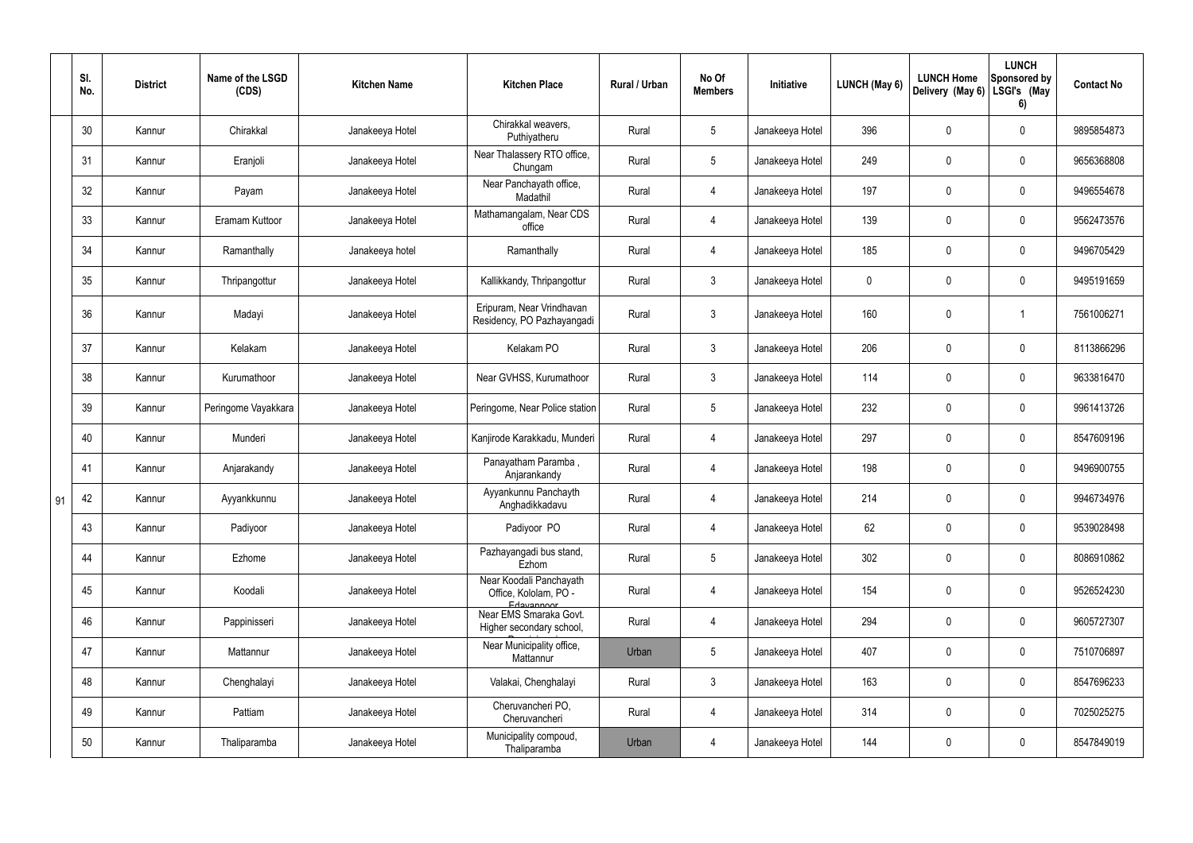|  | Sl. No. | District | Name of the LSGD (CDS) | Kitchen Name | Kitchen Place | Rural / Urban | No Of Members | Initiative | LUNCH (May 6) | LUNCH Home Delivery (May 6) | LUNCH Sponsored by LSGI's (May 6) | Contact No |
|---|---|---|---|---|---|---|---|---|---|---|---|---|
|  | 30 | Kannur | Chirakkal | Janakeeya Hotel | Chirakkal weavers, Puthiyatheru | Rural | 5 | Janakeeya Hotel | 396 | 0 | 0 | 9895854873 |
|  | 31 | Kannur | Eranjoli | Janakeeya Hotel | Near Thalassery RTO office, Chungam | Rural | 5 | Janakeeya Hotel | 249 | 0 | 0 | 9656368808 |
|  | 32 | Kannur | Payam | Janakeeya Hotel | Near Panchayath office, Madathil | Rural | 4 | Janakeeya Hotel | 197 | 0 | 0 | 9496554678 |
|  | 33 | Kannur | Eramam Kuttoor | Janakeeya Hotel | Mathamangalam, Near CDS office | Rural | 4 | Janakeeya Hotel | 139 | 0 | 0 | 9562473576 |
|  | 34 | Kannur | Ramanthally | Janakeeya hotel | Ramanthally | Rural | 4 | Janakeeya Hotel | 185 | 0 | 0 | 9496705429 |
|  | 35 | Kannur | Thripangottur | Janakeeya Hotel | Kallikkandy, Thripangottur | Rural | 3 | Janakeeya Hotel | 0 | 0 | 0 | 9495191659 |
|  | 36 | Kannur | Madayi | Janakeeya Hotel | Eripuram, Near Vrindhavan Residency, PO Pazhayangadi | Rural | 3 | Janakeeya Hotel | 160 | 0 | 1 | 7561006271 |
|  | 37 | Kannur | Kelakam | Janakeeya Hotel | Kelakam PO | Rural | 3 | Janakeeya Hotel | 206 | 0 | 0 | 8113866296 |
|  | 38 | Kannur | Kurumathoor | Janakeeya Hotel | Near GVHSS, Kurumathoor | Rural | 3 | Janakeeya Hotel | 114 | 0 | 0 | 9633816470 |
|  | 39 | Kannur | Peringome Vayakkara | Janakeeya Hotel | Peringome, Near Police station | Rural | 5 | Janakeeya Hotel | 232 | 0 | 0 | 9961413726 |
|  | 40 | Kannur | Munderi | Janakeeya Hotel | Kanjirode Karakkadu, Munderi | Rural | 4 | Janakeeya Hotel | 297 | 0 | 0 | 8547609196 |
|  | 41 | Kannur | Anjarakandy | Janakeeya Hotel | Panayatham Paramba , Anjarankandy | Rural | 4 | Janakeeya Hotel | 198 | 0 | 0 | 9496900755 |
| 91 | 42 | Kannur | Ayyankkunnu | Janakeeya Hotel | Ayyankunnu Panchayth Anghadikkadavu | Rural | 4 | Janakeeya Hotel | 214 | 0 | 0 | 9946734976 |
|  | 43 | Kannur | Padiyoor | Janakeeya Hotel | Padiyoor PO | Rural | 4 | Janakeeya Hotel | 62 | 0 | 0 | 9539028498 |
|  | 44 | Kannur | Ezhome | Janakeeya Hotel | Pazhayangadi bus stand, Ezhom | Rural | 5 | Janakeeya Hotel | 302 | 0 | 0 | 8086910862 |
|  | 45 | Kannur | Koodali | Janakeeya Hotel | Near Koodali Panchayath Office, Kololam, PO - Edavannoor | Rural | 4 | Janakeeya Hotel | 154 | 0 | 0 | 9526524230 |
|  | 46 | Kannur | Pappinisseri | Janakeeya Hotel | Near EMS Smaraka Govt. Higher secondary school, | Rural | 4 | Janakeeya Hotel | 294 | 0 | 0 | 9605727307 |
|  | 47 | Kannur | Mattannur | Janakeeya Hotel | Near Municipality office, Mattannur | Urban | 5 | Janakeeya Hotel | 407 | 0 | 0 | 7510706897 |
|  | 48 | Kannur | Chenghalayi | Janakeeya Hotel | Valakai, Chenghalayi | Rural | 3 | Janakeeya Hotel | 163 | 0 | 0 | 8547696233 |
|  | 49 | Kannur | Pattiam | Janakeeya Hotel | Cheruvancheri PO, Cheruvancheri | Rural | 4 | Janakeeya Hotel | 314 | 0 | 0 | 7025025275 |
|  | 50 | Kannur | Thaliparamba | Janakeeya Hotel | Municipality compoud, Thaliparamba | Urban | 4 | Janakeeya Hotel | 144 | 0 | 0 | 8547849019 |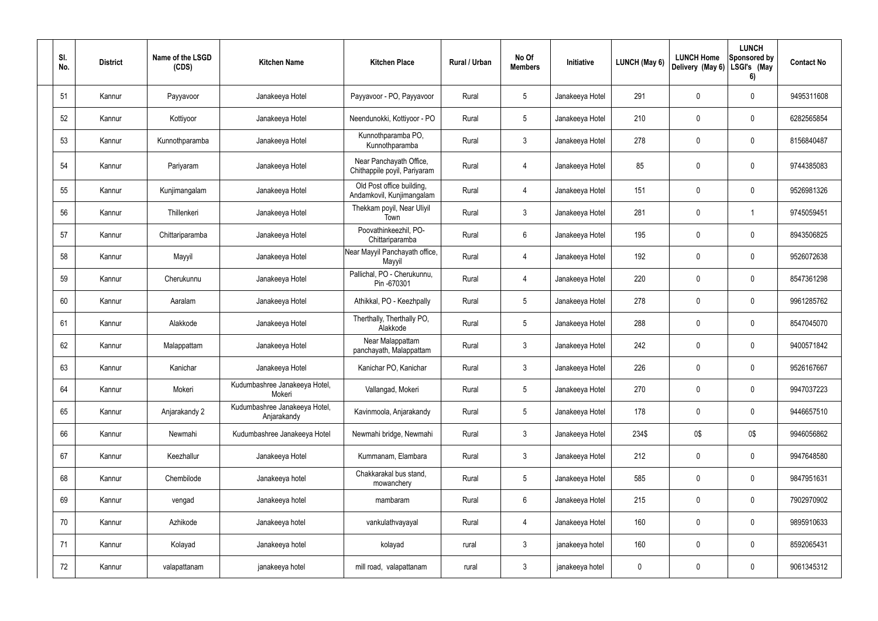| Sl. No. | District | Name of the LSGD (CDS) | Kitchen Name | Kitchen Place | Rural / Urban | No Of Members | Initiative | LUNCH (May 6) | LUNCH Home Delivery (May 6) | LUNCH Sponsored by LSGI's (May 6) | Contact No |
|---|---|---|---|---|---|---|---|---|---|---|---|
| 51 | Kannur | Payyavoor | Janakeeya Hotel | Payyavoor - PO, Payyavoor | Rural | 5 | Janakeeya Hotel | 291 | 0 | 0 | 9495311608 |
| 52 | Kannur | Kottiyoor | Janakeeya Hotel | Neendunokki, Kottiyoor - PO | Rural | 5 | Janakeeya Hotel | 210 | 0 | 0 | 6282565854 |
| 53 | Kannur | Kunnothparamba | Janakeeya Hotel | Kunnothparamba PO, Kunnothparamba | Rural | 3 | Janakeeya Hotel | 278 | 0 | 0 | 8156840487 |
| 54 | Kannur | Pariyaram | Janakeeya Hotel | Near Panchayath Office, Chithappile poyil, Pariyaram | Rural | 4 | Janakeeya Hotel | 85 | 0 | 0 | 9744385083 |
| 55 | Kannur | Kunjimangalam | Janakeeya Hotel | Old Post office building, Andamkovil, Kunjimangalam | Rural | 4 | Janakeeya Hotel | 151 | 0 | 0 | 9526981326 |
| 56 | Kannur | Thillenkeri | Janakeeya Hotel | Thekkam poyil, Near Uliyil Town | Rural | 3 | Janakeeya Hotel | 281 | 0 | 1 | 9745059451 |
| 57 | Kannur | Chittariparamba | Janakeeya Hotel | Poovathinkeezhil, PO-Chittariparamba | Rural | 6 | Janakeeya Hotel | 195 | 0 | 0 | 8943506825 |
| 58 | Kannur | Mayyil | Janakeeya Hotel | Near Mayyil Panchayath office, Mayyil | Rural | 4 | Janakeeya Hotel | 192 | 0 | 0 | 9526072638 |
| 59 | Kannur | Cherukunnu | Janakeeya Hotel | Pallichal, PO - Cherukunnu, Pin -670301 | Rural | 4 | Janakeeya Hotel | 220 | 0 | 0 | 8547361298 |
| 60 | Kannur | Aaralam | Janakeeya Hotel | Athikkal, PO - Keezhpally | Rural | 5 | Janakeeya Hotel | 278 | 0 | 0 | 9961285762 |
| 61 | Kannur | Alakkode | Janakeeya Hotel | Therthally, Therthally PO, Alakkode | Rural | 5 | Janakeeya Hotel | 288 | 0 | 0 | 8547045070 |
| 62 | Kannur | Malappattam | Janakeeya Hotel | Near Malappattam panchayath, Malappattam | Rural | 3 | Janakeeya Hotel | 242 | 0 | 0 | 9400571842 |
| 63 | Kannur | Kanichar | Janakeeya Hotel | Kanichar PO, Kanichar | Rural | 3 | Janakeeya Hotel | 226 | 0 | 0 | 9526167667 |
| 64 | Kannur | Mokeri | Kudumbashree Janakeeya Hotel, Mokeri | Vallangad, Mokeri | Rural | 5 | Janakeeya Hotel | 270 | 0 | 0 | 9947037223 |
| 65 | Kannur | Anjarakandy 2 | Kudumbashree Janakeeya Hotel, Anjarakandy | Kavinmoola, Anjarakandy | Rural | 5 | Janakeeya Hotel | 178 | 0 | 0 | 9446657510 |
| 66 | Kannur | Newmahi | Kudumbashree Janakeeya Hotel | Newmahi bridge, Newmahi | Rural | 3 | Janakeeya Hotel | 234$ | 0$ | 0$ | 9946056862 |
| 67 | Kannur | Keezhallur | Janakeeya Hotel | Kummanam, Elambara | Rural | 3 | Janakeeya Hotel | 212 | 0 | 0 | 9947648580 |
| 68 | Kannur | Chembilode | Janakeeya hotel | Chakkarakal bus stand, mowanchery | Rural | 5 | Janakeeya Hotel | 585 | 0 | 0 | 9847951631 |
| 69 | Kannur | vengad | Janakeeya hotel | mambaram | Rural | 6 | Janakeeya Hotel | 215 | 0 | 0 | 7902970902 |
| 70 | Kannur | Azhikode | Janakeeya hotel | vankulathvayayal | Rural | 4 | Janakeeya Hotel | 160 | 0 | 0 | 9895910633 |
| 71 | Kannur | Kolayad | Janakeeya hotel | kolayad | rural | 3 | janakeeya hotel | 160 | 0 | 0 | 8592065431 |
| 72 | Kannur | valapattanam | janakeeya hotel | mill road, valapattanam | rural | 3 | janakeeya hotel | 0 | 0 | 0 | 9061345312 |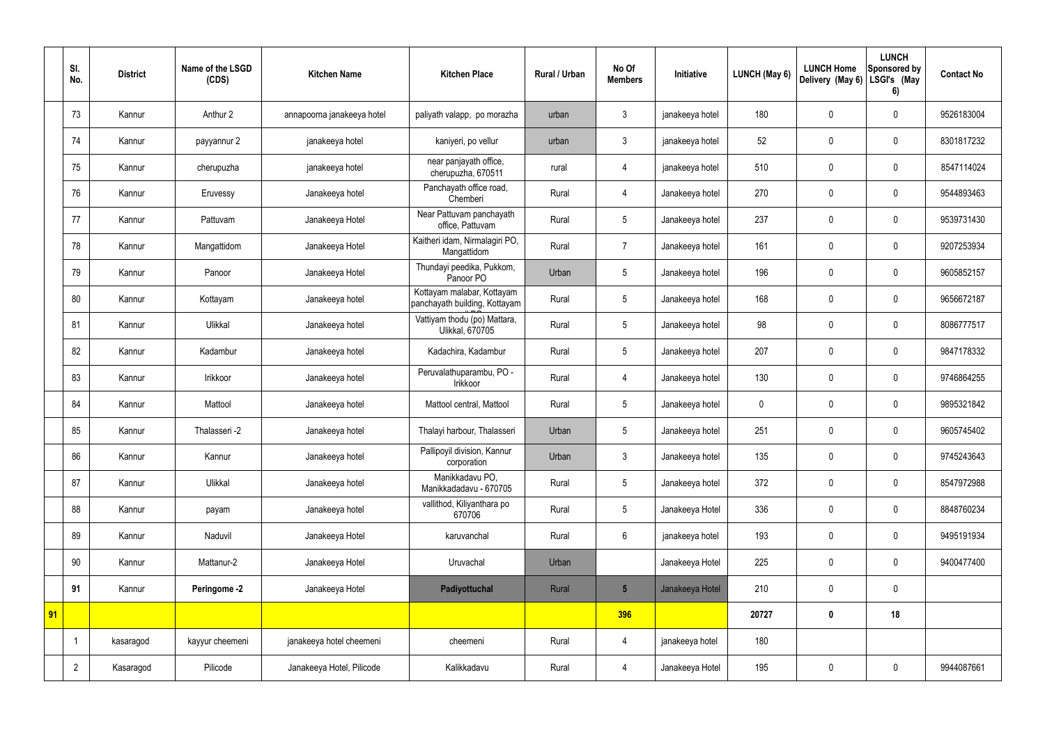|  | Sl. No. | District | Name of the LSGD (CDS) | Kitchen Name | Kitchen Place | Rural / Urban | No Of Members | Initiative | LUNCH (May 6) | LUNCH Home Delivery (May 6) | LUNCH Sponsored by LSGI's (May 6) | Contact No |
|---|---|---|---|---|---|---|---|---|---|---|---|---|
|  | 73 | Kannur | Anthur 2 | annapoorna janakeeya hotel | paliyath valapp, po morazha | urban | 3 | janakeeya hotel | 180 | 0 | 0 | 9526183004 |
|  | 74 | Kannur | payyannur 2 | janakeeya hotel | kaniyeri, po vellur | urban | 3 | janakeeya hotel | 52 | 0 | 0 | 8301817232 |
|  | 75 | Kannur | cherupuzha | janakeeya hotel | near panjayath office, cherupuzha, 670511 | rural | 4 | janakeeya hotel | 510 | 0 | 0 | 8547114024 |
|  | 76 | Kannur | Eruvessy | Janakeeya hotel | Panchayath office road, Chemberi | Rural | 4 | Janakeeya hotel | 270 | 0 | 0 | 9544893463 |
|  | 77 | Kannur | Pattuvam | Janakeeya Hotel | Near Pattuvam panchayath office, Pattuvam | Rural | 5 | Janakeeya hotel | 237 | 0 | 0 | 9539731430 |
|  | 78 | Kannur | Mangattidom | Janakeeya Hotel | Kaitheri idam, Nirmalagiri PO, Mangattidom | Rural | 7 | Janakeeya hotel | 161 | 0 | 0 | 9207253934 |
|  | 79 | Kannur | Panoor | Janakeeya Hotel | Thundayi peedika, Pukkom, Panoor PO | Urban | 5 | Janakeeya hotel | 196 | 0 | 0 | 9605852157 |
|  | 80 | Kannur | Kottayam | Janakeeya hotel | Kottayam malabar, Kottayam panchayath building, Kottayam | Rural | 5 | Janakeeya hotel | 168 | 0 | 0 | 9656672187 |
|  | 81 | Kannur | Ulikkal | Janakeeya hotel | Vattiyam thodu (po) Mattara, Ulikkal, 670705 | Rural | 5 | Janakeeya hotel | 98 | 0 | 0 | 8086777517 |
|  | 82 | Kannur | Kadambur | Janakeeya hotel | Kadachira, Kadambur | Rural | 5 | Janakeeya hotel | 207 | 0 | 0 | 9847178332 |
|  | 83 | Kannur | Irikkoor | Janakeeya hotel | Peruvalathuparambu, PO - Irikkoor | Rural | 4 | Janakeeya hotel | 130 | 0 | 0 | 9746864255 |
|  | 84 | Kannur | Mattool | Janakeeya hotel | Mattool central, Mattool | Rural | 5 | Janakeeya hotel | 0 | 0 | 0 | 9895321842 |
|  | 85 | Kannur | Thalasseri -2 | Janakeeya hotel | Thalayi harbour, Thalasseri | Urban | 5 | Janakeeya hotel | 251 | 0 | 0 | 9605745402 |
|  | 86 | Kannur | Kannur | Janakeeya hotel | Pallipoyil division, Kannur corporation | Urban | 3 | Janakeeya hotel | 135 | 0 | 0 | 9745243643 |
|  | 87 | Kannur | Ulikkal | Janakeeya hotel | Manikkadavu PO, Manikkadadavu - 670705 | Rural | 5 | Janakeeya hotel | 372 | 0 | 0 | 8547972988 |
|  | 88 | Kannur | payam | Janakeeya hotel | vallithod, Kiliyanthara po 670706 | Rural | 5 | Janakeeya Hotel | 336 | 0 | 0 | 8848760234 |
|  | 89 | Kannur | Naduvil | Janakeeya Hotel | karuvanchal | Rural | 6 | janakeeya hotel | 193 | 0 | 0 | 9495191934 |
|  | 90 | Kannur | Mattanur-2 | Janakeeya Hotel | Uruvachal | Urban |  | Janakeeya Hotel | 225 | 0 | 0 | 9400477400 |
|  | **91** | Kannur | **Peringome -2** | Janakeeya Hotel | **Padiyottuchal** | Rural | **5** | Janakeeya Hotel | 210 | 0 | 0 |  |
| **91** |  |  |  |  |  |  | **396** |  | **20727** | **0** | **18** |  |
|  | 1 | kasaragod | kayyur cheemeni | janakeeya hotel cheemeni | cheemeni | Rural | 4 | janakeeya hotel | 180 |  |  |  |
|  | 2 | Kasaragod | Pilicode | Janakeeya Hotel, Pilicode | Kalikkadavu | Rural | 4 | Janakeeya Hotel | 195 | 0 | 0 | 9944087661 |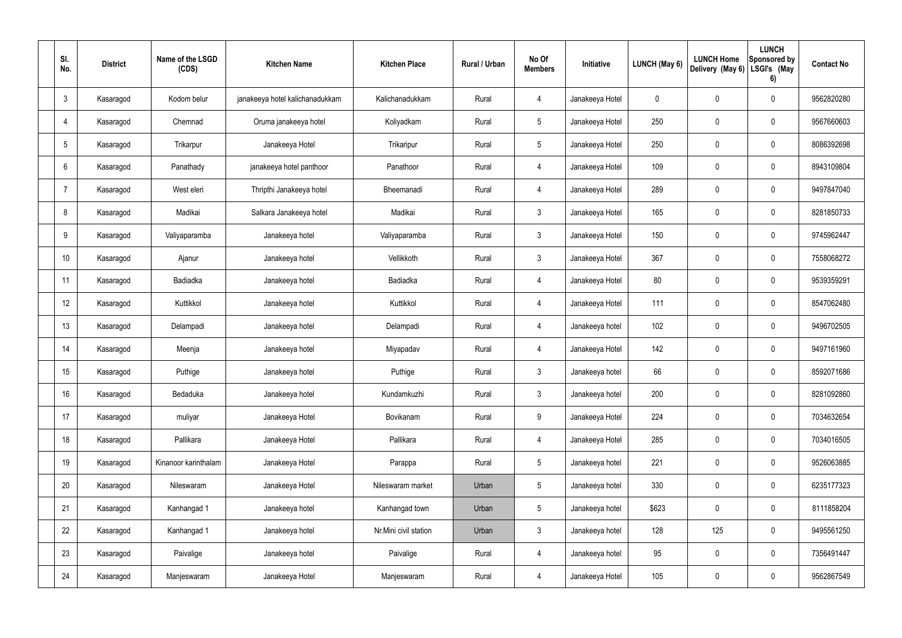| Sl. No. | District | Name of the LSGD (CDS) | Kitchen Name | Kitchen Place | Rural / Urban | No Of Members | Initiative | LUNCH (May 6) | LUNCH Home Delivery (May 6) | LUNCH Sponsored by LSGI's (May 6) | Contact No |
|---|---|---|---|---|---|---|---|---|---|---|---|
| 3 | Kasaragod | Kodom belur | janakeeya hotel kalichanadukkam | Kalichanadukkam | Rural | 4 | Janakeeya Hotel | 0 | 0 | 0 | 9562820280 |
| 4 | Kasaragod | Chemnad | Oruma janakeeya hotel | Koliyadkam | Rural | 5 | Janakeeya Hotel | 250 | 0 | 0 | 9567660603 |
| 5 | Kasaragod | Trikarpur | Janakeeya Hotel | Trikaripur | Rural | 5 | Janakeeya Hotel | 250 | 0 | 0 | 8086392698 |
| 6 | Kasaragod | Panathady | janakeeya hotel panthoor | Panathoor | Rural | 4 | Janakeeya Hotel | 109 | 0 | 0 | 8943109804 |
| 7 | Kasaragod | West eleri | Thripthi Janakeeya hotel | Bheemanadi | Rural | 4 | Janakeeya Hotel | 289 | 0 | 0 | 9497847040 |
| 8 | Kasaragod | Madikai | Salkara Janakeeya hotel | Madikai | Rural | 3 | Janakeeya Hotel | 165 | 0 | 0 | 8281850733 |
| 9 | Kasaragod | Valiyaparamba | Janakeeya hotel | Valiyaparamba | Rural | 3 | Janakeeya Hotel | 150 | 0 | 0 | 9745962447 |
| 10 | Kasaragod | Ajanur | Janakeeya hotel | Vellikkoth | Rural | 3 | Janakeeya Hotel | 367 | 0 | 0 | 7558068272 |
| 11 | Kasaragod | Badiadka | Janakeeya hotel | Badiadka | Rural | 4 | Janakeeya Hotel | 80 | 0 | 0 | 9539359291 |
| 12 | Kasaragod | Kuttikkol | Janakeeya hotel | Kuttikkol | Rural | 4 | Janakeeya Hotel | 111 | 0 | 0 | 8547062480 |
| 13 | Kasaragod | Delampadi | Janakeeya hotel | Delampadi | Rural | 4 | Janakeeya hotel | 102 | 0 | 0 | 9496702505 |
| 14 | Kasaragod | Meenja | Janakeeya hotel | Miyapadav | Rural | 4 | Janakeeya Hotel | 142 | 0 | 0 | 9497161960 |
| 15 | Kasaragod | Puthige | Janakeeya hotel | Puthige | Rural | 3 | Janakeeya hotel | 66 | 0 | 0 | 8592071686 |
| 16 | Kasaragod | Bedaduka | Janakeeya hotel | Kundamkuzhi | Rural | 3 | Janakeeya hotel | 200 | 0 | 0 | 8281092860 |
| 17 | Kasaragod | muliyar | Janakeeya Hotel | Bovikanam | Rural | 9 | Janakeeya Hotel | 224 | 0 | 0 | 7034632654 |
| 18 | Kasaragod | Pallikara | Janakeeya Hotel | Pallikara | Rural | 4 | Janakeeya Hotel | 285 | 0 | 0 | 7034016505 |
| 19 | Kasaragod | Kinanoor karinthalam | Janakeeya Hotel | Parappa | Rural | 5 | Janakeeya hotel | 221 | 0 | 0 | 9526063885 |
| 20 | Kasaragod | Nileswaram | Janakeeya Hotel | Nileswaram market | Urban | 5 | Janakeeya hotel | 330 | 0 | 0 | 6235177323 |
| 21 | Kasaragod | Kanhangad 1 | Janakeeya hotel | Kanhangad town | Urban | 5 | Janakeeya hotel | $623 | 0 | 0 | 8111858204 |
| 22 | Kasaragod | Kanhangad 1 | Janakeeya hotel | Nr.Mini civil station | Urban | 3 | Janakeeya hotel | 128 | 125 | 0 | 9495561250 |
| 23 | Kasaragod | Paivalige | Janakeeya hotel | Paivalige | Rural | 4 | Janakeeya hotel | 95 | 0 | 0 | 7356491447 |
| 24 | Kasaragod | Manjeswaram | Janakeeya Hotel | Manjeswaram | Rural | 4 | Janakeeya Hotel | 105 | 0 | 0 | 9562867549 |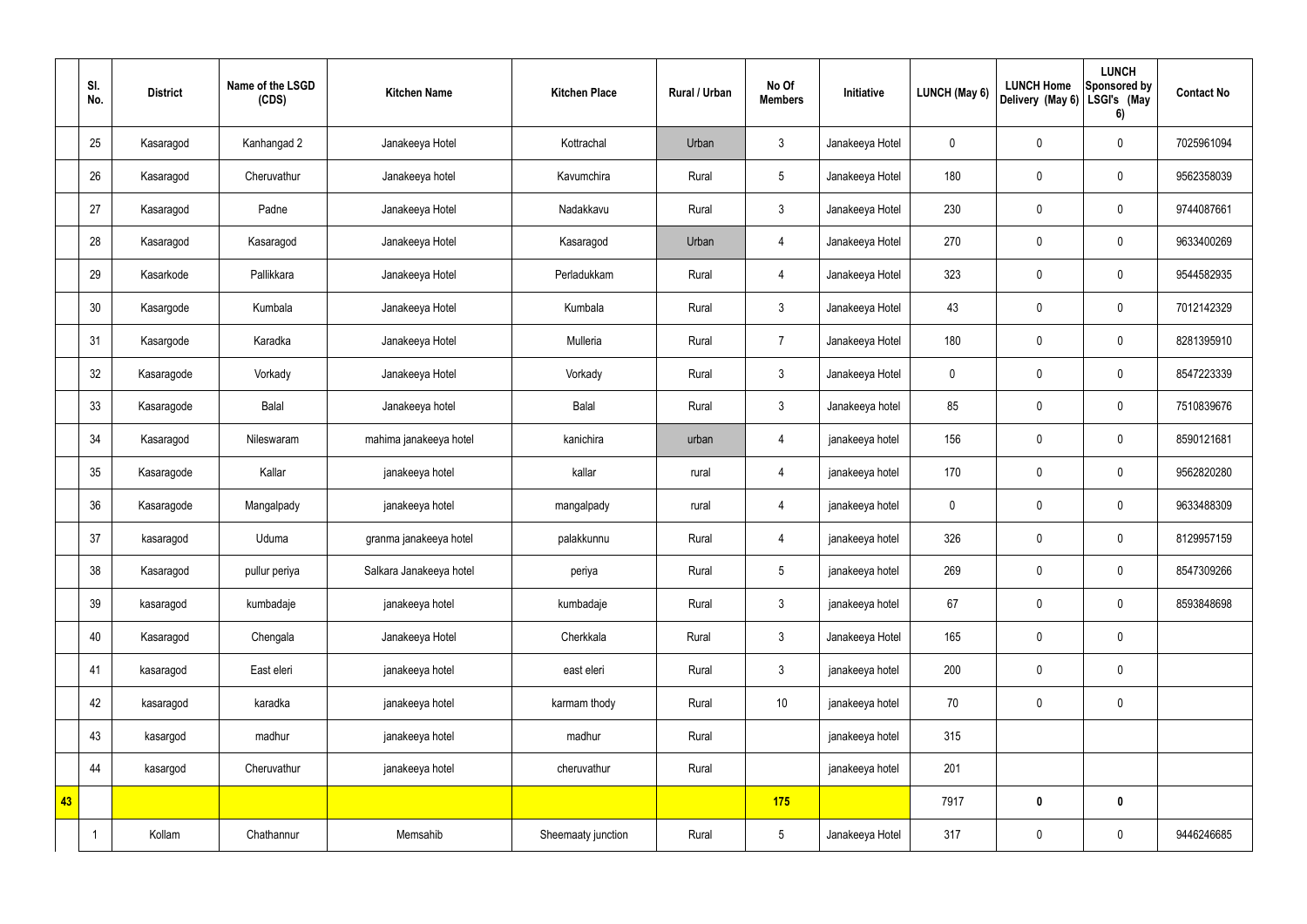|  | Sl. No. | District | Name of the LSGD (CDS) | Kitchen Name | Kitchen Place | Rural / Urban | No Of Members | Initiative | LUNCH (May 6) | LUNCH Home Delivery (May 6) | LUNCH Sponsored by LSGI's (May 6) | Contact No |
|---|---|---|---|---|---|---|---|---|---|---|---|---|
|  | 25 | Kasaragod | Kanhangad 2 | Janakeeya Hotel | Kottrachal | Urban | 3 | Janakeeya Hotel | 0 | 0 | 0 | 7025961094 |
|  | 26 | Kasaragod | Cheruvathur | Janakeeya hotel | Kavumchira | Rural | 5 | Janakeeya Hotel | 180 | 0 | 0 | 9562358039 |
|  | 27 | Kasaragod | Padne | Janakeeya Hotel | Nadakkavu | Rural | 3 | Janakeeya Hotel | 230 | 0 | 0 | 9744087661 |
|  | 28 | Kasaragod | Kasaragod | Janakeeya Hotel | Kasaragod | Urban | 4 | Janakeeya Hotel | 270 | 0 | 0 | 9633400269 |
|  | 29 | Kasarkode | Pallikkara | Janakeeya Hotel | Perladukkam | Rural | 4 | Janakeeya Hotel | 323 | 0 | 0 | 9544582935 |
|  | 30 | Kasargode | Kumbala | Janakeeya Hotel | Kumbala | Rural | 3 | Janakeeya Hotel | 43 | 0 | 0 | 7012142329 |
|  | 31 | Kasargode | Karadka | Janakeeya Hotel | Mulleria | Rural | 7 | Janakeeya Hotel | 180 | 0 | 0 | 8281395910 |
|  | 32 | Kasaragode | Vorkady | Janakeeya Hotel | Vorkady | Rural | 3 | Janakeeya Hotel | 0 | 0 | 0 | 8547223339 |
|  | 33 | Kasaragode | Balal | Janakeeya hotel | Balal | Rural | 3 | Janakeeya hotel | 85 | 0 | 0 | 7510839676 |
|  | 34 | Kasaragod | Nileswaram | mahima janakeeya hotel | kanichira | urban | 4 | janakeeya hotel | 156 | 0 | 0 | 8590121681 |
|  | 35 | Kasaragode | Kallar | janakeeya hotel | kallar | rural | 4 | janakeeya hotel | 170 | 0 | 0 | 9562820280 |
|  | 36 | Kasaragode | Mangalpady | janakeeya hotel | mangalpady | rural | 4 | janakeeya hotel | 0 | 0 | 0 | 9633488309 |
|  | 37 | kasaragod | Uduma | granma janakeeya hotel | palakkunnu | Rural | 4 | janakeeya hotel | 326 | 0 | 0 | 8129957159 |
|  | 38 | Kasaragod | pullur periya | Salkara Janakeeya hotel | periya | Rural | 5 | janakeeya hotel | 269 | 0 | 0 | 8547309266 |
|  | 39 | kasaragod | kumbadaje | janakeeya hotel | kumbadaje | Rural | 3 | janakeeya hotel | 67 | 0 | 0 | 8593848698 |
|  | 40 | Kasaragod | Chengala | Janakeeya Hotel | Cherkkala | Rural | 3 | Janakeeya Hotel | 165 | 0 | 0 |  |
|  | 41 | kasaragod | East eleri | janakeeya hotel | east eleri | Rural | 3 | janakeeya hotel | 200 | 0 | 0 |  |
|  | 42 | kasaragod | karadka | janakeeya hotel | karmam thody | Rural | 10 | janakeeya hotel | 70 | 0 | 0 |  |
|  | 43 | kasargod | madhur | janakeeya hotel | madhur | Rural |  | janakeeya hotel | 315 |  |  |  |
|  | 44 | kasargod | Cheruvathur | janakeeya hotel | cheruvathur | Rural |  | janakeeya hotel | 201 |  |  |  |
| **43** |  |  |  |  |  |  | **175** |  | 7917 | **0** | **0** |  |
|  | 1 | Kollam | Chathannur | Memsahib | Sheemaaty junction | Rural | 5 | Janakeeya Hotel | 317 | 0 | 0 | 9446246685 |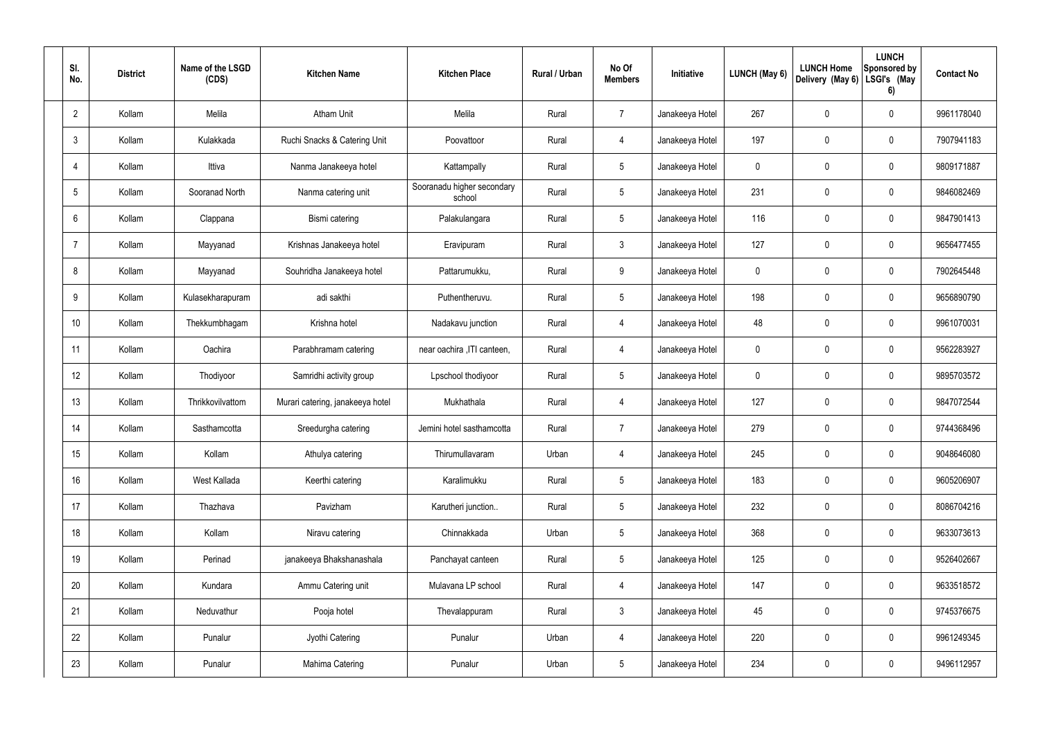| Sl. No. | District | Name of the LSGD (CDS) | Kitchen Name | Kitchen Place | Rural / Urban | No Of Members | Initiative | LUNCH (May 6) | LUNCH Home Delivery (May 6) | LUNCH Sponsored by LSGI's (May 6) | Contact No |
|---|---|---|---|---|---|---|---|---|---|---|---|
| 2 | Kollam | Melila | Atham Unit | Melila | Rural | 7 | Janakeeya Hotel | 267 | 0 | 0 | 9961178040 |
| 3 | Kollam | Kulakkada | Ruchi Snacks & Catering Unit | Poovattoor | Rural | 4 | Janakeeya Hotel | 197 | 0 | 0 | 7907941183 |
| 4 | Kollam | Ittiva | Nanma Janakeeya hotel | Kattampally | Rural | 5 | Janakeeya Hotel | 0 | 0 | 0 | 9809171887 |
| 5 | Kollam | Sooranad North | Nanma catering unit | Sooranadu higher secondary school | Rural | 5 | Janakeeya Hotel | 231 | 0 | 0 | 9846082469 |
| 6 | Kollam | Clappana | Bismi catering | Palakulangara | Rural | 5 | Janakeeya Hotel | 116 | 0 | 0 | 9847901413 |
| 7 | Kollam | Mayyanad | Krishnas Janakeeya hotel | Eravipuram | Rural | 3 | Janakeeya Hotel | 127 | 0 | 0 | 9656477455 |
| 8 | Kollam | Mayyanad | Souhridha Janakeeya hotel | Pattarumukku, | Rural | 9 | Janakeeya Hotel | 0 | 0 | 0 | 7902645448 |
| 9 | Kollam | Kulasekharapuram | adi sakthi | Puthentheruvu. | Rural | 5 | Janakeeya Hotel | 198 | 0 | 0 | 9656890790 |
| 10 | Kollam | Thekkumbhagam | Krishna hotel | Nadakavu junction | Rural | 4 | Janakeeya Hotel | 48 | 0 | 0 | 9961070031 |
| 11 | Kollam | Oachira | Parabhramam catering | near oachira ,ITI canteen, | Rural | 4 | Janakeeya Hotel | 0 | 0 | 0 | 9562283927 |
| 12 | Kollam | Thodiyoor | Samridhi activity group | Lpschool thodiyoor | Rural | 5 | Janakeeya Hotel | 0 | 0 | 0 | 9895703572 |
| 13 | Kollam | Thrikkovilvattom | Murari catering, janakeeya hotel | Mukhathala | Rural | 4 | Janakeeya Hotel | 127 | 0 | 0 | 9847072544 |
| 14 | Kollam | Sasthamcotta | Sreedurgha catering | Jemini hotel sasthamcotta | Rural | 7 | Janakeeya Hotel | 279 | 0 | 0 | 9744368496 |
| 15 | Kollam | Kollam | Athulya catering | Thirumullavaram | Urban | 4 | Janakeeya Hotel | 245 | 0 | 0 | 9048646080 |
| 16 | Kollam | West Kallada | Keerthi catering | Karalimukku | Rural | 5 | Janakeeya Hotel | 183 | 0 | 0 | 9605206907 |
| 17 | Kollam | Thazhava | Pavizham | Karutheri junction.. | Rural | 5 | Janakeeya Hotel | 232 | 0 | 0 | 8086704216 |
| 18 | Kollam | Kollam | Niravu catering | Chinnakkada | Urban | 5 | Janakeeya Hotel | 368 | 0 | 0 | 9633073613 |
| 19 | Kollam | Perinad | janakeeya Bhakshanashala | Panchayat canteen | Rural | 5 | Janakeeya Hotel | 125 | 0 | 0 | 9526402667 |
| 20 | Kollam | Kundara | Ammu Catering unit | Mulavana LP school | Rural | 4 | Janakeeya Hotel | 147 | 0 | 0 | 9633518572 |
| 21 | Kollam | Neduvathur | Pooja hotel | Thevalappuram | Rural | 3 | Janakeeya Hotel | 45 | 0 | 0 | 9745376675 |
| 22 | Kollam | Punalur | Jyothi Catering | Punalur | Urban | 4 | Janakeeya Hotel | 220 | 0 | 0 | 9961249345 |
| 23 | Kollam | Punalur | Mahima Catering | Punalur | Urban | 5 | Janakeeya Hotel | 234 | 0 | 0 | 9496112957 |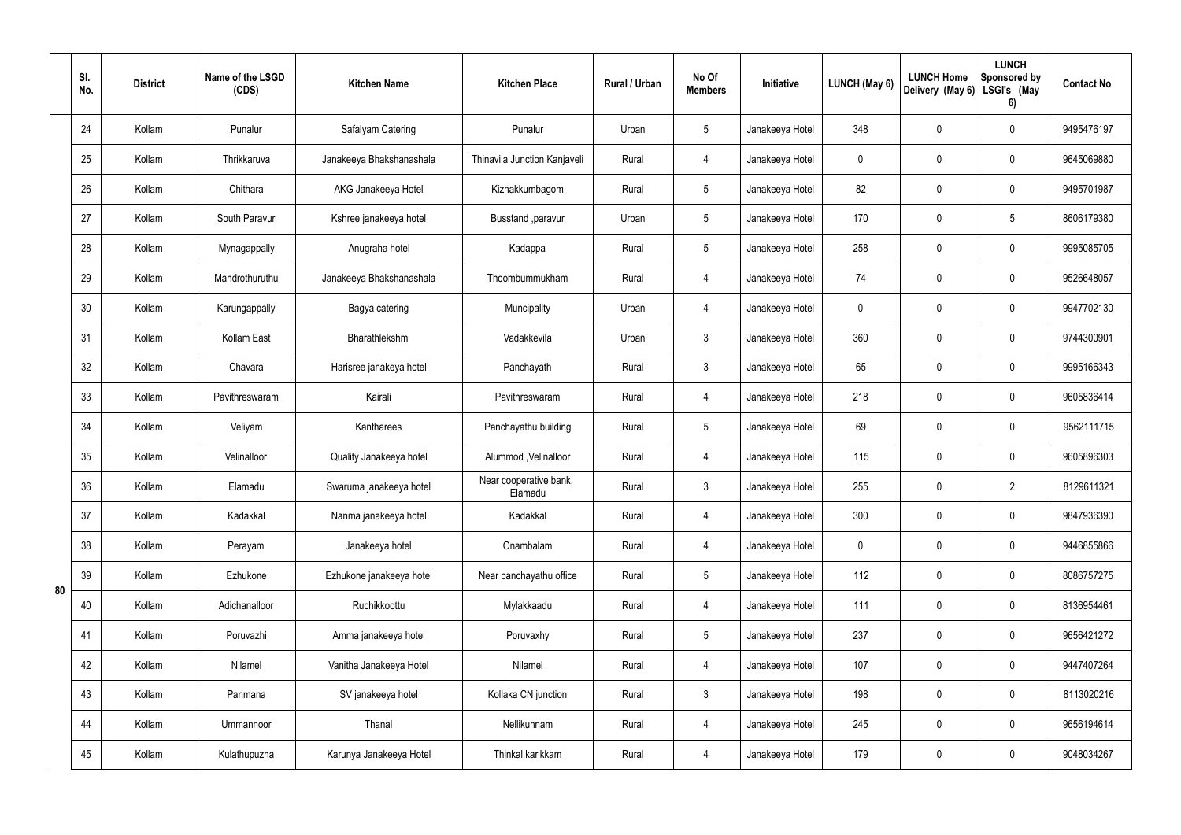|  | Sl. No. | District | Name of the LSGD (CDS) | Kitchen Name | Kitchen Place | Rural / Urban | No Of Members | Initiative | LUNCH (May 6) | LUNCH Home Delivery (May 6) | LUNCH Sponsored by LSGI's (May 6) | Contact No |
|---|---|---|---|---|---|---|---|---|---|---|---|---|
| 80 | 24 | Kollam | Punalur | Safalyam Catering | Punalur | Urban | 5 | Janakeeya Hotel | 348 | 0 | 0 | 9495476197 |
|  | 25 | Kollam | Thrikkaruva | Janakeeya Bhakshanashala | Thinavila Junction Kanjaveli | Rural | 4 | Janakeeya Hotel | 0 | 0 | 0 | 9645069880 |
|  | 26 | Kollam | Chithara | AKG Janakeeya Hotel | Kizhakkumbagom | Rural | 5 | Janakeeya Hotel | 82 | 0 | 0 | 9495701987 |
|  | 27 | Kollam | South Paravur | Kshree janakeeya hotel | Busstand ,paravur | Urban | 5 | Janakeeya Hotel | 170 | 0 | 5 | 8606179380 |
|  | 28 | Kollam | Mynagappally | Anugraha hotel | Kadappa | Rural | 5 | Janakeeya Hotel | 258 | 0 | 0 | 9995085705 |
|  | 29 | Kollam | Mandrothuruthu | Janakeeya Bhakshanashala | Thoombummukham | Rural | 4 | Janakeeya Hotel | 74 | 0 | 0 | 9526648057 |
|  | 30 | Kollam | Karungappally | Bagya catering | Muncipality | Urban | 4 | Janakeeya Hotel | 0 | 0 | 0 | 9947702130 |
|  | 31 | Kollam | Kollam East | Bharathlekshmi | Vadakkevila | Urban | 3 | Janakeeya Hotel | 360 | 0 | 0 | 9744300901 |
|  | 32 | Kollam | Chavara | Harisree janakeya hotel | Panchayath | Rural | 3 | Janakeeya Hotel | 65 | 0 | 0 | 9995166343 |
|  | 33 | Kollam | Pavithreswaram | Kairali | Pavithreswaram | Rural | 4 | Janakeeya Hotel | 218 | 0 | 0 | 9605836414 |
|  | 34 | Kollam | Veliyam | Kantharees | Panchayathu building | Rural | 5 | Janakeeya Hotel | 69 | 0 | 0 | 9562111715 |
|  | 35 | Kollam | Velinalloor | Quality Janakeeya hotel | Alummod ,Velinalloor | Rural | 4 | Janakeeya Hotel | 115 | 0 | 0 | 9605896303 |
|  | 36 | Kollam | Elamadu | Swaruma janakeeya hotel | Near cooperative bank, Elamadu | Rural | 3 | Janakeeya Hotel | 255 | 0 | 2 | 8129611321 |
|  | 37 | Kollam | Kadakkal | Nanma janakeeya hotel | Kadakkal | Rural | 4 | Janakeeya Hotel | 300 | 0 | 0 | 9847936390 |
|  | 38 | Kollam | Perayam | Janakeeya hotel | Onambalam | Rural | 4 | Janakeeya Hotel | 0 | 0 | 0 | 9446855866 |
|  | 39 | Kollam | Ezhukone | Ezhukone janakeeya hotel | Near panchayathu office | Rural | 5 | Janakeeya Hotel | 112 | 0 | 0 | 8086757275 |
|  | 40 | Kollam | Adichanalloor | Ruchikkoottu | Mylakkaadu | Rural | 4 | Janakeeya Hotel | 111 | 0 | 0 | 8136954461 |
|  | 41 | Kollam | Poruvazhi | Amma janakeeya hotel | Poruvaxhy | Rural | 5 | Janakeeya Hotel | 237 | 0 | 0 | 9656421272 |
|  | 42 | Kollam | Nilamel | Vanitha Janakeeya Hotel | Nilamel | Rural | 4 | Janakeeya Hotel | 107 | 0 | 0 | 9447407264 |
|  | 43 | Kollam | Panmana | SV janakeeya hotel | Kollaka CN junction | Rural | 3 | Janakeeya Hotel | 198 | 0 | 0 | 8113020216 |
|  | 44 | Kollam | Ummannoor | Thanal | Nellikunnam | Rural | 4 | Janakeeya Hotel | 245 | 0 | 0 | 9656194614 |
|  | 45 | Kollam | Kulathupuzha | Karunya Janakeeya Hotel | Thinkal karikkam | Rural | 4 | Janakeeya Hotel | 179 | 0 | 0 | 9048034267 |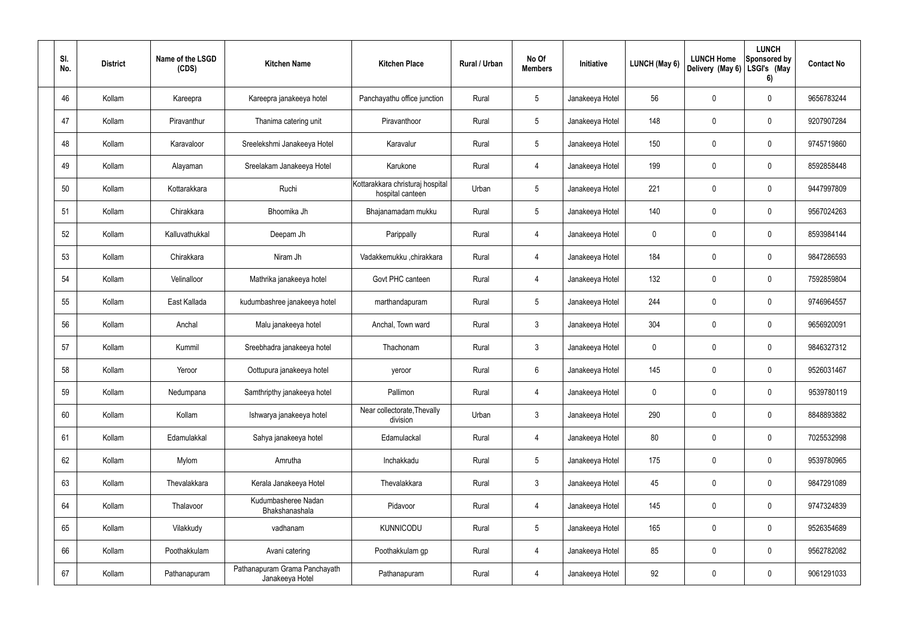| Sl. No. | District | Name of the LSGD (CDS) | Kitchen Name | Kitchen Place | Rural / Urban | No Of Members | Initiative | LUNCH (May 6) | LUNCH Home Delivery (May 6) | LUNCH Sponsored by LSGI's (May 6) | Contact No |
|---|---|---|---|---|---|---|---|---|---|---|---|
| 46 | Kollam | Kareepra | Kareepra janakeeya hotel | Panchayathu office junction | Rural | 5 | Janakeeya Hotel | 56 | 0 | 0 | 9656783244 |
| 47 | Kollam | Piravanthur | Thanima catering unit | Piravanthoor | Rural | 5 | Janakeeya Hotel | 148 | 0 | 0 | 9207907284 |
| 48 | Kollam | Karavaloor | Sreelekshmi Janakeeya Hotel | Karavalur | Rural | 5 | Janakeeya Hotel | 150 | 0 | 0 | 9745719860 |
| 49 | Kollam | Alayaman | Sreelakam Janakeeya Hotel | Karukone | Rural | 4 | Janakeeya Hotel | 199 | 0 | 0 | 8592858448 |
| 50 | Kollam | Kottarakkara | Ruchi | Kottarakkara christuraj hospital hospital canteen | Urban | 5 | Janakeeya Hotel | 221 | 0 | 0 | 9447997809 |
| 51 | Kollam | Chirakkara | Bhoomika Jh | Bhajanamadam mukku | Rural | 5 | Janakeeya Hotel | 140 | 0 | 0 | 9567024263 |
| 52 | Kollam | Kalluvathukkal | Deepam Jh | Parippally | Rural | 4 | Janakeeya Hotel | 0 | 0 | 0 | 8593984144 |
| 53 | Kollam | Chirakkara | Niram Jh | Vadakkemukku ,chirakkara | Rural | 4 | Janakeeya Hotel | 184 | 0 | 0 | 9847286593 |
| 54 | Kollam | Velinalloor | Mathrika janakeeya hotel | Govt PHC canteen | Rural | 4 | Janakeeya Hotel | 132 | 0 | 0 | 7592859804 |
| 55 | Kollam | East Kallada | kudumbashree janakeeya hotel | marthandapuram | Rural | 5 | Janakeeya Hotel | 244 | 0 | 0 | 9746964557 |
| 56 | Kollam | Anchal | Malu janakeeya hotel | Anchal, Town ward | Rural | 3 | Janakeeya Hotel | 304 | 0 | 0 | 9656920091 |
| 57 | Kollam | Kummil | Sreebhadra janakeeya hotel | Thachonam | Rural | 3 | Janakeeya Hotel | 0 | 0 | 0 | 9846327312 |
| 58 | Kollam | Yeroor | Oottupura janakeeya hotel | yeroor | Rural | 6 | Janakeeya Hotel | 145 | 0 | 0 | 9526031467 |
| 59 | Kollam | Nedumpana | Samthripthy janakeeya hotel | Pallimon | Rural | 4 | Janakeeya Hotel | 0 | 0 | 0 | 9539780119 |
| 60 | Kollam | Kollam | Ishwarya janakeeya hotel | Near collectorate,Thevally division | Urban | 3 | Janakeeya Hotel | 290 | 0 | 0 | 8848893882 |
| 61 | Kollam | Edamulakkal | Sahya janakeeya hotel | Edamulackal | Rural | 4 | Janakeeya Hotel | 80 | 0 | 0 | 7025532998 |
| 62 | Kollam | Mylom | Amrutha | Inchakkadu | Rural | 5 | Janakeeya Hotel | 175 | 0 | 0 | 9539780965 |
| 63 | Kollam | Thevalakkara | Kerala Janakeeya Hotel | Thevalakkara | Rural | 3 | Janakeeya Hotel | 45 | 0 | 0 | 9847291089 |
| 64 | Kollam | Thalavoor | Kudumbasheree Nadan Bhakshanashala | Pidavoor | Rural | 4 | Janakeeya Hotel | 145 | 0 | 0 | 9747324839 |
| 65 | Kollam | Vilakkudy | vadhanam | KUNNICODU | Rural | 5 | Janakeeya Hotel | 165 | 0 | 0 | 9526354689 |
| 66 | Kollam | Poothakkulam | Avani catering | Poothakkulam gp | Rural | 4 | Janakeeya Hotel | 85 | 0 | 0 | 9562782082 |
| 67 | Kollam | Pathanapuram | Pathanapuram Grama Panchayath Janakeeya Hotel | Pathanapuram | Rural | 4 | Janakeeya Hotel | 92 | 0 | 0 | 9061291033 |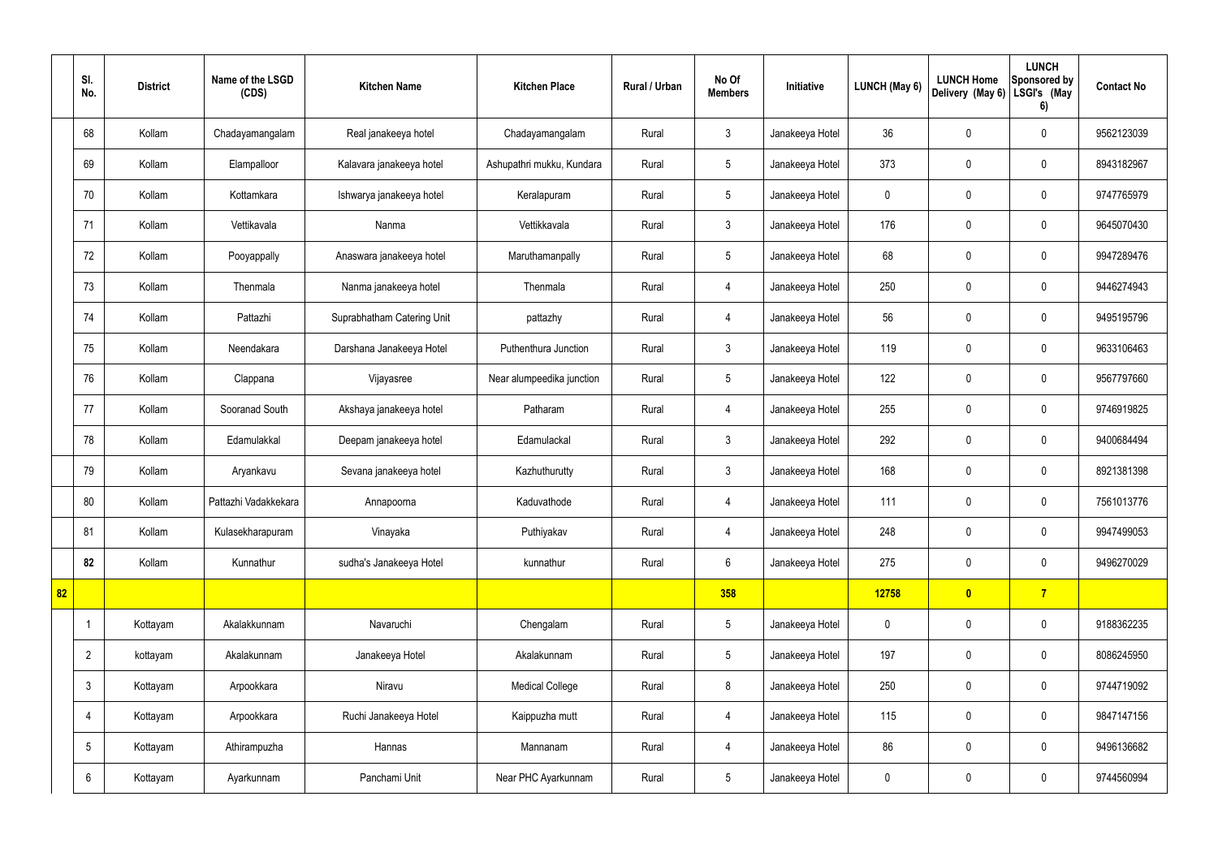|  | Sl. No. | District | Name of the LSGD (CDS) | Kitchen Name | Kitchen Place | Rural / Urban | No Of Members | Initiative | LUNCH (May 6) | LUNCH Home Delivery (May 6) | LUNCH Sponsored by LSGI's (May 6) | Contact No |
|---|---|---|---|---|---|---|---|---|---|---|---|---|
|  | 68 | Kollam | Chadayamangalam | Real janakeeya hotel | Chadayamangalam | Rural | 3 | Janakeeya Hotel | 36 | 0 | 0 | 9562123039 |
|  | 69 | Kollam | Elampalloor | Kalavara janakeeya hotel | Ashupathri mukku, Kundara | Rural | 5 | Janakeeya Hotel | 373 | 0 | 0 | 8943182967 |
|  | 70 | Kollam | Kottamkara | Ishwarya janakeeya hotel | Keralapuram | Rural | 5 | Janakeeya Hotel | 0 | 0 | 0 | 9747765979 |
|  | 71 | Kollam | Vettikavala | Nanma | Vettikkavala | Rural | 3 | Janakeeya Hotel | 176 | 0 | 0 | 9645070430 |
|  | 72 | Kollam | Pooyappally | Anaswara janakeeya hotel | Maruthamanpally | Rural | 5 | Janakeeya Hotel | 68 | 0 | 0 | 9947289476 |
|  | 73 | Kollam | Thenmala | Nanma janakeeya hotel | Thenmala | Rural | 4 | Janakeeya Hotel | 250 | 0 | 0 | 9446274943 |
|  | 74 | Kollam | Pattazhi | Suprabhatham Catering Unit | pattazhy | Rural | 4 | Janakeeya Hotel | 56 | 0 | 0 | 9495195796 |
|  | 75 | Kollam | Neendakara | Darshana Janakeeya Hotel | Puthenthura Junction | Rural | 3 | Janakeeya Hotel | 119 | 0 | 0 | 9633106463 |
|  | 76 | Kollam | Clappana | Vijayasree | Near alumpeedika junction | Rural | 5 | Janakeeya Hotel | 122 | 0 | 0 | 9567797660 |
|  | 77 | Kollam | Sooranad South | Akshaya janakeeya hotel | Patharam | Rural | 4 | Janakeeya Hotel | 255 | 0 | 0 | 9746919825 |
|  | 78 | Kollam | Edamulakkal | Deepam janakeeya hotel | Edamulackal | Rural | 3 | Janakeeya Hotel | 292 | 0 | 0 | 9400684494 |
|  | 79 | Kollam | Aryankavu | Sevana janakeeya hotel | Kazhuthurutty | Rural | 3 | Janakeeya Hotel | 168 | 0 | 0 | 8921381398 |
|  | 80 | Kollam | Pattazhi Vadakkekara | Annapoorna | Kaduvathode | Rural | 4 | Janakeeya Hotel | 111 | 0 | 0 | 7561013776 |
|  | 81 | Kollam | Kulasekharapuram | Vinayaka | Puthiyakav | Rural | 4 | Janakeeya Hotel | 248 | 0 | 0 | 9947499053 |
|  | **82** | Kollam | Kunnathur | sudha's Janakeeya Hotel | kunnathur | Rural | 6 | Janakeeya Hotel | 275 | 0 | 0 | 9496270029 |
| **82** |  |  |  |  |  |  | **358** |  | **12758** | **0** | **7** |  |
|  | 1 | Kottayam | Akalakkunnam | Navaruchi | Chengalam | Rural | 5 | Janakeeya Hotel | 0 | 0 | 0 | 9188362235 |
|  | 2 | kottayam | Akalakunnam | Janakeeya Hotel | Akalakunnam | Rural | 5 | Janakeeya Hotel | 197 | 0 | 0 | 8086245950 |
|  | 3 | Kottayam | Arpookkara | Niravu | Medical College | Rural | 8 | Janakeeya Hotel | 250 | 0 | 0 | 9744719092 |
|  | 4 | Kottayam | Arpookkara | Ruchi Janakeeya Hotel | Kaippuzha mutt | Rural | 4 | Janakeeya Hotel | 115 | 0 | 0 | 9847147156 |
|  | 5 | Kottayam | Athirampuzha | Hannas | Mannanam | Rural | 4 | Janakeeya Hotel | 86 | 0 | 0 | 9496136682 |
|  | 6 | Kottayam | Ayarkunnam | Panchami Unit | Near PHC Ayarkunnam | Rural | 5 | Janakeeya Hotel | 0 | 0 | 0 | 9744560994 |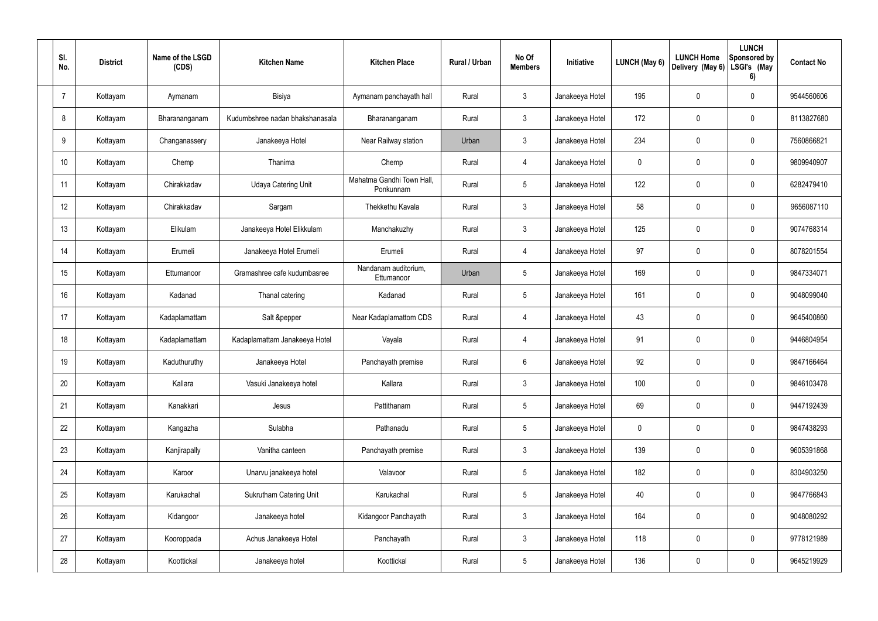| Sl. No. | District | Name of the LSGD (CDS) | Kitchen Name | Kitchen Place | Rural / Urban | No Of Members | Initiative | LUNCH (May 6) | LUNCH Home Delivery (May 6) | LUNCH Sponsored by LSGI's (May 6) | Contact No |
|---|---|---|---|---|---|---|---|---|---|---|---|
| 7 | Kottayam | Aymanam | Bisiya | Aymanam panchayath hall | Rural | 3 | Janakeeya Hotel | 195 | 0 | 0 | 9544560606 |
| 8 | Kottayam | Bharananganam | Kudumbshree nadan bhakshanasala | Bharananganam | Rural | 3 | Janakeeya Hotel | 172 | 0 | 0 | 8113827680 |
| 9 | Kottayam | Changanassery | Janakeeya Hotel | Near Railway station | Urban | 3 | Janakeeya Hotel | 234 | 0 | 0 | 7560866821 |
| 10 | Kottayam | Chemp | Thanima | Chemp | Rural | 4 | Janakeeya Hotel | 0 | 0 | 0 | 9809940907 |
| 11 | Kottayam | Chirakkadav | Udaya Catering Unit | Mahatma Gandhi Town Hall, Ponkunnam | Rural | 5 | Janakeeya Hotel | 122 | 0 | 0 | 6282479410 |
| 12 | Kottayam | Chirakkadav | Sargam | Thekkethu Kavala | Rural | 3 | Janakeeya Hotel | 58 | 0 | 0 | 9656087110 |
| 13 | Kottayam | Elikulam | Janakeeya Hotel Elikkulam | Manchakuzhy | Rural | 3 | Janakeeya Hotel | 125 | 0 | 0 | 9074768314 |
| 14 | Kottayam | Erumeli | Janakeeya Hotel Erumeli | Erumeli | Rural | 4 | Janakeeya Hotel | 97 | 0 | 0 | 8078201554 |
| 15 | Kottayam | Ettumanoor | Gramashree cafe kudumbasree | Nandanam auditorium, Ettumanoor | Urban | 5 | Janakeeya Hotel | 169 | 0 | 0 | 9847334071 |
| 16 | Kottayam | Kadanad | Thanal catering | Kadanad | Rural | 5 | Janakeeya Hotel | 161 | 0 | 0 | 9048099040 |
| 17 | Kottayam | Kadaplamattam | Salt &pepper | Near Kadaplamattom CDS | Rural | 4 | Janakeeya Hotel | 43 | 0 | 0 | 9645400860 |
| 18 | Kottayam | Kadaplamattam | Kadaplamattam Janakeeya Hotel | Vayala | Rural | 4 | Janakeeya Hotel | 91 | 0 | 0 | 9446804954 |
| 19 | Kottayam | Kaduthuruthy | Janakeeya Hotel | Panchayath premise | Rural | 6 | Janakeeya Hotel | 92 | 0 | 0 | 9847166464 |
| 20 | Kottayam | Kallara | Vasuki Janakeeya hotel | Kallara | Rural | 3 | Janakeeya Hotel | 100 | 0 | 0 | 9846103478 |
| 21 | Kottayam | Kanakkari | Jesus | Pattithanam | Rural | 5 | Janakeeya Hotel | 69 | 0 | 0 | 9447192439 |
| 22 | Kottayam | Kangazha | Sulabha | Pathanadu | Rural | 5 | Janakeeya Hotel | 0 | 0 | 0 | 9847438293 |
| 23 | Kottayam | Kanjirapally | Vanitha canteen | Panchayath premise | Rural | 3 | Janakeeya Hotel | 139 | 0 | 0 | 9605391868 |
| 24 | Kottayam | Karoor | Unarvu janakeeya hotel | Valavoor | Rural | 5 | Janakeeya Hotel | 182 | 0 | 0 | 8304903250 |
| 25 | Kottayam | Karukachal | Sukrutham Catering Unit | Karukachal | Rural | 5 | Janakeeya Hotel | 40 | 0 | 0 | 9847766843 |
| 26 | Kottayam | Kidangoor | Janakeeya hotel | Kidangoor Panchayath | Rural | 3 | Janakeeya Hotel | 164 | 0 | 0 | 9048080292 |
| 27 | Kottayam | Kooroppada | Achus Janakeeya Hotel | Panchayath | Rural | 3 | Janakeeya Hotel | 118 | 0 | 0 | 9778121989 |
| 28 | Kottayam | Koottickal | Janakeeya hotel | Koottickal | Rural | 5 | Janakeeya Hotel | 136 | 0 | 0 | 9645219929 |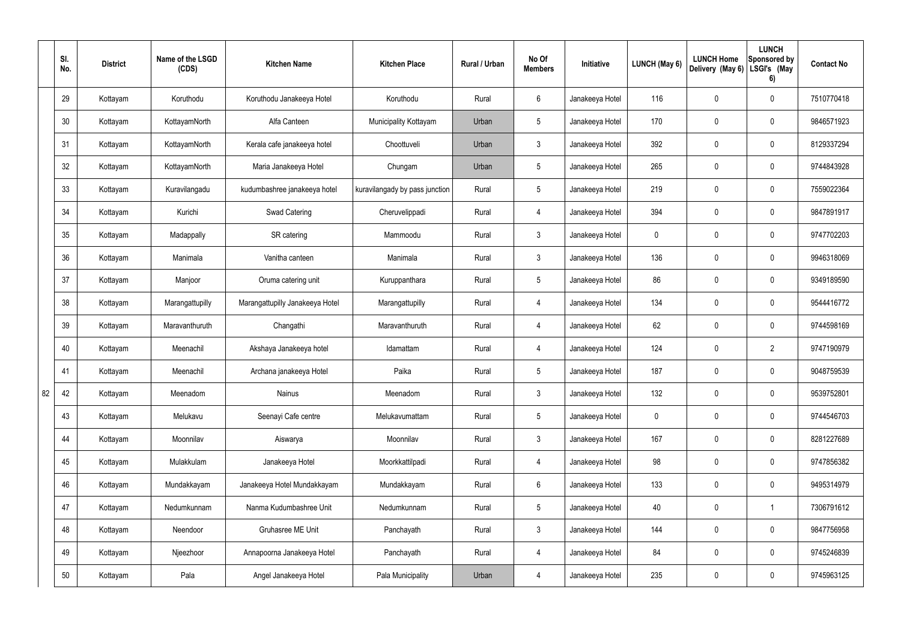|  | Sl. No. | District | Name of the LSGD (CDS) | Kitchen Name | Kitchen Place | Rural / Urban | No Of Members | Initiative | LUNCH (May 6) | LUNCH Home Delivery (May 6) | LUNCH Sponsored by LSGI's (May 6) | Contact No |
|---|---|---|---|---|---|---|---|---|---|---|---|---|
| 82 | 29 | Kottayam | Koruthodu | Koruthodu Janakeeya Hotel | Koruthodu | Rural | 6 | Janakeeya Hotel | 116 | 0 | 0 | 7510770418 |
|  | 30 | Kottayam | KottayamNorth | Alfa Canteen | Municipality Kottayam | Urban | 5 | Janakeeya Hotel | 170 | 0 | 0 | 9846571923 |
|  | 31 | Kottayam | KottayamNorth | Kerala cafe janakeeya hotel | Choottuveli | Urban | 3 | Janakeeya Hotel | 392 | 0 | 0 | 8129337294 |
|  | 32 | Kottayam | KottayamNorth | Maria Janakeeya Hotel | Chungam | Urban | 5 | Janakeeya Hotel | 265 | 0 | 0 | 9744843928 |
|  | 33 | Kottayam | Kuravilangadu | kudumbashree janakeeya hotel | kuravilangady by pass junction | Rural | 5 | Janakeeya Hotel | 219 | 0 | 0 | 7559022364 |
|  | 34 | Kottayam | Kurichi | Swad Catering | Cheruvelippadi | Rural | 4 | Janakeeya Hotel | 394 | 0 | 0 | 9847891917 |
|  | 35 | Kottayam | Madappally | SR catering | Mammoodu | Rural | 3 | Janakeeya Hotel | 0 | 0 | 0 | 9747702203 |
|  | 36 | Kottayam | Manimala | Vanitha canteen | Manimala | Rural | 3 | Janakeeya Hotel | 136 | 0 | 0 | 9946318069 |
|  | 37 | Kottayam | Manjoor | Oruma catering unit | Kuruppanthara | Rural | 5 | Janakeeya Hotel | 86 | 0 | 0 | 9349189590 |
|  | 38 | Kottayam | Marangattupilly | Marangattupilly Janakeeya Hotel | Marangattupilly | Rural | 4 | Janakeeya Hotel | 134 | 0 | 0 | 9544416772 |
|  | 39 | Kottayam | Maravanthuruth | Changathi | Maravanthuruth | Rural | 4 | Janakeeya Hotel | 62 | 0 | 0 | 9744598169 |
|  | 40 | Kottayam | Meenachil | Akshaya Janakeeya hotel | Idamattam | Rural | 4 | Janakeeya Hotel | 124 | 0 | 2 | 9747190979 |
|  | 41 | Kottayam | Meenachil | Archana janakeeya Hotel | Paika | Rural | 5 | Janakeeya Hotel | 187 | 0 | 0 | 9048759539 |
|  | 42 | Kottayam | Meenadom | Nainus | Meenadom | Rural | 3 | Janakeeya Hotel | 132 | 0 | 0 | 9539752801 |
|  | 43 | Kottayam | Melukavu | Seenayi Cafe centre | Melukavumattam | Rural | 5 | Janakeeya Hotel | 0 | 0 | 0 | 9744546703 |
|  | 44 | Kottayam | Moonnilav | Aiswarya | Moonnilav | Rural | 3 | Janakeeya Hotel | 167 | 0 | 0 | 8281227689 |
|  | 45 | Kottayam | Mulakkulam | Janakeeya Hotel | Moorkkattilpadi | Rural | 4 | Janakeeya Hotel | 98 | 0 | 0 | 9747856382 |
|  | 46 | Kottayam | Mundakkayam | Janakeeya Hotel Mundakkayam | Mundakkayam | Rural | 6 | Janakeeya Hotel | 133 | 0 | 0 | 9495314979 |
|  | 47 | Kottayam | Nedumkunnam | Nanma Kudumbashree Unit | Nedumkunnam | Rural | 5 | Janakeeya Hotel | 40 | 0 | 1 | 7306791612 |
|  | 48 | Kottayam | Neendoor | Gruhasree ME Unit | Panchayath | Rural | 3 | Janakeeya Hotel | 144 | 0 | 0 | 9847756958 |
|  | 49 | Kottayam | Njeezhoor | Annapoorna Janakeeya Hotel | Panchayath | Rural | 4 | Janakeeya Hotel | 84 | 0 | 0 | 9745246839 |
|  | 50 | Kottayam | Pala | Angel Janakeeya Hotel | Pala Municipality | Urban | 4 | Janakeeya Hotel | 235 | 0 | 0 | 9745963125 |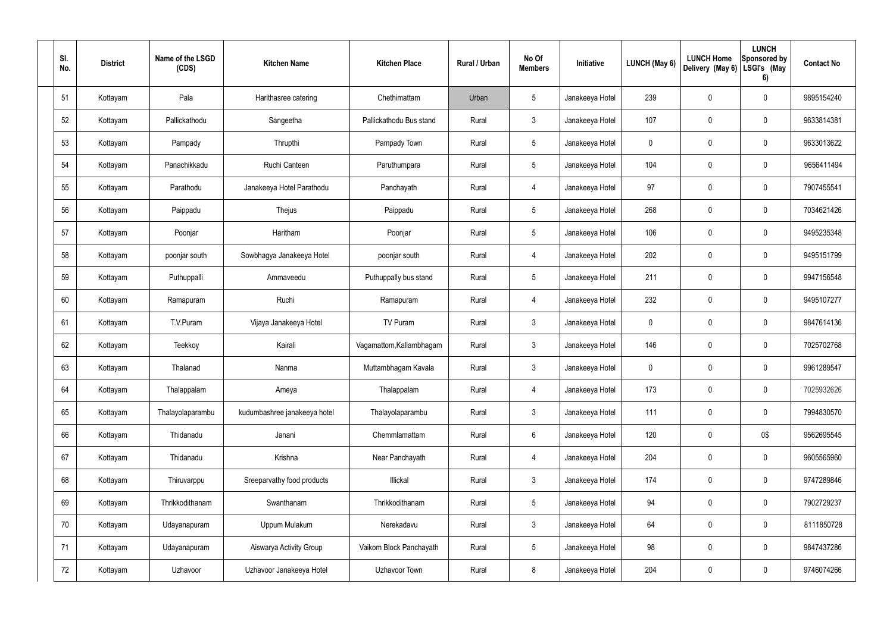| Sl. No. | District | Name of the LSGD (CDS) | Kitchen Name | Kitchen Place | Rural / Urban | No Of Members | Initiative | LUNCH (May 6) | LUNCH Home Delivery (May 6) | LUNCH Sponsored by LSGI's (May 6) | Contact No |
|---|---|---|---|---|---|---|---|---|---|---|---|
| 51 | Kottayam | Pala | Harithasree catering | Chethimattam | Urban | 5 | Janakeeya Hotel | 239 | 0 | 0 | 9895154240 |
| 52 | Kottayam | Pallickathodu | Sangeetha | Pallickathodu Bus stand | Rural | 3 | Janakeeya Hotel | 107 | 0 | 0 | 9633814381 |
| 53 | Kottayam | Pampady | Thrupthi | Pampady Town | Rural | 5 | Janakeeya Hotel | 0 | 0 | 0 | 9633013622 |
| 54 | Kottayam | Panachikkadu | Ruchi Canteen | Paruthumpara | Rural | 5 | Janakeeya Hotel | 104 | 0 | 0 | 9656411494 |
| 55 | Kottayam | Parathodu | Janakeeya Hotel Parathodu | Panchayath | Rural | 4 | Janakeeya Hotel | 97 | 0 | 0 | 7907455541 |
| 56 | Kottayam | Paippadu | Thejus | Paippadu | Rural | 5 | Janakeeya Hotel | 268 | 0 | 0 | 7034621426 |
| 57 | Kottayam | Poonjar | Haritham | Poonjar | Rural | 5 | Janakeeya Hotel | 106 | 0 | 0 | 9495235348 |
| 58 | Kottayam | poonjar south | Sowbhagya Janakeeya Hotel | poonjar south | Rural | 4 | Janakeeya Hotel | 202 | 0 | 0 | 9495151799 |
| 59 | Kottayam | Puthuppalli | Ammaveedu | Puthuppally bus stand | Rural | 5 | Janakeeya Hotel | 211 | 0 | 0 | 9947156548 |
| 60 | Kottayam | Ramapuram | Ruchi | Ramapuram | Rural | 4 | Janakeeya Hotel | 232 | 0 | 0 | 9495107277 |
| 61 | Kottayam | T.V.Puram | Vijaya Janakeeya Hotel | TV Puram | Rural | 3 | Janakeeya Hotel | 0 | 0 | 0 | 9847614136 |
| 62 | Kottayam | Teekkoy | Kairali | Vagamattom,Kallambhagam | Rural | 3 | Janakeeya Hotel | 146 | 0 | 0 | 7025702768 |
| 63 | Kottayam | Thalanad | Nanma | Muttambhagam Kavala | Rural | 3 | Janakeeya Hotel | 0 | 0 | 0 | 9961289547 |
| 64 | Kottayam | Thalappalam | Ameya | Thalappalam | Rural | 4 | Janakeeya Hotel | 173 | 0 | 0 | 7025932626 |
| 65 | Kottayam | Thalayolaparambu | kudumbashree janakeeya hotel | Thalayolaparambu | Rural | 3 | Janakeeya Hotel | 111 | 0 | 0 | 7994830570 |
| 66 | Kottayam | Thidanadu | Janani | Chemmlamattam | Rural | 6 | Janakeeya Hotel | 120 | 0 | 0$ | 9562695545 |
| 67 | Kottayam | Thidanadu | Krishna | Near Panchayath | Rural | 4 | Janakeeya Hotel | 204 | 0 | 0 | 9605565960 |
| 68 | Kottayam | Thiruvarppu | Sreeparvathy food products | Illickal | Rural | 3 | Janakeeya Hotel | 174 | 0 | 0 | 9747289846 |
| 69 | Kottayam | Thrikkodithanam | Swanthanam | Thrikkodithanam | Rural | 5 | Janakeeya Hotel | 94 | 0 | 0 | 7902729237 |
| 70 | Kottayam | Udayanapuram | Uppum Mulakum | Nerekadavu | Rural | 3 | Janakeeya Hotel | 64 | 0 | 0 | 8111850728 |
| 71 | Kottayam | Udayanapuram | Aiswarya Activity Group | Vaikom Block Panchayath | Rural | 5 | Janakeeya Hotel | 98 | 0 | 0 | 9847437286 |
| 72 | Kottayam | Uzhavoor | Uzhavoor Janakeeya Hotel | Uzhavoor Town | Rural | 8 | Janakeeya Hotel | 204 | 0 | 0 | 9746074266 |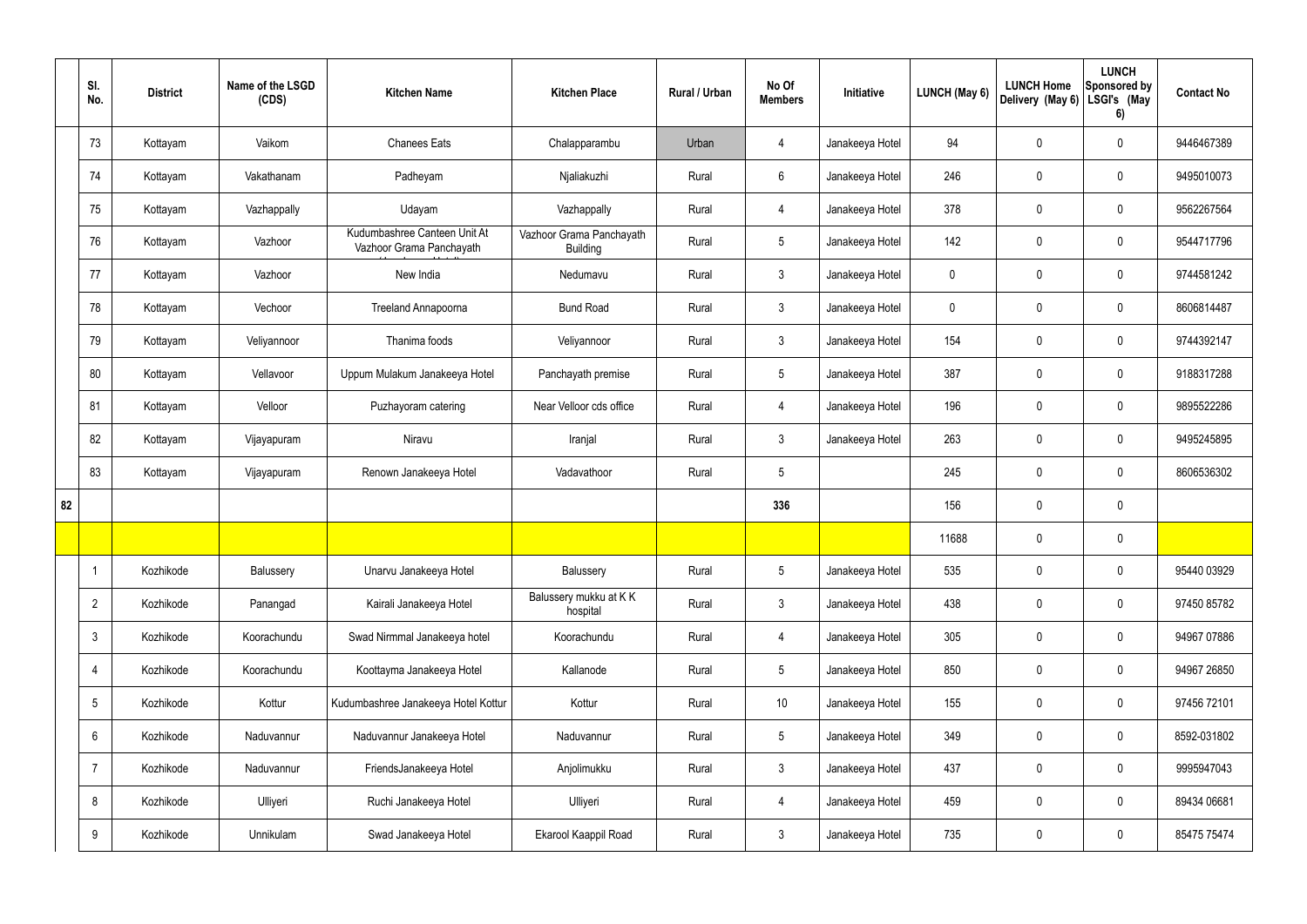|  | Sl. No. | District | Name of the LSGD (CDS) | Kitchen Name | Kitchen Place | Rural / Urban | No Of Members | Initiative | LUNCH (May 6) | LUNCH Home Delivery (May 6) | LUNCH Sponsored by LSGI's (May 6) | Contact No |
|---|---|---|---|---|---|---|---|---|---|---|---|---|
|  | 73 | Kottayam | Vaikom | Chanees Eats | Chalapparambu | Urban | 4 | Janakeeya Hotel | 94 | 0 | 0 | 9446467389 |
|  | 74 | Kottayam | Vakathanam | Padheyam | Njaliakuzhi | Rural | 6 | Janakeeya Hotel | 246 | 0 | 0 | 9495010073 |
|  | 75 | Kottayam | Vazhappally | Udayam | Vazhappally | Rural | 4 | Janakeeya Hotel | 378 | 0 | 0 | 9562267564 |
|  | 76 | Kottayam | Vazhoor | Kudumbashree Canteen Unit At Vazhoor Grama Panchayath | Vazhoor Grama Panchayath Building | Rural | 5 | Janakeeya Hotel | 142 | 0 | 0 | 9544717796 |
|  | 77 | Kottayam | Vazhoor | New India | Nedumavu | Rural | 3 | Janakeeya Hotel | 0 | 0 | 0 | 9744581242 |
|  | 78 | Kottayam | Vechoor | Treeland Annapoorna | Bund Road | Rural | 3 | Janakeeya Hotel | 0 | 0 | 0 | 8606814487 |
|  | 79 | Kottayam | Veliyannoor | Thanima foods | Veliyannoor | Rural | 3 | Janakeeya Hotel | 154 | 0 | 0 | 9744392147 |
|  | 80 | Kottayam | Vellavoor | Uppum Mulakum Janakeeya Hotel | Panchayath premise | Rural | 5 | Janakeeya Hotel | 387 | 0 | 0 | 9188317288 |
|  | 81 | Kottayam | Velloor | Puzhayoram catering | Near Velloor cds office | Rural | 4 | Janakeeya Hotel | 196 | 0 | 0 | 9895522286 |
|  | 82 | Kottayam | Vijayapuram | Niravu | Iranjal | Rural | 3 | Janakeeya Hotel | 263 | 0 | 0 | 9495245895 |
|  | 83 | Kottayam | Vijayapuram | Renown Janakeeya Hotel | Vadavathoor | Rural | 5 |  | 245 | 0 | 0 | 8606536302 |
| 82 |  |  |  |  |  |  | 336 |  | 156 | 0 | 0 |  |
|  |  |  |  |  |  |  |  |  | 11688 | 0 | 0 |  |
|  | 1 | Kozhikode | Balussery | Unarvu Janakeeya Hotel | Balussery | Rural | 5 | Janakeeya Hotel | 535 | 0 | 0 | 95440 03929 |
|  | 2 | Kozhikode | Panangad | Kairali Janakeeya Hotel | Balussery mukku at K K hospital | Rural | 3 | Janakeeya Hotel | 438 | 0 | 0 | 97450 85782 |
|  | 3 | Kozhikode | Koorachundu | Swad Nirmmal Janakeeya hotel | Koorachundu | Rural | 4 | Janakeeya Hotel | 305 | 0 | 0 | 94967 07886 |
|  | 4 | Kozhikode | Koorachundu | Koottayma Janakeeya Hotel | Kallanode | Rural | 5 | Janakeeya Hotel | 850 | 0 | 0 | 94967 26850 |
|  | 5 | Kozhikode | Kottur | Kudumbashree Janakeeya Hotel Kottur | Kottur | Rural | 10 | Janakeeya Hotel | 155 | 0 | 0 | 97456 72101 |
|  | 6 | Kozhikode | Naduvannur | Naduvannur Janakeeya Hotel | Naduvannur | Rural | 5 | Janakeeya Hotel | 349 | 0 | 0 | 8592-031802 |
|  | 7 | Kozhikode | Naduvannur | FriendsJanakeeya Hotel | Anjolimukku | Rural | 3 | Janakeeya Hotel | 437 | 0 | 0 | 9995947043 |
|  | 8 | Kozhikode | Ulliyeri | Ruchi Janakeeya Hotel | Ulliyeri | Rural | 4 | Janakeeya Hotel | 459 | 0 | 0 | 89434 06681 |
|  | 9 | Kozhikode | Unnikulam | Swad Janakeeya Hotel | Ekarool Kaappil Road | Rural | 3 | Janakeeya Hotel | 735 | 0 | 0 | 85475 75474 |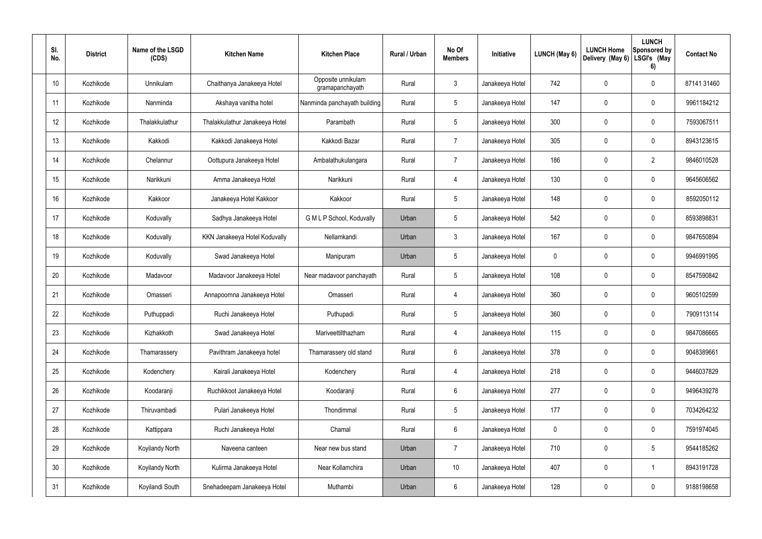| Sl. No. | District | Name of the LSGD (CDS) | Kitchen Name | Kitchen Place | Rural / Urban | No Of Members | Initiative | LUNCH (May 6) | LUNCH Home Delivery (May 6) | LUNCH Sponsored by LSGI's (May 6) | Contact No |
|---|---|---|---|---|---|---|---|---|---|---|---|
| 10 | Kozhikode | Unnikulam | Chaithanya Janakeeya Hotel | Opposite unnikulam gramapanchayath | Rural | 3 | Janakeeya Hotel | 742 | 0 | 0 | 87141 31460 |
| 11 | Kozhikode | Nanminda | Akshaya vanitha hotel | Nanminda panchayath building | Rural | 5 | Janakeeya Hotel | 147 | 0 | 0 | 9961184212 |
| 12 | Kozhikode | Thalakkulathur | Thalakkulathur Janakeeya Hotel | Parambath | Rural | 5 | Janakeeya Hotel | 300 | 0 | 0 | 7593067511 |
| 13 | Kozhikode | Kakkodi | Kakkodi Janakeeya Hotel | Kakkodi Bazar | Rural | 7 | Janakeeya Hotel | 305 | 0 | 0 | 8943123615 |
| 14 | Kozhikode | Chelannur | Oottupura Janakeeya Hotel | Ambalathukulangara | Rural | 7 | Janakeeya Hotel | 186 | 0 | 2 | 9846010528 |
| 15 | Kozhikode | Narikkuni | Amma Janakeeya Hotel | Narikkuni | Rural | 4 | Janakeeya Hotel | 130 | 0 | 0 | 9645606562 |
| 16 | Kozhikode | Kakkoor | Janakeeya Hotel Kakkoor | Kakkoor | Rural | 5 | Janakeeya Hotel | 148 | 0 | 0 | 8592050112 |
| 17 | Kozhikode | Koduvally | Sadhya Janakeeya Hotel | G M L P School, Koduvally | Urban | 5 | Janakeeya Hotel | 542 | 0 | 0 | 8593898831 |
| 18 | Kozhikode | Koduvally | KKN Janakeeya Hotel Koduvally | Nellamkandi | Urban | 3 | Janakeeya Hotel | 167 | 0 | 0 | 9847650894 |
| 19 | Kozhikode | Koduvally | Swad Janakeeya Hotel | Manipuram | Urban | 5 | Janakeeya Hotel | 0 | 0 | 0 | 9946991995 |
| 20 | Kozhikode | Madavoor | Madavoor Janakeeya Hotel | Near madavoor panchayath | Rural | 5 | Janakeeya Hotel | 108 | 0 | 0 | 8547590842 |
| 21 | Kozhikode | Omasseri | Annapoornna Janakeeya Hotel | Omasseri | Rural | 4 | Janakeeya Hotel | 360 | 0 | 0 | 9605102599 |
| 22 | Kozhikode | Puthuppadi | Ruchi Janakeeya Hotel | Puthupadi | Rural | 5 | Janakeeya Hotel | 360 | 0 | 0 | 7909113114 |
| 23 | Kozhikode | Kizhakkoth | Swad Janakeeya Hotel | Mariveettilthazham | Rural | 4 | Janakeeya Hotel | 115 | 0 | 0 | 9847086665 |
| 24 | Kozhikode | Thamarassery | Pavithram Janakeeya hotel | Thamarassery old stand | Rural | 6 | Janakeeya Hotel | 378 | 0 | 0 | 9048389661 |
| 25 | Kozhikode | Kodenchery | Kairali Janakeeya Hotel | Kodenchery | Rural | 4 | Janakeeya Hotel | 218 | 0 | 0 | 9446037829 |
| 26 | Kozhikode | Koodaranji | Ruchikkoot Janakeeya Hotel | Koodaranji | Rural | 6 | Janakeeya Hotel | 277 | 0 | 0 | 9496439278 |
| 27 | Kozhikode | Thiruvambadi | Pulari Janakeeya Hotel | Thondimmal | Rural | 5 | Janakeeya Hotel | 177 | 0 | 0 | 7034264232 |
| 28 | Kozhikode | Kattippara | Ruchi Janakeeya Hotel | Chamal | Rural | 6 | Janakeeya Hotel | 0 | 0 | 0 | 7591974045 |
| 29 | Kozhikode | Koyilandy North | Naveena canteen | Near new bus stand | Urban | 7 | Janakeeya Hotel | 710 | 0 | 5 | 9544185262 |
| 30 | Kozhikode | Koyilandy North | Kulirma Janakeeya Hotel | Near Kollamchira | Urban | 10 | Janakeeya Hotel | 407 | 0 | 1 | 8943191728 |
| 31 | Kozhikode | Koyilandi South | Snehadeepam Janakeeya Hotel | Muthambi | Urban | 6 | Janakeeya Hotel | 128 | 0 | 0 | 9188198658 |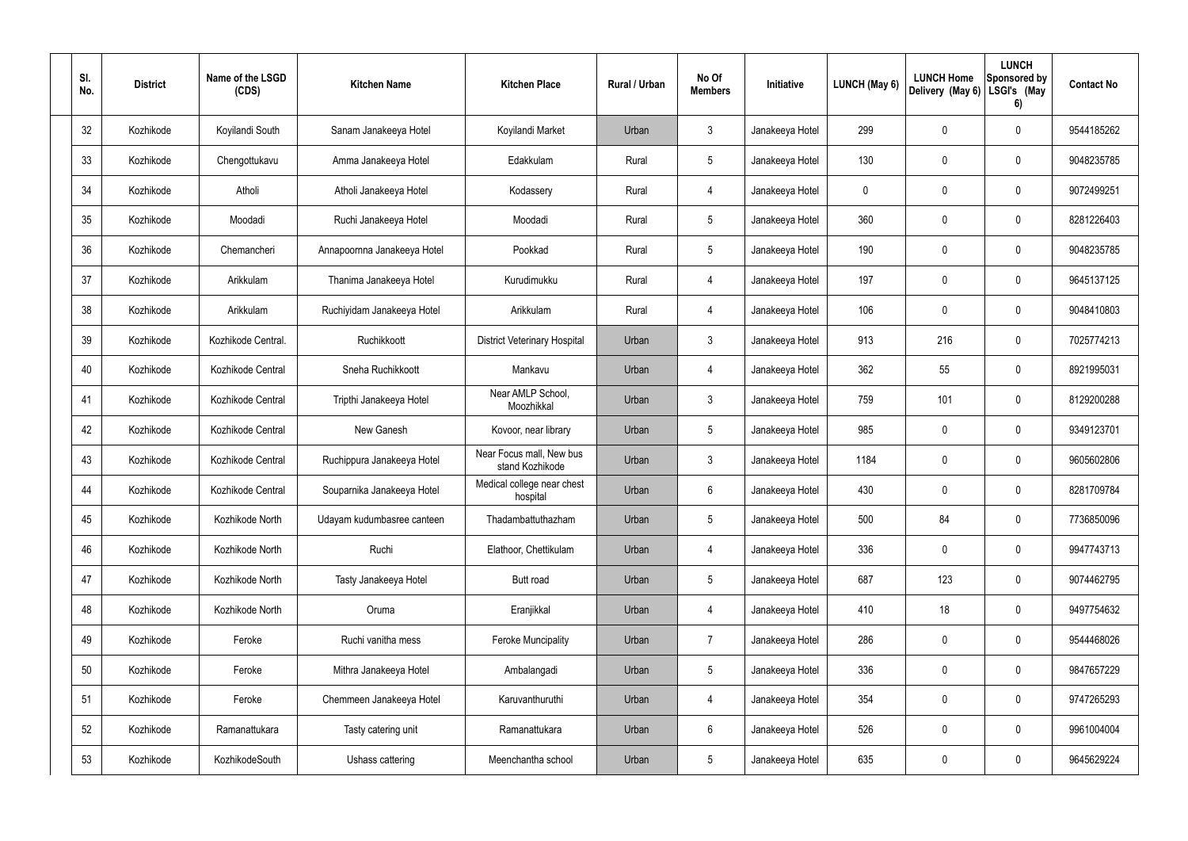| Sl. No. | District | Name of the LSGD (CDS) | Kitchen Name | Kitchen Place | Rural / Urban | No Of Members | Initiative | LUNCH (May 6) | LUNCH Home Delivery (May 6) | LUNCH Sponsored by LSGI's (May 6) | Contact No |
|---|---|---|---|---|---|---|---|---|---|---|---|
| 32 | Kozhikode | Koyilandi South | Sanam Janakeeya Hotel | Koyilandi Market | Urban | 3 | Janakeeya Hotel | 299 | 0 | 0 | 9544185262 |
| 33 | Kozhikode | Chengottukavu | Amma Janakeeya Hotel | Edakkulam | Rural | 5 | Janakeeya Hotel | 130 | 0 | 0 | 9048235785 |
| 34 | Kozhikode | Atholi | Atholi Janakeeya Hotel | Kodassery | Rural | 4 | Janakeeya Hotel | 0 | 0 | 0 | 9072499251 |
| 35 | Kozhikode | Moodadi | Ruchi Janakeeya Hotel | Moodadi | Rural | 5 | Janakeeya Hotel | 360 | 0 | 0 | 8281226403 |
| 36 | Kozhikode | Chemancheri | Annapoornna Janakeeya Hotel | Pookkad | Rural | 5 | Janakeeya Hotel | 190 | 0 | 0 | 9048235785 |
| 37 | Kozhikode | Arikkulam | Thanima Janakeeya Hotel | Kurudimukku | Rural | 4 | Janakeeya Hotel | 197 | 0 | 0 | 9645137125 |
| 38 | Kozhikode | Arikkulam | Ruchiyidam Janakeeya Hotel | Arikkulam | Rural | 4 | Janakeeya Hotel | 106 | 0 | 0 | 9048410803 |
| 39 | Kozhikode | Kozhikode Central. | Ruchikkoott | District Veterinary Hospital | Urban | 3 | Janakeeya Hotel | 913 | 216 | 0 | 7025774213 |
| 40 | Kozhikode | Kozhikode Central | Sneha Ruchikkoott | Mankavu | Urban | 4 | Janakeeya Hotel | 362 | 55 | 0 | 8921995031 |
| 41 | Kozhikode | Kozhikode Central | Tripthi Janakeeya Hotel | Near AMLP School, Moozhikkal | Urban | 3 | Janakeeya Hotel | 759 | 101 | 0 | 8129200288 |
| 42 | Kozhikode | Kozhikode Central | New Ganesh | Kovoor, near library | Urban | 5 | Janakeeya Hotel | 985 | 0 | 0 | 9349123701 |
| 43 | Kozhikode | Kozhikode Central | Ruchippura Janakeeya Hotel | Near Focus mall, New bus stand Kozhikode | Urban | 3 | Janakeeya Hotel | 1184 | 0 | 0 | 9605602806 |
| 44 | Kozhikode | Kozhikode Central | Souparnika Janakeeya Hotel | Medical college near chest hospital | Urban | 6 | Janakeeya Hotel | 430 | 0 | 0 | 8281709784 |
| 45 | Kozhikode | Kozhikode North | Udayam kudumbasree canteen | Thadambattuthazham | Urban | 5 | Janakeeya Hotel | 500 | 84 | 0 | 7736850096 |
| 46 | Kozhikode | Kozhikode North | Ruchi | Elathoor, Chettikulam | Urban | 4 | Janakeeya Hotel | 336 | 0 | 0 | 9947743713 |
| 47 | Kozhikode | Kozhikode North | Tasty Janakeeya Hotel | Butt road | Urban | 5 | Janakeeya Hotel | 687 | 123 | 0 | 9074462795 |
| 48 | Kozhikode | Kozhikode North | Oruma | Eranjikkal | Urban | 4 | Janakeeya Hotel | 410 | 18 | 0 | 9497754632 |
| 49 | Kozhikode | Feroke | Ruchi vanitha mess | Feroke Muncipality | Urban | 7 | Janakeeya Hotel | 286 | 0 | 0 | 9544468026 |
| 50 | Kozhikode | Feroke | Mithra Janakeeya Hotel | Ambalangadi | Urban | 5 | Janakeeya Hotel | 336 | 0 | 0 | 9847657229 |
| 51 | Kozhikode | Feroke | Chemmeen Janakeeya Hotel | Karuvanthuruthi | Urban | 4 | Janakeeya Hotel | 354 | 0 | 0 | 9747265293 |
| 52 | Kozhikode | Ramanattukara | Tasty catering unit | Ramanattukara | Urban | 6 | Janakeeya Hotel | 526 | 0 | 0 | 9961004004 |
| 53 | Kozhikode | KozhikodeSouth | Ushass cattering | Meenchantha school | Urban | 5 | Janakeeya Hotel | 635 | 0 | 0 | 9645629224 |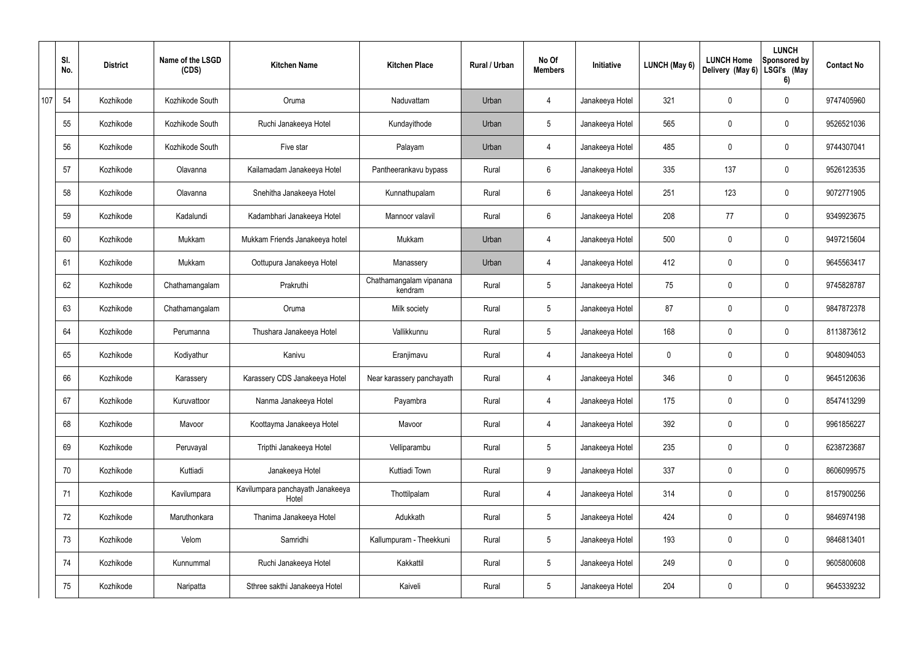| | Sl. No. | District | Name of the LSGD (CDS) | Kitchen Name | Kitchen Place | Rural / Urban | No Of Members | Initiative | LUNCH (May 6) | LUNCH Home Delivery (May 6) | LUNCH Sponsored by LSGI's (May 6) | Contact No |
|---|---|---|---|---|---|---|---|---|---|---|---|---|
| 107 | 54 | Kozhikode | Kozhikode South | Oruma | Naduvattam | Urban | 4 | Janakeeya Hotel | 321 | 0 | 0 | 9747405960 |
| | 55 | Kozhikode | Kozhikode South | Ruchi Janakeeya Hotel | Kundayithode | Urban | 5 | Janakeeya Hotel | 565 | 0 | 0 | 9526521036 |
| | 56 | Kozhikode | Kozhikode South | Five star | Palayam | Urban | 4 | Janakeeya Hotel | 485 | 0 | 0 | 9744307041 |
| | 57 | Kozhikode | Olavanna | Kailamadam Janakeeya Hotel | Pantheerankavu bypass | Rural | 6 | Janakeeya Hotel | 335 | 137 | 0 | 9526123535 |
| | 58 | Kozhikode | Olavanna | Snehitha Janakeeya Hotel | Kunnathupalam | Rural | 6 | Janakeeya Hotel | 251 | 123 | 0 | 9072771905 |
| | 59 | Kozhikode | Kadalundi | Kadambhari Janakeeya Hotel | Mannoor valavil | Rural | 6 | Janakeeya Hotel | 208 | 77 | 0 | 9349923675 |
| | 60 | Kozhikode | Mukkam | Mukkam Friends Janakeeya hotel | Mukkam | Urban | 4 | Janakeeya Hotel | 500 | 0 | 0 | 9497215604 |
| | 61 | Kozhikode | Mukkam | Oottupura Janakeeya Hotel | Manassery | Urban | 4 | Janakeeya Hotel | 412 | 0 | 0 | 9645563417 |
| | 62 | Kozhikode | Chathamangalam | Prakruthi | Chathamangalam vipanana kendram | Rural | 5 | Janakeeya Hotel | 75 | 0 | 0 | 9745828787 |
| | 63 | Kozhikode | Chathamangalam | Oruma | Milk society | Rural | 5 | Janakeeya Hotel | 87 | 0 | 0 | 9847872378 |
| | 64 | Kozhikode | Perumanna | Thushara Janakeeya Hotel | Vallikkunnu | Rural | 5 | Janakeeya Hotel | 168 | 0 | 0 | 8113873612 |
| | 65 | Kozhikode | Kodiyathur | Kanivu | Eranjimavu | Rural | 4 | Janakeeya Hotel | 0 | 0 | 0 | 9048094053 |
| | 66 | Kozhikode | Karassery | Karassery CDS Janakeeya Hotel | Near karassery panchayath | Rural | 4 | Janakeeya Hotel | 346 | 0 | 0 | 9645120636 |
| | 67 | Kozhikode | Kuruvattoor | Nanma Janakeeya Hotel | Payambra | Rural | 4 | Janakeeya Hotel | 175 | 0 | 0 | 8547413299 |
| | 68 | Kozhikode | Mavoor | Koottayma Janakeeya Hotel | Mavoor | Rural | 4 | Janakeeya Hotel | 392 | 0 | 0 | 9961856227 |
| | 69 | Kozhikode | Peruvayal | Tripthi Janakeeya Hotel | Velliparambu | Rural | 5 | Janakeeya Hotel | 235 | 0 | 0 | 6238723687 |
| | 70 | Kozhikode | Kuttiadi | Janakeeya Hotel | Kuttiadi Town | Rural | 9 | Janakeeya Hotel | 337 | 0 | 0 | 8606099575 |
| | 71 | Kozhikode | Kavilumpara | Kavilumpara panchayath Janakeeya Hotel | Thottilpalam | Rural | 4 | Janakeeya Hotel | 314 | 0 | 0 | 8157900256 |
| | 72 | Kozhikode | Maruthonkara | Thanima Janakeeya Hotel | Adukkath | Rural | 5 | Janakeeya Hotel | 424 | 0 | 0 | 9846974198 |
| | 73 | Kozhikode | Velom | Samridhi | Kallumpuram - Theekkuni | Rural | 5 | Janakeeya Hotel | 193 | 0 | 0 | 9846813401 |
| | 74 | Kozhikode | Kunnummal | Ruchi Janakeeya Hotel | Kakkattil | Rural | 5 | Janakeeya Hotel | 249 | 0 | 0 | 9605800608 |
| | 75 | Kozhikode | Naripatta | Sthree sakthi Janakeeya Hotel | Kaiveli | Rural | 5 | Janakeeya Hotel | 204 | 0 | 0 | 9645339232 |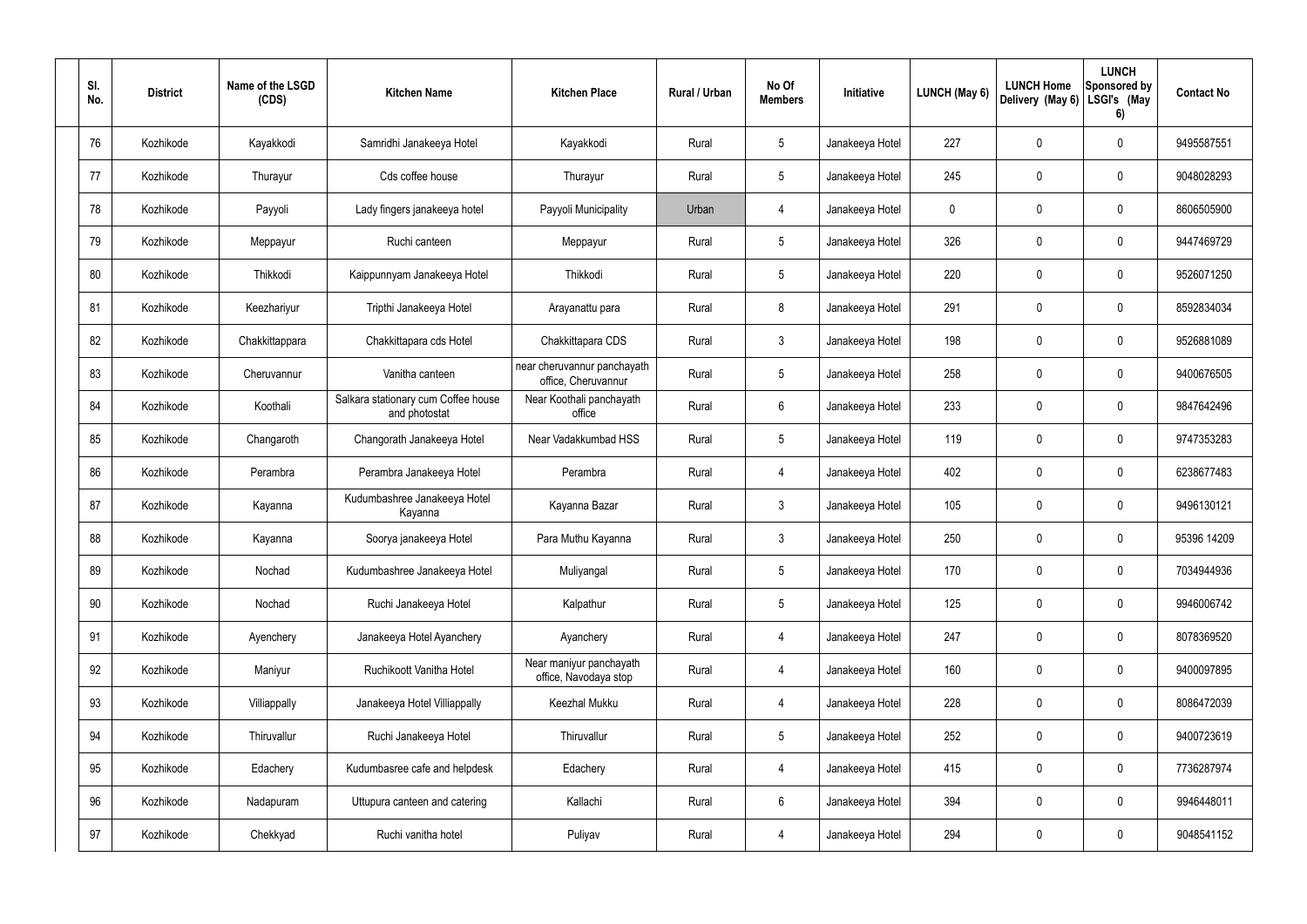| Sl. No. | District | Name of the LSGD (CDS) | Kitchen Name | Kitchen Place | Rural / Urban | No Of Members | Initiative | LUNCH (May 6) | LUNCH Home Delivery (May 6) | LUNCH Sponsored by LSGI's (May 6) | Contact No |
|---|---|---|---|---|---|---|---|---|---|---|---|
| 76 | Kozhikode | Kayakkodi | Samridhi Janakeeya Hotel | Kayakkodi | Rural | 5 | Janakeeya Hotel | 227 | 0 | 0 | 9495587551 |
| 77 | Kozhikode | Thurayur | Cds coffee house | Thurayur | Rural | 5 | Janakeeya Hotel | 245 | 0 | 0 | 9048028293 |
| 78 | Kozhikode | Payyoli | Lady fingers janakeeya hotel | Payyoli Municipality | Urban | 4 | Janakeeya Hotel | 0 | 0 | 0 | 8606505900 |
| 79 | Kozhikode | Meppayur | Ruchi canteen | Meppayur | Rural | 5 | Janakeeya Hotel | 326 | 0 | 0 | 9447469729 |
| 80 | Kozhikode | Thikkodi | Kaippunnyam Janakeeya Hotel | Thikkodi | Rural | 5 | Janakeeya Hotel | 220 | 0 | 0 | 9526071250 |
| 81 | Kozhikode | Keezhariyur | Tripthi Janakeeya Hotel | Arayanattu para | Rural | 8 | Janakeeya Hotel | 291 | 0 | 0 | 8592834034 |
| 82 | Kozhikode | Chakkittappara | Chakkittapara cds Hotel | Chakkittapara CDS | Rural | 3 | Janakeeya Hotel | 198 | 0 | 0 | 9526881089 |
| 83 | Kozhikode | Cheruvannur | Vanitha canteen | near cheruvannur panchayath office, Cheruvannur | Rural | 5 | Janakeeya Hotel | 258 | 0 | 0 | 9400676505 |
| 84 | Kozhikode | Koothali | Salkara stationary cum Coffee house and photostat | Near Koothali panchayath office | Rural | 6 | Janakeeya Hotel | 233 | 0 | 0 | 9847642496 |
| 85 | Kozhikode | Changaroth | Changorath Janakeeya Hotel | Near Vadakkumbad HSS | Rural | 5 | Janakeeya Hotel | 119 | 0 | 0 | 9747353283 |
| 86 | Kozhikode | Perambra | Perambra Janakeeya Hotel | Perambra | Rural | 4 | Janakeeya Hotel | 402 | 0 | 0 | 6238677483 |
| 87 | Kozhikode | Kayanna | Kudumbashree Janakeeya Hotel Kayanna | Kayanna Bazar | Rural | 3 | Janakeeya Hotel | 105 | 0 | 0 | 9496130121 |
| 88 | Kozhikode | Kayanna | Soorya janakeeya Hotel | Para Muthu Kayanna | Rural | 3 | Janakeeya Hotel | 250 | 0 | 0 | 95396 14209 |
| 89 | Kozhikode | Nochad | Kudumbashree Janakeeya Hotel | Muliyangal | Rural | 5 | Janakeeya Hotel | 170 | 0 | 0 | 7034944936 |
| 90 | Kozhikode | Nochad | Ruchi Janakeeya Hotel | Kalpathur | Rural | 5 | Janakeeya Hotel | 125 | 0 | 0 | 9946006742 |
| 91 | Kozhikode | Ayenchery | Janakeeya Hotel Ayanchery | Ayanchery | Rural | 4 | Janakeeya Hotel | 247 | 0 | 0 | 8078369520 |
| 92 | Kozhikode | Maniyur | Ruchikoott Vanitha Hotel | Near maniyur panchayath office, Navodaya stop | Rural | 4 | Janakeeya Hotel | 160 | 0 | 0 | 9400097895 |
| 93 | Kozhikode | Villiappally | Janakeeya Hotel Villiappally | Keezhal Mukku | Rural | 4 | Janakeeya Hotel | 228 | 0 | 0 | 8086472039 |
| 94 | Kozhikode | Thiruvallur | Ruchi Janakeeya Hotel | Thiruvallur | Rural | 5 | Janakeeya Hotel | 252 | 0 | 0 | 9400723619 |
| 95 | Kozhikode | Edachery | Kudumbasree cafe and helpdesk | Edachery | Rural | 4 | Janakeeya Hotel | 415 | 0 | 0 | 7736287974 |
| 96 | Kozhikode | Nadapuram | Uttupura canteen and catering | Kallachi | Rural | 6 | Janakeeya Hotel | 394 | 0 | 0 | 9946448011 |
| 97 | Kozhikode | Chekkyad | Ruchi vanitha hotel | Puliyav | Rural | 4 | Janakeeya Hotel | 294 | 0 | 0 | 9048541152 |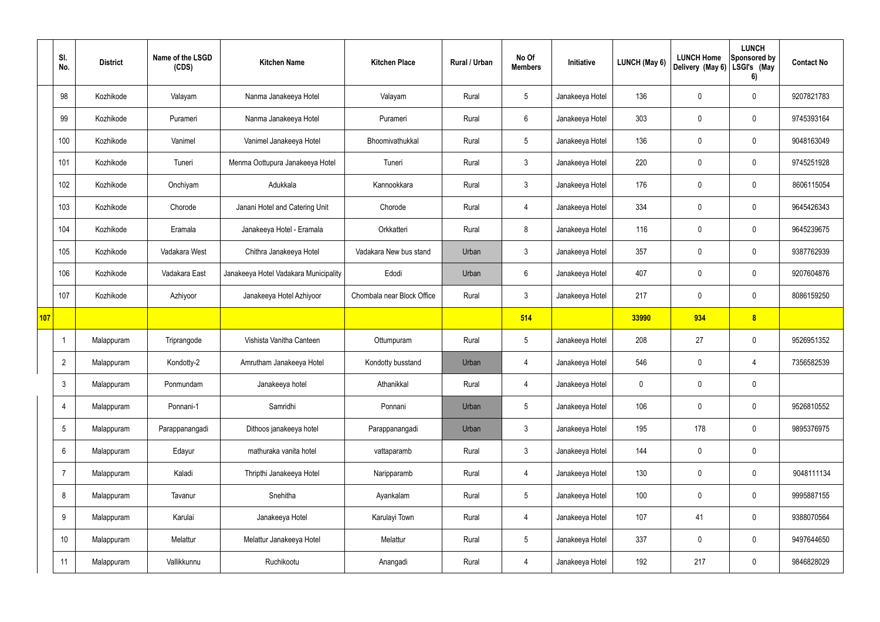| | Sl. No. | District | Name of the LSGD (CDS) | Kitchen Name | Kitchen Place | Rural / Urban | No Of Members | Initiative | LUNCH (May 6) | LUNCH Home Delivery (May 6) | LUNCH Sponsored by LSGI's (May 6) | Contact No |
|---|---|---|---|---|---|---|---|---|---|---|---|---|
| | 98 | Kozhikode | Valayam | Nanma Janakeeya Hotel | Valayam | Rural | 5 | Janakeeya Hotel | 136 | 0 | 0 | 9207821783 |
| | 99 | Kozhikode | Purameri | Nanma Janakeeya Hotel | Purameri | Rural | 6 | Janakeeya Hotel | 303 | 0 | 0 | 9745393164 |
| | 100 | Kozhikode | Vanimel | Vanimel Janakeeya Hotel | Bhoomivathukkal | Rural | 5 | Janakeeya Hotel | 136 | 0 | 0 | 9048163049 |
| | 101 | Kozhikode | Tuneri | Menma Oottupura Janakeeya Hotel | Tuneri | Rural | 3 | Janakeeya Hotel | 220 | 0 | 0 | 9745251928 |
| | 102 | Kozhikode | Onchiyam | Adukkala | Kannookkara | Rural | 3 | Janakeeya Hotel | 176 | 0 | 0 | 8606115054 |
| | 103 | Kozhikode | Chorode | Janani Hotel and Catering Unit | Chorode | Rural | 4 | Janakeeya Hotel | 334 | 0 | 0 | 9645426343 |
| | 104 | Kozhikode | Eramala | Janakeeya Hotel - Eramala | Orkkatteri | Rural | 8 | Janakeeya Hotel | 116 | 0 | 0 | 9645239675 |
| | 105 | Kozhikode | Vadakara West | Chithra Janakeeya Hotel | Vadakara New bus stand | Urban | 3 | Janakeeya Hotel | 357 | 0 | 0 | 9387762939 |
| | 106 | Kozhikode | Vadakara East | Janakeeya Hotel Vadakara Municipality | Edodi | Urban | 6 | Janakeeya Hotel | 407 | 0 | 0 | 9207604876 |
| | 107 | Kozhikode | Azhiyoor | Janakeeya Hotel Azhiyoor | Chombala near Block Office | Rural | 3 | Janakeeya Hotel | 217 | 0 | 0 | 8086159250 |
| **107** | | | | | | | **514** | | **33990** | **934** | **8** | |
| | 1 | Malappuram | Triprangode | Vishista Vanitha Canteen | Ottumpuram | Rural | 5 | Janakeeya Hotel | 208 | 27 | 0 | 9526951352 |
| | 2 | Malappuram | Kondotty-2 | Amrutham Janakeeya Hotel | Kondotty busstand | Urban | 4 | Janakeeya Hotel | 546 | 0 | 4 | 7356582539 |
| | 3 | Malappuram | Ponmundam | Janakeeya hotel | Athanikkal | Rural | 4 | Janakeeya Hotel | 0 | 0 | 0 | |
| | 4 | Malappuram | Ponnani-1 | Samridhi | Ponnani | Urban | 5 | Janakeeya Hotel | 106 | 0 | 0 | 9526810552 |
| | 5 | Malappuram | Parappanangadi | Dithoos janakeeya hotel | Parappanangadi | Urban | 3 | Janakeeya Hotel | 195 | 178 | 0 | 9895376975 |
| | 6 | Malappuram | Edayur | mathuraka vanita hotel | vattaparamb | Rural | 3 | Janakeeya Hotel | 144 | 0 | 0 | |
| | 7 | Malappuram | Kaladi | Thripthi Janakeeya Hotel | Naripparamb | Rural | 4 | Janakeeya Hotel | 130 | 0 | 0 | 9048111134 |
| | 8 | Malappuram | Tavanur | Snehitha | Ayankalam | Rural | 5 | Janakeeya Hotel | 100 | 0 | 0 | 9995887155 |
| | 9 | Malappuram | Karulai | Janakeeya Hotel | Karulayi Town | Rural | 4 | Janakeeya Hotel | 107 | 41 | 0 | 9388070564 |
| | 10 | Malappuram | Melattur | Melattur Janakeeya Hotel | Melattur | Rural | 5 | Janakeeya Hotel | 337 | 0 | 0 | 9497644650 |
| | 11 | Malappuram | Vallikkunnu | Ruchikootu | Anangadi | Rural | 4 | Janakeeya Hotel | 192 | 217 | 0 | 9846828029 |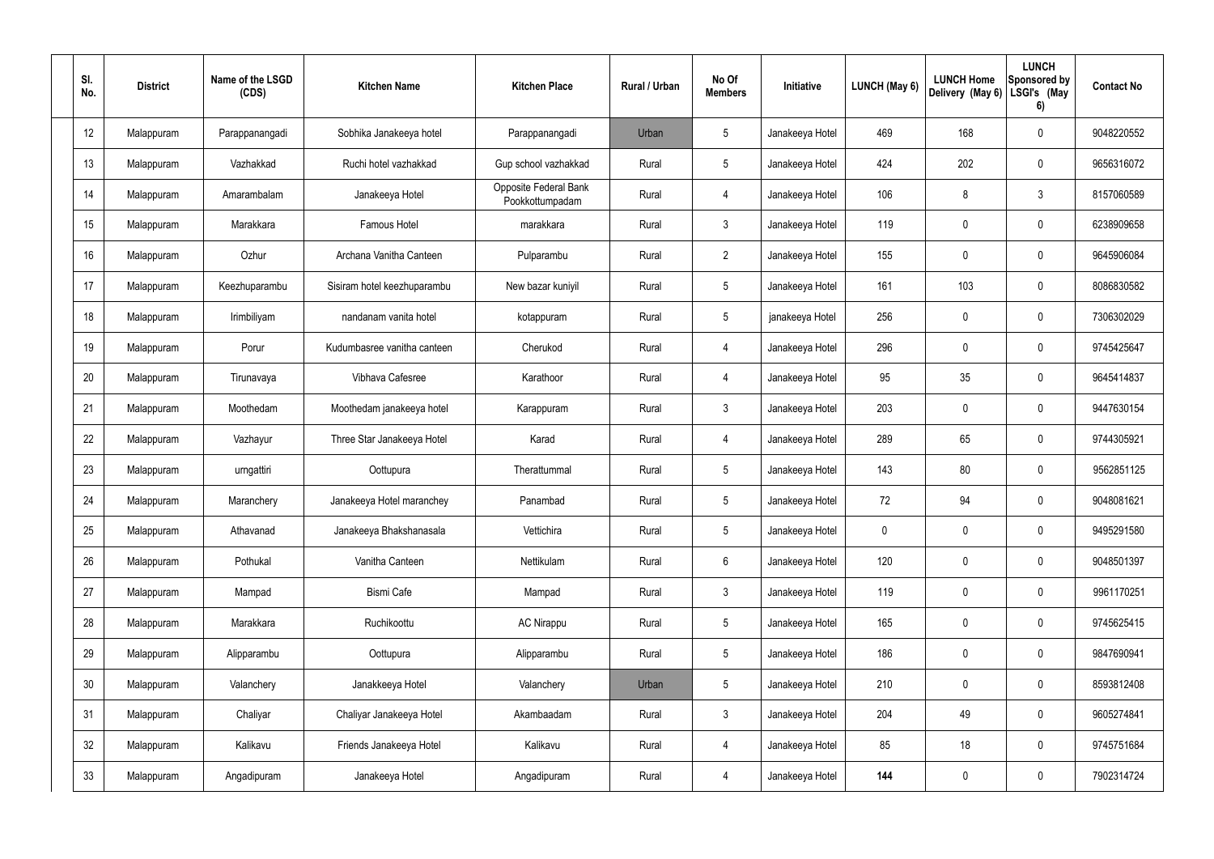| Sl. No. | District | Name of the LSGD (CDS) | Kitchen Name | Kitchen Place | Rural / Urban | No Of Members | Initiative | LUNCH (May 6) | LUNCH Home Delivery (May 6) | LUNCH Sponsored by LSGI's (May 6) | Contact No |
|---|---|---|---|---|---|---|---|---|---|---|---|
| 12 | Malappuram | Parappanangadi | Sobhika Janakeeya hotel | Parappanangadi | Urban | 5 | Janakeeya Hotel | 469 | 168 | 0 | 9048220552 |
| 13 | Malappuram | Vazhakkad | Ruchi hotel vazhakkad | Gup school vazhakkad | Rural | 5 | Janakeeya Hotel | 424 | 202 | 0 | 9656316072 |
| 14 | Malappuram | Amarambalam | Janakeeya Hotel | Opposite Federal Bank Pookkottumpadam | Rural | 4 | Janakeeya Hotel | 106 | 8 | 3 | 8157060589 |
| 15 | Malappuram | Marakkara | Famous Hotel | marakkara | Rural | 3 | Janakeeya Hotel | 119 | 0 | 0 | 6238909658 |
| 16 | Malappuram | Ozhur | Archana Vanitha Canteen | Pulparambu | Rural | 2 | Janakeeya Hotel | 155 | 0 | 0 | 9645906084 |
| 17 | Malappuram | Keezhuparambu | Sisiram hotel keezhuparambu | New bazar kuniyil | Rural | 5 | Janakeeya Hotel | 161 | 103 | 0 | 8086830582 |
| 18 | Malappuram | Irimbiliyam | nandanam vanita hotel | kotappuram | Rural | 5 | janakeeya Hotel | 256 | 0 | 0 | 7306302029 |
| 19 | Malappuram | Porur | Kudumbasree vanitha canteen | Cherukod | Rural | 4 | Janakeeya Hotel | 296 | 0 | 0 | 9745425647 |
| 20 | Malappuram | Tirunavaya | Vibhava Cafesree | Karathoor | Rural | 4 | Janakeeya Hotel | 95 | 35 | 0 | 9645414837 |
| 21 | Malappuram | Moothedam | Moothedam janakeeya hotel | Karappuram | Rural | 3 | Janakeeya Hotel | 203 | 0 | 0 | 9447630154 |
| 22 | Malappuram | Vazhayur | Three Star Janakeeya Hotel | Karad | Rural | 4 | Janakeeya Hotel | 289 | 65 | 0 | 9744305921 |
| 23 | Malappuram | urngattiri | Oottupura | Therattummal | Rural | 5 | Janakeeya Hotel | 143 | 80 | 0 | 9562851125 |
| 24 | Malappuram | Maranchery | Janakeeya Hotel maranchey | Panambad | Rural | 5 | Janakeeya Hotel | 72 | 94 | 0 | 9048081621 |
| 25 | Malappuram | Athavanad | Janakeeya Bhakshanasala | Vettichira | Rural | 5 | Janakeeya Hotel | 0 | 0 | 0 | 9495291580 |
| 26 | Malappuram | Pothukal | Vanitha Canteen | Nettikulam | Rural | 6 | Janakeeya Hotel | 120 | 0 | 0 | 9048501397 |
| 27 | Malappuram | Mampad | Bismi Cafe | Mampad | Rural | 3 | Janakeeya Hotel | 119 | 0 | 0 | 9961170251 |
| 28 | Malappuram | Marakkara | Ruchikoottu | AC Nirappu | Rural | 5 | Janakeeya Hotel | 165 | 0 | 0 | 9745625415 |
| 29 | Malappuram | Alipparambu | Oottupura | Alipparambu | Rural | 5 | Janakeeya Hotel | 186 | 0 | 0 | 9847690941 |
| 30 | Malappuram | Valanchery | Janakkeeya Hotel | Valanchery | Urban | 5 | Janakeeya Hotel | 210 | 0 | 0 | 8593812408 |
| 31 | Malappuram | Chaliyar | Chaliyar Janakeeya Hotel | Akambaadam | Rural | 3 | Janakeeya Hotel | 204 | 49 | 0 | 9605274841 |
| 32 | Malappuram | Kalikavu | Friends Janakeeya Hotel | Kalikavu | Rural | 4 | Janakeeya Hotel | 85 | 18 | 0 | 9745751684 |
| 33 | Malappuram | Angadipuram | Janakeeya Hotel | Angadipuram | Rural | 4 | Janakeeya Hotel | **144** | 0 | 0 | 7902314724 |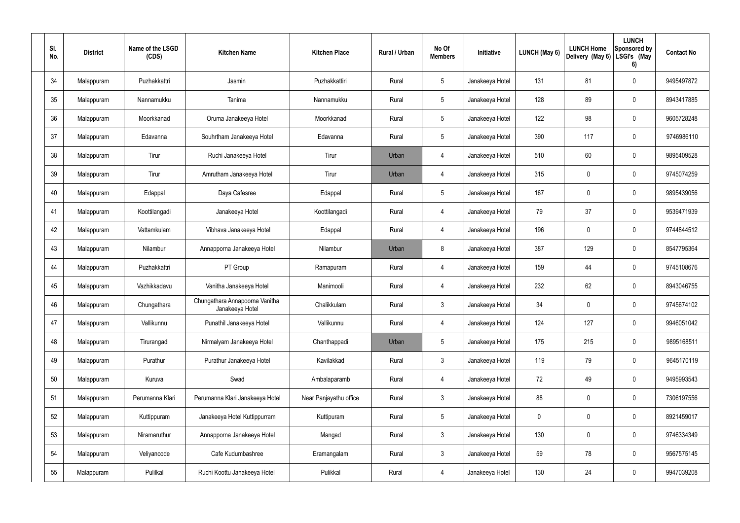| Sl. No. | District | Name of the LSGD (CDS) | Kitchen Name | Kitchen Place | Rural / Urban | No Of Members | Initiative | LUNCH (May 6) | LUNCH Home Delivery (May 6) | LUNCH Sponsored by LSGI's (May 6) | Contact No |
|---|---|---|---|---|---|---|---|---|---|---|---|
| 34 | Malappuram | Puzhakkattri | Jasmin | Puzhakkattiri | Rural | 5 | Janakeeya Hotel | 131 | 81 | 0 | 9495497872 |
| 35 | Malappuram | Nannamukku | Tanima | Nannamukku | Rural | 5 | Janakeeya Hotel | 128 | 89 | 0 | 8943417885 |
| 36 | Malappuram | Moorkkanad | Oruma Janakeeya Hotel | Moorkkanad | Rural | 5 | Janakeeya Hotel | 122 | 98 | 0 | 9605728248 |
| 37 | Malappuram | Edavanna | Souhrtham Janakeeya Hotel | Edavanna | Rural | 5 | Janakeeya Hotel | 390 | 117 | 0 | 9746986110 |
| 38 | Malappuram | Tirur | Ruchi Janakeeya Hotel | Tirur | Urban | 4 | Janakeeya Hotel | 510 | 60 | 0 | 9895409528 |
| 39 | Malappuram | Tirur | Amrutham Janakeeya Hotel | Tirur | Urban | 4 | Janakeeya Hotel | 315 | 0 | 0 | 9745074259 |
| 40 | Malappuram | Edappal | Daya Cafesree | Edappal | Rural | 5 | Janakeeya Hotel | 167 | 0 | 0 | 9895439056 |
| 41 | Malappuram | Koottilangadi | Janakeeya Hotel | Koottilangadi | Rural | 4 | Janakeeya Hotel | 79 | 37 | 0 | 9539471939 |
| 42 | Malappuram | Vattamkulam | Vibhava Janakeeya Hotel | Edappal | Rural | 4 | Janakeeya Hotel | 196 | 0 | 0 | 9744844512 |
| 43 | Malappuram | Nilambur | Annapporna Janakeeya Hotel | Nilambur | Urban | 8 | Janakeeya Hotel | 387 | 129 | 0 | 8547795364 |
| 44 | Malappuram | Puzhakkattri | PT Group | Ramapuram | Rural | 4 | Janakeeya Hotel | 159 | 44 | 0 | 9745108676 |
| 45 | Malappuram | Vazhikkadavu | Vanitha Janakeeya Hotel | Manimooli | Rural | 4 | Janakeeya Hotel | 232 | 62 | 0 | 8943046755 |
| 46 | Malappuram | Chungathara | Chungathara Annapoorna Vanitha Janakeeya Hotel | Chalikkulam | Rural | 3 | Janakeeya Hotel | 34 | 0 | 0 | 9745674102 |
| 47 | Malappuram | Vallikunnu | Punathil Janakeeya Hotel | Vallikunnu | Rural | 4 | Janakeeya Hotel | 124 | 127 | 0 | 9946051042 |
| 48 | Malappuram | Tirurangadi | Nirmalyam Janakeeya Hotel | Chanthappadi | Urban | 5 | Janakeeya Hotel | 175 | 215 | 0 | 9895168511 |
| 49 | Malappuram | Purathur | Purathur Janakeeya Hotel | Kavilakkad | Rural | 3 | Janakeeya Hotel | 119 | 79 | 0 | 9645170119 |
| 50 | Malappuram | Kuruva | Swad | Ambalaparamb | Rural | 4 | Janakeeya Hotel | 72 | 49 | 0 | 9495993543 |
| 51 | Malappuram | Perumanna Klari | Perumanna Klari Janakeeya Hotel | Near Panjayathu office | Rural | 3 | Janakeeya Hotel | 88 | 0 | 0 | 7306197556 |
| 52 | Malappuram | Kuttippuram | Janakeeya Hotel Kuttippurram | Kuttipuram | Rural | 5 | Janakeeya Hotel | 0 | 0 | 0 | 8921459017 |
| 53 | Malappuram | Niramaruthur | Annapporna Janakeeya Hotel | Mangad | Rural | 3 | Janakeeya Hotel | 130 | 0 | 0 | 9746334349 |
| 54 | Malappuram | Veliyancode | Cafe Kudumbashree | Eramangalam | Rural | 3 | Janakeeya Hotel | 59 | 78 | 0 | 9567575145 |
| 55 | Malappuram | Pulilkal | Ruchi Koottu Janakeeya Hotel | Pulikkal | Rural | 4 | Janakeeya Hotel | 130 | 24 | 0 | 9947039208 |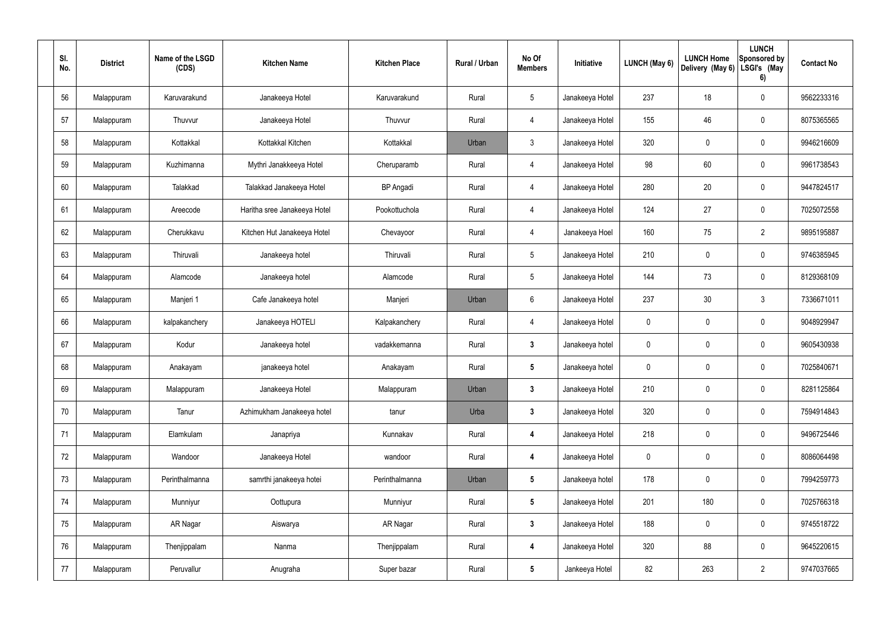| Sl. No. | District | Name of the LSGD (CDS) | Kitchen Name | Kitchen Place | Rural / Urban | No Of Members | Initiative | LUNCH (May 6) | LUNCH Home Delivery (May 6) | LUNCH Sponsored by LSGI's (May 6) | Contact No |
|---|---|---|---|---|---|---|---|---|---|---|---|
| 56 | Malappuram | Karuvarakund | Janakeeya Hotel | Karuvarakund | Rural | 5 | Janakeeya Hotel | 237 | 18 | 0 | 9562233316 |
| 57 | Malappuram | Thuvvur | Janakeeya Hotel | Thuvvur | Rural | 4 | Janakeeya Hotel | 155 | 46 | 0 | 8075365565 |
| 58 | Malappuram | Kottakkal | Kottakkal Kitchen | Kottakkal | Urban | 3 | Janakeeya Hotel | 320 | 0 | 0 | 9946216609 |
| 59 | Malappuram | Kuzhimanna | Mythri Janakkeeya Hotel | Cheruparamb | Rural | 4 | Janakeeya Hotel | 98 | 60 | 0 | 9961738543 |
| 60 | Malappuram | Talakkad | Talakkad Janakeeya Hotel | BP Angadi | Rural | 4 | Janakeeya Hotel | 280 | 20 | 0 | 9447824517 |
| 61 | Malappuram | Areecode | Haritha sree Janakeeya Hotel | Pookottuchola | Rural | 4 | Janakeeya Hotel | 124 | 27 | 0 | 7025072558 |
| 62 | Malappuram | Cherukkavu | Kitchen Hut Janakeeya Hotel | Chevayoor | Rural | 4 | Janakeeya Hoel | 160 | 75 | 2 | 9895195887 |
| 63 | Malappuram | Thiruvali | Janakeeya hotel | Thiruvali | Rural | 5 | Janakeeya Hotel | 210 | 0 | 0 | 9746385945 |
| 64 | Malappuram | Alamcode | Janakeeya hotel | Alamcode | Rural | 5 | Janakeeya Hotel | 144 | 73 | 0 | 8129368109 |
| 65 | Malappuram | Manjeri 1 | Cafe Janakeeya hotel | Manjeri | Urban | 6 | Janakeeya Hotel | 237 | 30 | 3 | 7336671011 |
| 66 | Malappuram | kalpakanchery | Janakeeya HOTELI | Kalpakanchery | Rural | 4 | Janakeeya Hotel | 0 | 0 | 0 | 9048929947 |
| 67 | Malappuram | Kodur | Janakeeya hotel | vadakkemanna | Rural | 3 | Janakeeya hotel | 0 | 0 | 0 | 9605430938 |
| 68 | Malappuram | Anakayam | janakeeya hotel | Anakayam | Rural | 5 | Janakeeya hotel | 0 | 0 | 0 | 7025840671 |
| 69 | Malappuram | Malappuram | Janakeeya Hotel | Malappuram | Urban | 3 | Janakeeya Hotel | 210 | 0 | 0 | 8281125864 |
| 70 | Malappuram | Tanur | Azhimukham Janakeeya hotel | tanur | Urba | 3 | Janakeeya Hotel | 320 | 0 | 0 | 7594914843 |
| 71 | Malappuram | Elamkulam | Janapriya | Kunnakav | Rural | 4 | Janakeeya Hotel | 218 | 0 | 0 | 9496725446 |
| 72 | Malappuram | Wandoor | Janakeeya Hotel | wandoor | Rural | 4 | Janakeeya Hotel | 0 | 0 | 0 | 8086064498 |
| 73 | Malappuram | Perinthalmanna | samrthi janakeeya hotei | Perinthalmanna | Urban | 5 | Janakeeya hotel | 178 | 0 | 0 | 7994259773 |
| 74 | Malappuram | Munniyur | Oottupura | Munniyur | Rural | 5 | Janakeeya Hotel | 201 | 180 | 0 | 7025766318 |
| 75 | Malappuram | AR Nagar | Aiswarya | AR Nagar | Rural | 3 | Janakeeya Hotel | 188 | 0 | 0 | 9745518722 |
| 76 | Malappuram | Thenjippalam | Nanma | Thenjippalam | Rural | 4 | Janakeeya Hotel | 320 | 88 | 0 | 9645220615 |
| 77 | Malappuram | Peruvallur | Anugraha | Super bazar | Rural | 5 | Jankeeya Hotel | 82 | 263 | 2 | 9747037665 |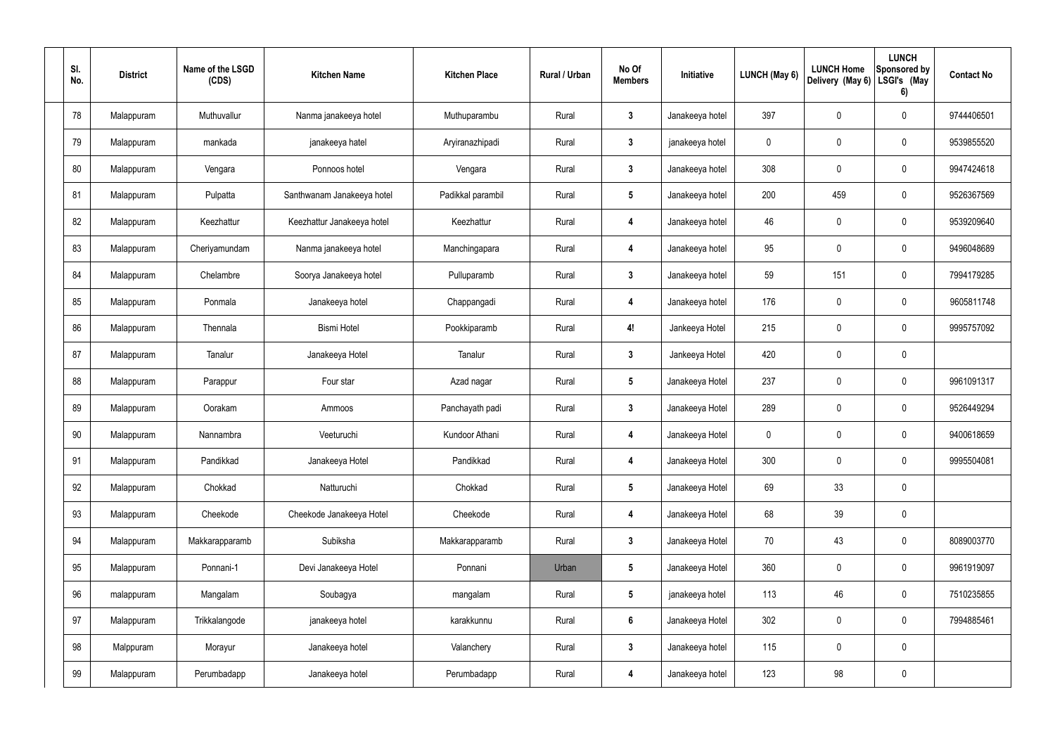| Sl. No. | District | Name of the LSGD (CDS) | Kitchen Name | Kitchen Place | Rural / Urban | No Of Members | Initiative | LUNCH (May 6) | LUNCH Home Delivery (May 6) | LUNCH Sponsored by LSGI's (May 6) | Contact No |
|---|---|---|---|---|---|---|---|---|---|---|---|
| 78 | Malappuram | Muthuvallur | Nanma janakeeya hotel | Muthuparambu | Rural | 3 | Janakeeya hotel | 397 | 0 | 0 | 9744406501 |
| 79 | Malappuram | mankada | janakeeya hatel | Aryiranazhipadi | Rural | 3 | janakeeya hotel | 0 | 0 | 0 | 9539855520 |
| 80 | Malappuram | Vengara | Ponnoos hotel | Vengara | Rural | 3 | Janakeeya hotel | 308 | 0 | 0 | 9947424618 |
| 81 | Malappuram | Pulpatta | Santhwanam Janakeeya hotel | Padikkal parambil | Rural | 5 | Janakeeya hotel | 200 | 459 | 0 | 9526367569 |
| 82 | Malappuram | Keezhattur | Keezhattur Janakeeya hotel | Keezhattur | Rural | 4 | Janakeeya hotel | 46 | 0 | 0 | 9539209640 |
| 83 | Malappuram | Cheriyamundam | Nanma janakeeya hotel | Manchingapara | Rural | 4 | Janakeeya hotel | 95 | 0 | 0 | 9496048689 |
| 84 | Malappuram | Chelambre | Soorya Janakeeya hotel | Pulluparamb | Rural | 3 | Janakeeya hotel | 59 | 151 | 0 | 7994179285 |
| 85 | Malappuram | Ponmala | Janakeeya hotel | Chappangadi | Rural | 4 | Janakeeya hotel | 176 | 0 | 0 | 9605811748 |
| 86 | Malappuram | Thennala | Bismi Hotel | Pookkiparamb | Rural | 4! | Jankeeya Hotel | 215 | 0 | 0 | 9995757092 |
| 87 | Malappuram | Tanalur | Janakeeya Hotel | Tanalur | Rural | 3 | Jankeeya Hotel | 420 | 0 | 0 | |
| 88 | Malappuram | Parappur | Four star | Azad nagar | Rural | 5 | Janakeeya Hotel | 237 | 0 | 0 | 9961091317 |
| 89 | Malappuram | Oorakam | Ammoos | Panchayath padi | Rural | 3 | Janakeeya Hotel | 289 | 0 | 0 | 9526449294 |
| 90 | Malappuram | Nannambra | Veeturuchi | Kundoor Athani | Rural | 4 | Janakeeya Hotel | 0 | 0 | 0 | 9400618659 |
| 91 | Malappuram | Pandikkad | Janakeeya Hotel | Pandikkad | Rural | 4 | Janakeeya Hotel | 300 | 0 | 0 | 9995504081 |
| 92 | Malappuram | Chokkad | Natturuchi | Chokkad | Rural | 5 | Janakeeya Hotel | 69 | 33 | 0 | |
| 93 | Malappuram | Cheekode | Cheekode Janakeeya Hotel | Cheekode | Rural | 4 | Janakeeya Hotel | 68 | 39 | 0 | |
| 94 | Malappuram | Makkarapparamb | Subiksha | Makkarapparamb | Rural | 3 | Janakeeya Hotel | 70 | 43 | 0 | 8089003770 |
| 95 | Malappuram | Ponnani-1 | Devi Janakeeya Hotel | Ponnani | Urban | 5 | Janakeeya Hotel | 360 | 0 | 0 | 9961919097 |
| 96 | malappuram | Mangalam | Soubagya | mangalam | Rural | 5 | janakeeya hotel | 113 | 46 | 0 | 7510235855 |
| 97 | Malappuram | Trikkalangode | janakeeya hotel | karakkunnu | Rural | 6 | Janakeeya Hotel | 302 | 0 | 0 | 7994885461 |
| 98 | Malppuram | Morayur | Janakeeya hotel | Valanchery | Rural | 3 | Janakeeya hotel | 115 | 0 | 0 | |
| 99 | Malappuram | Perumbadapp | Janakeeya hotel | Perumbadapp | Rural | 4 | Janakeeya hotel | 123 | 98 | 0 | |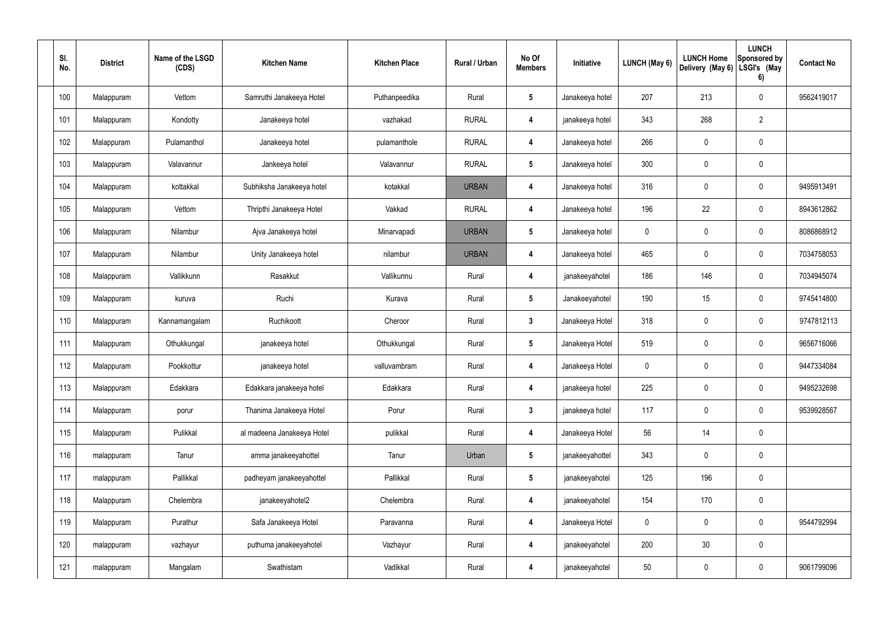| Sl. No. | District | Name of the LSGD (CDS) | Kitchen Name | Kitchen Place | Rural / Urban | No Of Members | Initiative | LUNCH (May 6) | LUNCH Home Delivery (May 6) | LUNCH Sponsored by LSGI's (May 6) | Contact No |
|---|---|---|---|---|---|---|---|---|---|---|---|
| 100 | Malappuram | Vettom | Samruthi Janakeeya Hotel | Puthanpeedika | Rural | 5 | Janakeeya hotel | 207 | 213 | 0 | 9562419017 |
| 101 | Malappuram | Kondotty | Janakeeya hotel | vazhakad | RURAL | 4 | janakeeya hotel | 343 | 268 | 2 | |
| 102 | Malappuram | Pulamanthol | Janakeeya hotel | pulamanthole | RURAL | 4 | Janakeeya hotel | 266 | 0 | 0 | |
| 103 | Malappuram | Valavannur | Jankeeya hotel | Valavannur | RURAL | 5 | Janakeeya hotel | 300 | 0 | 0 | |
| 104 | Malappuram | kottakkal | Subhiksha Janakeeya hotel | kotakkal | URBAN | 4 | Janakeeya hotel | 316 | 0 | 0 | 9495913491 |
| 105 | Malappuram | Vettom | Thripthi Janakeeya Hotel | Vakkad | RURAL | 4 | Janakeeya hotel | 196 | 22 | 0 | 8943612862 |
| 106 | Malappuram | Nilambur | Ajva Janakeeya hotel | Minarvapadi | URBAN | 5 | Janakeeya hotel | 0 | 0 | 0 | 8086868912 |
| 107 | Malappuram | Nilambur | Unity Janakeeya hotel | nilambur | URBAN | 4 | Janakeeya hotel | 465 | 0 | 0 | 7034758053 |
| 108 | Malappuram | Vallikkunn | Rasakkut | Vallikunnu | Rural | 4 | janakeeyahotel | 186 | 146 | 0 | 7034945074 |
| 109 | Malappuram | kuruva | Ruchi | Kurava | Rural | 5 | Janakeeyahotel | 190 | 15 | 0 | 9745414800 |
| 110 | Malappuram | Kannamangalam | Ruchikoott | Cheroor | Rural | 3 | Janakeeya Hotel | 318 | 0 | 0 | 9747812113 |
| 111 | Malappuram | Othukkungal | janakeeya hotel | Othukkungal | Rural | 5 | Janakeeya Hotel | 519 | 0 | 0 | 9656716066 |
| 112 | Malappuram | Pookkottur | janakeeya hotel | valluvambram | Rural | 4 | Janakeeya Hotel | 0 | 0 | 0 | 9447334084 |
| 113 | Malappuram | Edakkara | Edakkara janakeeya hotel | Edakkara | Rural | 4 | janakeeya hotel | 225 | 0 | 0 | 9495232698 |
| 114 | Malappuram | porur | Thanima Janakeeya Hotel | Porur | Rural | 3 | janakeeya hotel | 117 | 0 | 0 | 9539928567 |
| 115 | Malappuram | Pulikkal | al madeena Janakeeya Hotel | pulikkal | Rural | 4 | Janakeeya Hotel | 56 | 14 | 0 | |
| 116 | malappuram | Tanur | amma janakeeyahottel | Tanur | Urban | 5 | janakeeyahottel | 343 | 0 | 0 | |
| 117 | malappuram | Pallikkal | padheyam janakeeyahottel | Pallikkal | Rural | 5 | janakeeyahotel | 125 | 196 | 0 | |
| 118 | Malappuram | Chelembra | janakeeyahotel2 | Chelembra | Rural | 4 | janakeeyahotel | 154 | 170 | 0 | |
| 119 | Malappuram | Purathur | Safa Janakeeya Hotel | Paravanna | Rural | 4 | Janakeeya Hotel | 0 | 0 | 0 | 9544792994 |
| 120 | malappuram | vazhayur | puthuma janakeeyahotel | Vazhayur | Rural | 4 | janakeeyahotel | 200 | 30 | 0 | |
| 121 | malappuram | Mangalam | Swathistam | Vadikkal | Rural | 4 | janakeeyahotel | 50 | 0 | 0 | 9061799096 |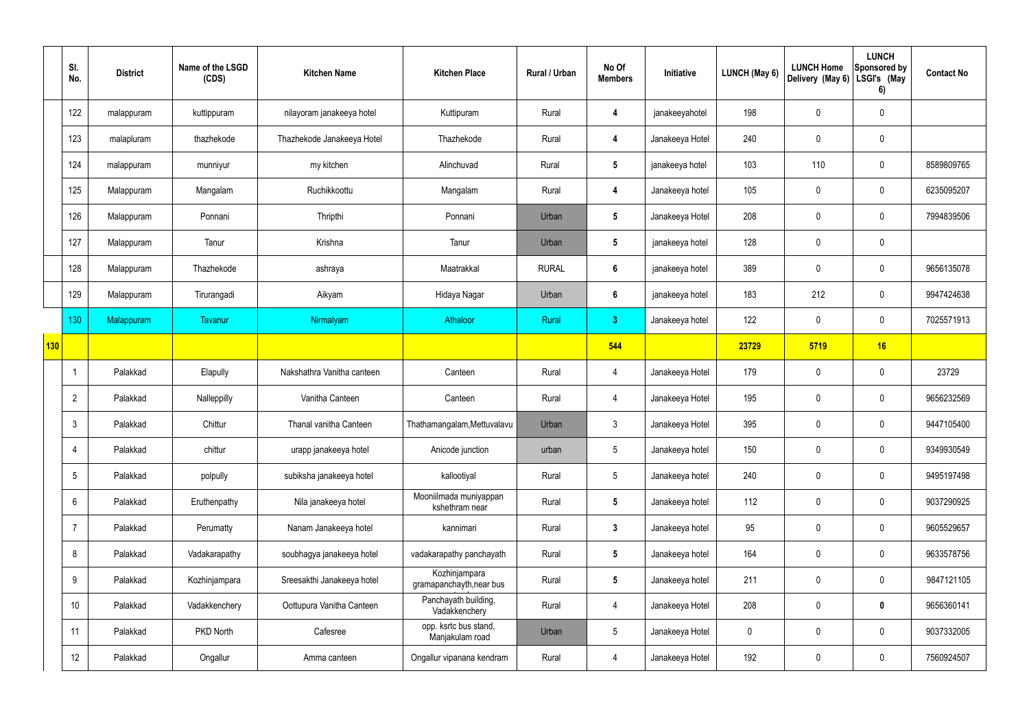|  | Sl. No. | District | Name of the LSGD (CDS) | Kitchen Name | Kitchen Place | Rural / Urban | No Of Members | Initiative | LUNCH (May 6) | LUNCH Home Delivery (May 6) | LUNCH Sponsored by LSGI's (May 6) | Contact No |
|---|---|---|---|---|---|---|---|---|---|---|---|---|
|  | 122 | malappuram | kuttippuram | nilayoram janakeeya hotel | Kuttipuram | Rural | 4 | janakeeyahotel | 198 | 0 | 0 |  |
|  | 123 | malapluram | thazhekode | Thazhekode Janakeeya Hotel | Thazhekode | Rural | 4 | Janakeeya Hotel | 240 | 0 | 0 |  |
|  | 124 | malappuram | munniyur | my kitchen | Alinchuvad | Rural | 5 | janakeeya hotel | 103 | 110 | 0 | 8589809765 |
|  | 125 | Malappuram | Mangalam | Ruchikkoottu | Mangalam | Rural | 4 | Janakeeya hotel | 105 | 0 | 0 | 6235095207 |
|  | 126 | Malappuram | Ponnani | Thripthi | Ponnani | Urban | 5 | Janakeeya Hotel | 208 | 0 | 0 | 7994839506 |
|  | 127 | Malappuram | Tanur | Krishna | Tanur | Urban | 5 | janakeeya hotel | 128 | 0 | 0 |  |
|  | 128 | Malappuram | Thazhekode | ashraya | Maatrakkal | RURAL | 6 | janakeeya hotel | 389 | 0 | 0 | 9656135078 |
|  | 129 | Malappuram | Tirurangadi | Aikyam | Hidaya Nagar | Urban | 6 | janakeeya hotel | 183 | 212 | 0 | 9947424638 |
|  | 130 | Malappuram | Tavanur | Nirmalyam | Athaloor | Rural | 3 | Janakeeya hotel | 122 | 0 | 0 | 7025571913 |
| 130 |  |  |  |  |  |  | 544 |  | 23729 | 5719 | 16 |  |
|  | 1 | Palakkad | Elapully | Nakshathra Vanitha canteen | Canteen | Rural | 4 | Janakeeya Hotel | 179 | 0 | 0 | 23729 |
|  | 2 | Palakkad | Nalleppilly | Vanitha Canteen | Canteen | Rural | 4 | Janakeeya Hotel | 195 | 0 | 0 | 9656232569 |
|  | 3 | Palakkad | Chittur | Thanal vanitha Canteen | Thathamangalam,Mettuvalavu | Urban | 3 | Janakeeya Hotel | 395 | 0 | 0 | 9447105400 |
|  | 4 | Palakkad | chittur | urapp janakeeya hotel | Anicode junction | urban | 5 | Janakeeya hotel | 150 | 0 | 0 | 9349930549 |
|  | 5 | Palakkad | polpully | subiksha janakeeya hotel | kallootiyal | Rural | 5 | Janakeeya hotel | 240 | 0 | 0 | 9495197498 |
|  | 6 | Palakkad | Eruthenpathy | Nila janakeeya hotel | Mooniilmada muniyappan kshethram near | Rural | 5 | Janakeeya hotel | 112 | 0 | 0 | 9037290925 |
|  | 7 | Palakkad | Perumatty | Nanam Janakeeya hotel | kannimari | Rural | 3 | Janakeeya hotel | 95 | 0 | 0 | 9605529657 |
|  | 8 | Palakkad | Vadakarapathy | soubhagya janakeeya hotel | vadakarapathy panchayath | Rural | 5 | Janakeeya hotel | 164 | 0 | 0 | 9633578756 |
|  | 9 | Palakkad | Kozhinjampara | Sreesakthi Janakeeya hotel | Kozhinjampara gramapanchayth,near bus | Rural | 5 | Janakeeya hotel | 211 | 0 | 0 | 9847121105 |
|  | 10 | Palakkad | Vadakkenchery | Oottupura Vanitha Canteen | Panchayath building, Vadakkenchery | Rural | 4 | Janakeeya Hotel | 208 | 0 | 0 | 9656360141 |
|  | 11 | Palakkad | PKD North | Cafesree | opp. ksrtc bus stand, Manjakulam road | Urban | 5 | Janakeeya Hotel | 0 | 0 | 0 | 9037332005 |
|  | 12 | Palakkad | Ongallur | Amma canteen | Ongallur vipanana kendram | Rural | 4 | Janakeeya Hotel | 192 | 0 | 0 | 7560924507 |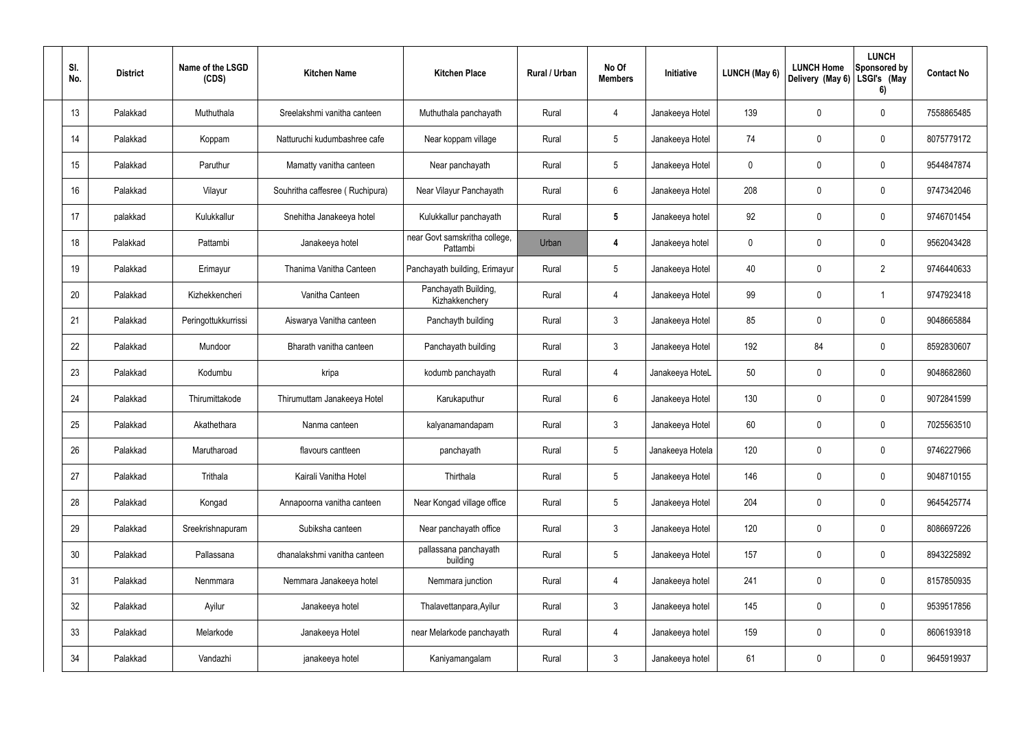| Sl. No. | District | Name of the LSGD (CDS) | Kitchen Name | Kitchen Place | Rural / Urban | No Of Members | Initiative | LUNCH (May 6) | LUNCH Home Delivery (May 6) | LUNCH Sponsored by LSGI's (May 6) | Contact No |
|---|---|---|---|---|---|---|---|---|---|---|---|
| 13 | Palakkad | Muthuthala | Sreelakshmi vanitha canteen | Muthuthala panchayath | Rural | 4 | Janakeeya Hotel | 139 | 0 | 0 | 7558865485 |
| 14 | Palakkad | Koppam | Natturuchi kudumbashree cafe | Near koppam village | Rural | 5 | Janakeeya Hotel | 74 | 0 | 0 | 8075779172 |
| 15 | Palakkad | Paruthur | Mamatty vanitha canteen | Near panchayath | Rural | 5 | Janakeeya Hotel | 0 | 0 | 0 | 9544847874 |
| 16 | Palakkad | Vilayur | Souhritha caffesree ( Ruchipura) | Near Vilayur Panchayath | Rural | 6 | Janakeeya Hotel | 208 | 0 | 0 | 9747342046 |
| 17 | palakkad | Kulukkallur | Snehitha Janakeeya hotel | Kulukkallur panchayath | Rural | 5 | Janakeeya hotel | 92 | 0 | 0 | 9746701454 |
| 18 | Palakkad | Pattambi | Janakeeya hotel | near Govt samskritha college, Pattambi | Urban | 4 | Janakeeya hotel | 0 | 0 | 0 | 9562043428 |
| 19 | Palakkad | Erimayur | Thanima Vanitha Canteen | Panchayath building, Erimayur | Rural | 5 | Janakeeya Hotel | 40 | 0 | 2 | 9746440633 |
| 20 | Palakkad | Kizhekkencheri | Vanitha Canteen | Panchayath Building, Kizhakkenchery | Rural | 4 | Janakeeya Hotel | 99 | 0 | 1 | 9747923418 |
| 21 | Palakkad | Peringottukkurissi | Aiswarya Vanitha canteen | Panchayth building | Rural | 3 | Janakeeya Hotel | 85 | 0 | 0 | 9048665884 |
| 22 | Palakkad | Mundoor | Bharath vanitha canteen | Panchayath building | Rural | 3 | Janakeeya Hotel | 192 | 84 | 0 | 8592830607 |
| 23 | Palakkad | Kodumbu | kripa | kodumb panchayath | Rural | 4 | Janakeeya HoteL | 50 | 0 | 0 | 9048682860 |
| 24 | Palakkad | Thirumittakode | Thirumuttam Janakeeya Hotel | Karukaputhur | Rural | 6 | Janakeeya Hotel | 130 | 0 | 0 | 9072841599 |
| 25 | Palakkad | Akathethara | Nanma canteen | kalyanamandapam | Rural | 3 | Janakeeya Hotel | 60 | 0 | 0 | 7025563510 |
| 26 | Palakkad | Marutharoad | flavours cantteen | panchayath | Rural | 5 | Janakeeya Hotela | 120 | 0 | 0 | 9746227966 |
| 27 | Palakkad | Trithala | Kairali Vanitha Hotel | Thirthala | Rural | 5 | Janakeeya Hotel | 146 | 0 | 0 | 9048710155 |
| 28 | Palakkad | Kongad | Annapoorna vanitha canteen | Near Kongad village office | Rural | 5 | Janakeeya Hotel | 204 | 0 | 0 | 9645425774 |
| 29 | Palakkad | Sreekrishnapuram | Subiksha canteen | Near panchayath office | Rural | 3 | Janakeeya Hotel | 120 | 0 | 0 | 8086697226 |
| 30 | Palakkad | Pallassana | dhanalakshmi vanitha canteen | pallassana panchayath building | Rural | 5 | Janakeeya Hotel | 157 | 0 | 0 | 8943225892 |
| 31 | Palakkad | Nenmmara | Nemmara Janakeeya hotel | Nemmara junction | Rural | 4 | Janakeeya hotel | 241 | 0 | 0 | 8157850935 |
| 32 | Palakkad | Ayilur | Janakeeya hotel | Thalavettanpara,Ayilur | Rural | 3 | Janakeeya hotel | 145 | 0 | 0 | 9539517856 |
| 33 | Palakkad | Melarkode | Janakeeya Hotel | near Melarkode panchayath | Rural | 4 | Janakeeya hotel | 159 | 0 | 0 | 8606193918 |
| 34 | Palakkad | Vandazhi | janakeeya hotel | Kaniyamangalam | Rural | 3 | Janakeeya hotel | 61 | 0 | 0 | 9645919937 |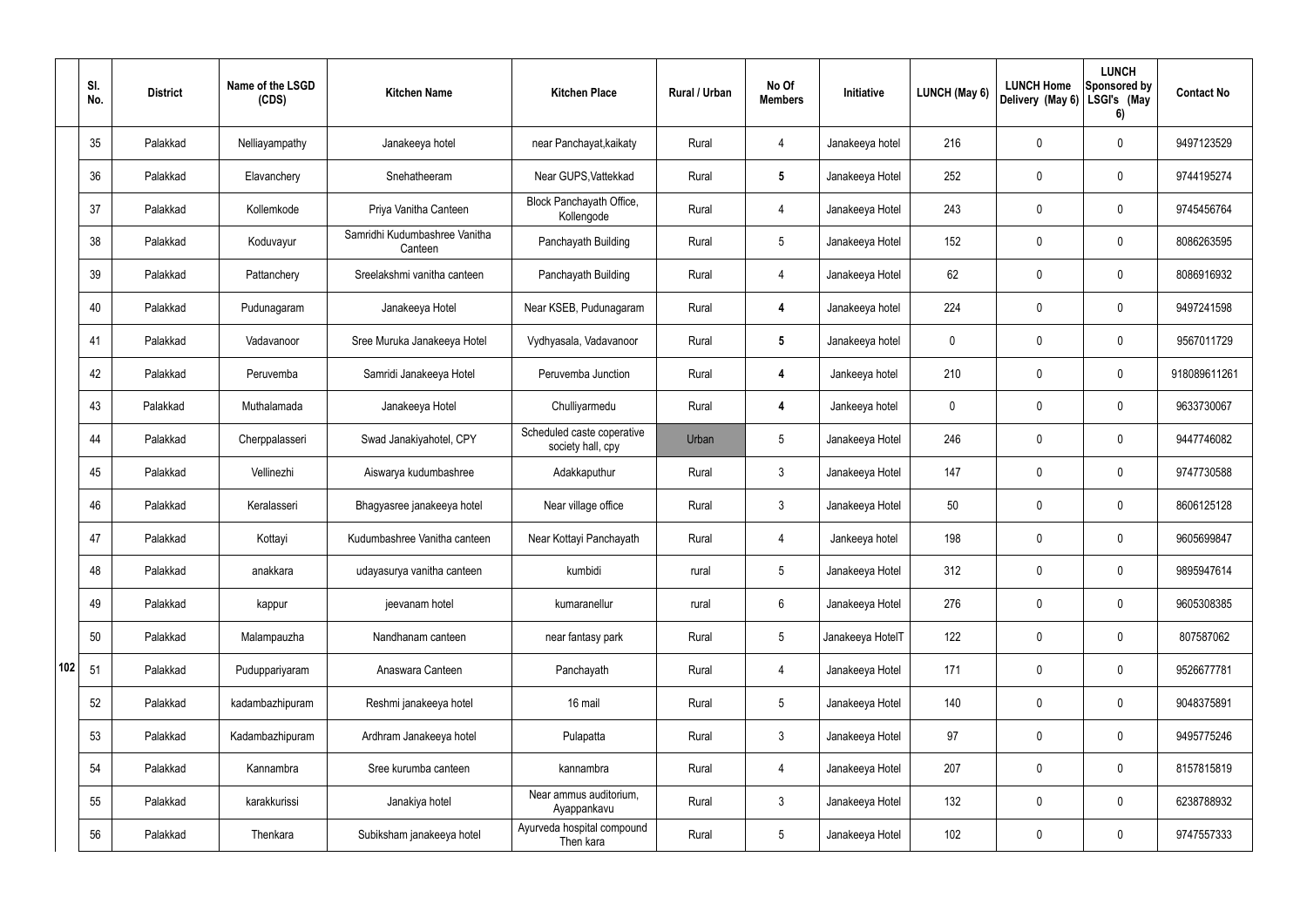| | Sl. No. | District | Name of the LSGD (CDS) | Kitchen Name | Kitchen Place | Rural / Urban | No Of Members | Initiative | LUNCH (May 6) | LUNCH Home Delivery (May 6) | LUNCH Sponsored by LSGI's (May 6) | Contact No |
|---|---|---|---|---|---|---|---|---|---|---|---|---|
| | 35 | Palakkad | Nelliayampathy | Janakeeya hotel | near Panchayat,kaikaty | Rural | 4 | Janakeeya hotel | 216 | 0 | 0 | 9497123529 |
| | 36 | Palakkad | Elavanchery | Snehatheeram | Near GUPS,Vattekkad | Rural | 5 | Janakeeya Hotel | 252 | 0 | 0 | 9744195274 |
| | 37 | Palakkad | Kollemkode | Priya Vanitha Canteen | Block Panchayath Office, Kollengode | Rural | 4 | Janakeeya Hotel | 243 | 0 | 0 | 9745456764 |
| | 38 | Palakkad | Koduvayur | Samridhi Kudumbashree Vanitha Canteen | Panchayath Building | Rural | 5 | Janakeeya Hotel | 152 | 0 | 0 | 8086263595 |
| | 39 | Palakkad | Pattanchery | Sreelakshmi vanitha canteen | Panchayath Building | Rural | 4 | Janakeeya Hotel | 62 | 0 | 0 | 8086916932 |
| | 40 | Palakkad | Pudunagaram | Janakeeya Hotel | Near KSEB, Pudunagaram | Rural | 4 | Janakeeya hotel | 224 | 0 | 0 | 9497241598 |
| | 41 | Palakkad | Vadavanoor | Sree Muruka Janakeeya Hotel | Vydhyasala, Vadavanoor | Rural | 5 | Janakeeya hotel | 0 | 0 | 0 | 9567011729 |
| | 42 | Palakkad | Peruvemba | Samridi Janakeeya Hotel | Peruvemba Junction | Rural | 4 | Jankeeya hotel | 210 | 0 | 0 | 918089611261 |
| | 43 | Palakkad | Muthalamada | Janakeeya Hotel | Chulliyarmedu | Rural | 4 | Jankeeya hotel | 0 | 0 | 0 | 9633730067 |
| | 44 | Palakkad | Cherppalasseri | Swad Janakiyahotel, CPY | Scheduled caste coperative society hall, cpy | Urban | 5 | Janakeeya Hotel | 246 | 0 | 0 | 9447746082 |
| | 45 | Palakkad | Vellinezhi | Aiswarya kudumbashree | Adakkaputhur | Rural | 3 | Janakeeya Hotel | 147 | 0 | 0 | 9747730588 |
| | 46 | Palakkad | Keralasseri | Bhagyasree janakeeya hotel | Near village office | Rural | 3 | Janakeeya Hotel | 50 | 0 | 0 | 8606125128 |
| | 47 | Palakkad | Kottayi | Kudumbashree Vanitha canteen | Near Kottayi Panchayath | Rural | 4 | Jankeeya hotel | 198 | 0 | 0 | 9605699847 |
| | 48 | Palakkad | anakkara | udayasurya vanitha canteen | kumbidi | rural | 5 | Janakeeya Hotel | 312 | 0 | 0 | 9895947614 |
| | 49 | Palakkad | kappur | jeevanam hotel | kumaranellur | rural | 6 | Janakeeya Hotel | 276 | 0 | 0 | 9605308385 |
| | 50 | Palakkad | Malampauzha | Nandhanam canteen | near fantasy park | Rural | 5 | Janakeeya HotelT | 122 | 0 | 0 | 807587062 |
| 102 | 51 | Palakkad | Puduppariyaram | Anaswara Canteen | Panchayath | Rural | 4 | Janakeeya Hotel | 171 | 0 | 0 | 9526677781 |
| | 52 | Palakkad | kadambazhipuram | Reshmi janakeeya hotel | 16 mail | Rural | 5 | Janakeeya Hotel | 140 | 0 | 0 | 9048375891 |
| | 53 | Palakkad | Kadambazhipuram | Ardhram Janakeeya hotel | Pulapatta | Rural | 3 | Janakeeya Hotel | 97 | 0 | 0 | 9495775246 |
| | 54 | Palakkad | Kannambra | Sree kurumba canteen | kannambra | Rural | 4 | Janakeeya Hotel | 207 | 0 | 0 | 8157815819 |
| | 55 | Palakkad | karakkurissi | Janakiya hotel | Near ammus auditorium, Ayappankavu | Rural | 3 | Janakeeya Hotel | 132 | 0 | 0 | 6238788932 |
| | 56 | Palakkad | Thenkara | Subiksham janakeeya hotel | Ayurveda hospital compound Then kara | Rural | 5 | Janakeeya Hotel | 102 | 0 | 0 | 9747557333 |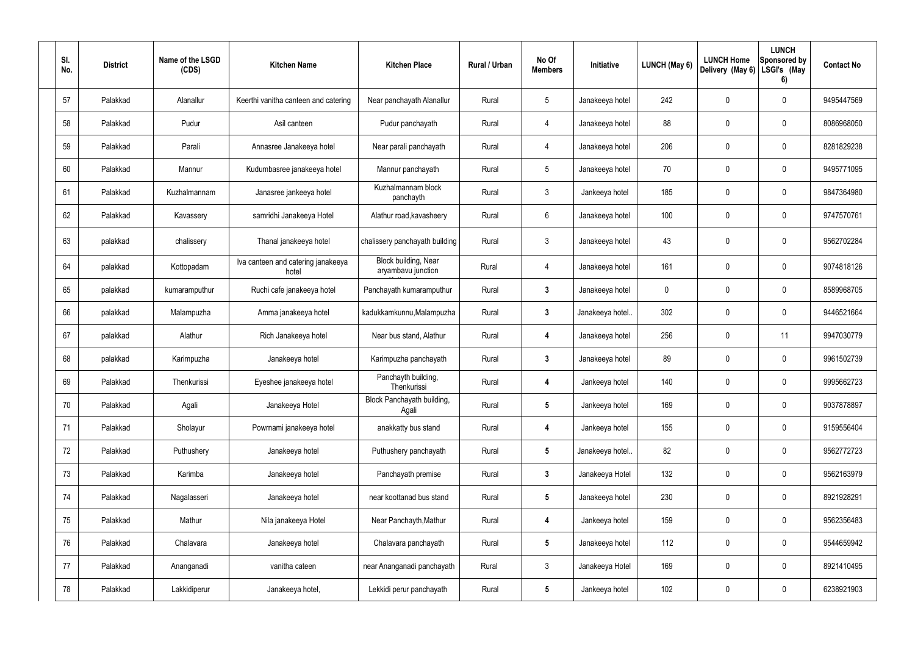| Sl. No. | District | Name of the LSGD (CDS) | Kitchen Name | Kitchen Place | Rural / Urban | No Of Members | Initiative | LUNCH (May 6) | LUNCH Home Delivery (May 6) | LUNCH Sponsored by LSGI's (May 6) | Contact No |
|---|---|---|---|---|---|---|---|---|---|---|---|
| 57 | Palakkad | Alanallur | Keerthi vanitha canteen and catering | Near panchayath Alanallur | Rural | 5 | Janakeeya hotel | 242 | 0 | 0 | 9495447569 |
| 58 | Palakkad | Pudur | Asil canteen | Pudur panchayath | Rural | 4 | Janakeeya hotel | 88 | 0 | 0 | 8086968050 |
| 59 | Palakkad | Parali | Annasree Janakeeya hotel | Near parali panchayath | Rural | 4 | Janakeeya hotel | 206 | 0 | 0 | 8281829238 |
| 60 | Palakkad | Mannur | Kudumbasree janakeeya hotel | Mannur panchayath | Rural | 5 | Janakeeya hotel | 70 | 0 | 0 | 9495771095 |
| 61 | Palakkad | Kuzhalmannam | Janasree jankeeya hotel | Kuzhalmannam block panchayth | Rural | 3 | Jankeeya hotel | 185 | 0 | 0 | 9847364980 |
| 62 | Palakkad | Kavassery | samridhi Janakeeya Hotel | Alathur road,kavasheery | Rural | 6 | Janakeeya hotel | 100 | 0 | 0 | 9747570761 |
| 63 | palakkad | chalissery | Thanal janakeeya hotel | chalissery panchayath building | Rural | 3 | Janakeeya hotel | 43 | 0 | 0 | 9562702284 |
| 64 | palakkad | Kottopadam | Iva canteen and catering janakeeya hotel | Block building, Near aryambavu junction | Rural | 4 | Janakeeya hotel | 161 | 0 | 0 | 9074818126 |
| 65 | palakkad | kumaramputhur | Ruchi cafe janakeeya hotel | Panchayath kumaramputhur | Rural | 3 | Janakeeya hotel | 0 | 0 | 0 | 8589968705 |
| 66 | palakkad | Malampuzha | Amma janakeeya hotel | kadukkamkunnu,Malampuzha | Rural | 3 | Janakeeya hotel.. | 302 | 0 | 0 | 9446521664 |
| 67 | palakkad | Alathur | Rich Janakeeya hotel | Near bus stand, Alathur | Rural | 4 | Janakeeya hotel | 256 | 0 | 11 | 9947030779 |
| 68 | palakkad | Karimpuzha | Janakeeya hotel | Karimpuzha panchayath | Rural | 3 | Janakeeya hotel | 89 | 0 | 0 | 9961502739 |
| 69 | Palakkad | Thenkurissi | Eyeshee janakeeya hotel | Panchayth building, Thenkurissi | Rural | 4 | Jankeeya hotel | 140 | 0 | 0 | 9995662723 |
| 70 | Palakkad | Agali | Janakeeya Hotel | Block Panchayath building, Agali | Rural | 5 | Jankeeya hotel | 169 | 0 | 0 | 9037878897 |
| 71 | Palakkad | Sholayur | Powrnami janakeeya hotel | anakkatty bus stand | Rural | 4 | Jankeeya hotel | 155 | 0 | 0 | 9159556404 |
| 72 | Palakkad | Puthushery | Janakeeya hotel | Puthushery panchayath | Rural | 5 | Janakeeya hotel.. | 82 | 0 | 0 | 9562772723 |
| 73 | Palakkad | Karimba | Janakeeya hotel | Panchayath premise | Rural | 3 | Janakeeya Hotel | 132 | 0 | 0 | 9562163979 |
| 74 | Palakkad | Nagalasseri | Janakeeya hotel | near koottanad bus stand | Rural | 5 | Janakeeya hotel | 230 | 0 | 0 | 8921928291 |
| 75 | Palakkad | Mathur | Nila janakeeya Hotel | Near Panchayth,Mathur | Rural | 4 | Jankeeya hotel | 159 | 0 | 0 | 9562356483 |
| 76 | Palakkad | Chalavara | Janakeeya hotel | Chalavara panchayath | Rural | 5 | Janakeeya hotel | 112 | 0 | 0 | 9544659942 |
| 77 | Palakkad | Ananganadi | vanitha cateen | near Ananganadi panchayath | Rural | 3 | Janakeeya Hotel | 169 | 0 | 0 | 8921410495 |
| 78 | Palakkad | Lakkidiperur | Janakeeya hotel, | Lekkidi perur panchayath | Rural | 5 | Jankeeya hotel | 102 | 0 | 0 | 6238921903 |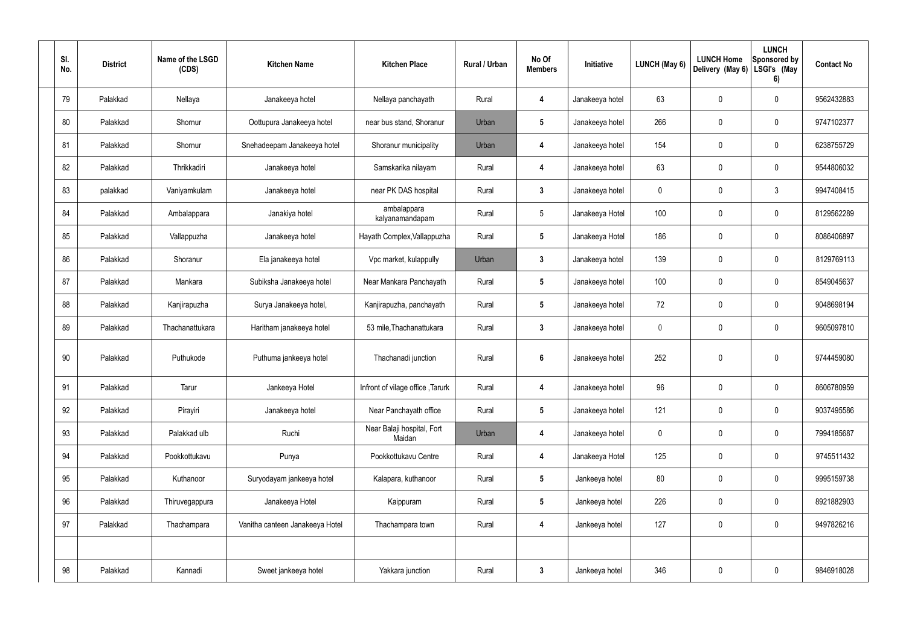| Sl. No. | District | Name of the LSGD (CDS) | Kitchen Name | Kitchen Place | Rural / Urban | No Of Members | Initiative | LUNCH (May 6) | LUNCH Home Delivery (May 6) | LUNCH Sponsored by LSGI's (May 6) | Contact No |
|---|---|---|---|---|---|---|---|---|---|---|---|
| 79 | Palakkad | Nellaya | Janakeeya hotel | Nellaya panchayath | Rural | 4 | Janakeeya hotel | 63 | 0 | 0 | 9562432883 |
| 80 | Palakkad | Shornur | Oottupura Janakeeya hotel | near bus stand, Shoranur | Urban | 5 | Janakeeya hotel | 266 | 0 | 0 | 9747102377 |
| 81 | Palakkad | Shornur | Snehadeepam Janakeeya hotel | Shoranur municipality | Urban | 4 | Janakeeya hotel | 154 | 0 | 0 | 6238755729 |
| 82 | Palakkad | Thrikkadiri | Janakeeya hotel | Samskarika nilayam | Rural | 4 | Janakeeya hotel | 63 | 0 | 0 | 9544806032 |
| 83 | palakkad | Vaniyamkulam | Janakeeya hotel | near PK DAS hospital | Rural | 3 | Janakeeya hotel | 0 | 0 | 3 | 9947408415 |
| 84 | Palakkad | Ambalappara | Janakiya hotel | ambalappara kalyanamandapam | Rural | 5 | Janakeeya Hotel | 100 | 0 | 0 | 8129562289 |
| 85 | Palakkad | Vallappuzha | Janakeeya hotel | Hayath Complex,Vallappuzha | Rural | 5 | Janakeeya Hotel | 186 | 0 | 0 | 8086406897 |
| 86 | Palakkad | Shoranur | Ela janakeeya hotel | Vpc market, kulappully | Urban | 3 | Janakeeya hotel | 139 | 0 | 0 | 8129769113 |
| 87 | Palakkad | Mankara | Subiksha Janakeeya hotel | Near Mankara Panchayath | Rural | 5 | Janakeeya hotel | 100 | 0 | 0 | 8549045637 |
| 88 | Palakkad | Kanjirapuzha | Surya Janakeeya hotel, | Kanjirapuzha, panchayath | Rural | 5 | Janakeeya hotel | 72 | 0 | 0 | 9048698194 |
| 89 | Palakkad | Thachanattukara | Haritham janakeeya hotel | 53 mile,Thachanattukara | Rural | 3 | Janakeeya hotel | 0 | 0 | 0 | 9605097810 |
| 90 | Palakkad | Puthukode | Puthuma jankeeya hotel | Thachanadi junction | Rural | 6 | Janakeeya hotel | 252 | 0 | 0 | 9744459080 |
| 91 | Palakkad | Tarur | Jankeeya Hotel | Infront of vilage office ,Tarurk | Rural | 4 | Janakeeya hotel | 96 | 0 | 0 | 8606780959 |
| 92 | Palakkad | Pirayiri | Janakeeya hotel | Near Panchayath office | Rural | 5 | Janakeeya hotel | 121 | 0 | 0 | 9037495586 |
| 93 | Palakkad | Palakkad ulb | Ruchi | Near Balaji hospital, Fort Maidan | Urban | 4 | Janakeeya hotel | 0 | 0 | 0 | 7994185687 |
| 94 | Palakkad | Pookkottukavu | Punya | Pookkottukavu Centre | Rural | 4 | Janakeeya Hotel | 125 | 0 | 0 | 9745511432 |
| 95 | Palakkad | Kuthanoor | Suryodayam jankeeya hotel | Kalapara, kuthanoor | Rural | 5 | Jankeeya hotel | 80 | 0 | 0 | 9995159738 |
| 96 | Palakkad | Thiruvegappura | Janakeeya Hotel | Kaippuram | Rural | 5 | Jankeeya hotel | 226 | 0 | 0 | 8921882903 |
| 97 | Palakkad | Thachampara | Vanitha canteen Janakeeya Hotel | Thachampara town | Rural | 4 | Jankeeya hotel | 127 | 0 | 0 | 9497826216 |
| | | | | | | | | | | | |
| 98 | Palakkad | Kannadi | Sweet jankeeya hotel | Yakkara junction | Rural | 3 | Jankeeya hotel | 346 | 0 | 0 | 9846918028 |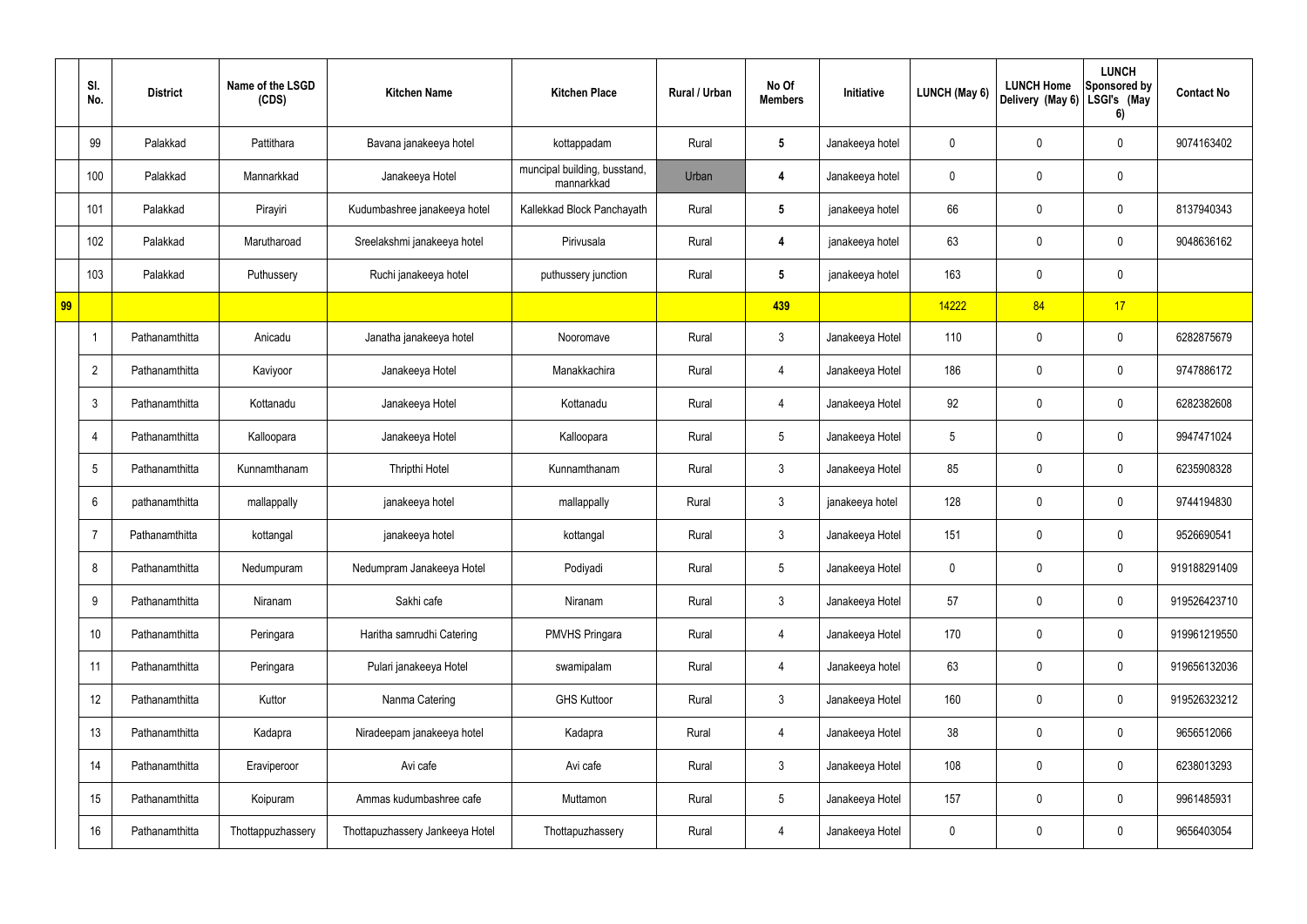|  | Sl. No. | District | Name of the LSGD (CDS) | Kitchen Name | Kitchen Place | Rural / Urban | No Of Members | Initiative | LUNCH (May 6) | LUNCH Home Delivery (May 6) | LUNCH Sponsored by LSGI's (May 6) | Contact No |
|---|---|---|---|---|---|---|---|---|---|---|---|---|
|  | 99 | Palakkad | Pattithara | Bavana janakeeya hotel | kottappadam | Rural | 5 | Janakeeya hotel | 0 | 0 | 0 | 9074163402 |
|  | 100 | Palakkad | Mannarkkad | Janakeeya Hotel | muncipal building, busstand, mannarkkad | Urban | 4 | Janakeeya hotel | 0 | 0 | 0 |  |
|  | 101 | Palakkad | Pirayiri | Kudumbashree janakeeya hotel | Kallekkad Block Panchayath | Rural | 5 | janakeeya hotel | 66 | 0 | 0 | 8137940343 |
|  | 102 | Palakkad | Marutharoad | Sreelakshmi janakeeya hotel | Pirivusala | Rural | 4 | janakeeya hotel | 63 | 0 | 0 | 9048636162 |
|  | 103 | Palakkad | Puthussery | Ruchi janakeeya hotel | puthussery junction | Rural | 5 | janakeeya hotel | 163 | 0 | 0 |  |
| 99 |  |  |  |  |  |  | 439 |  | 14222 | 84 | 17 |  |
|  | 1 | Pathanamthitta | Anicadu | Janatha janakeeya hotel | Nooromave | Rural | 3 | Janakeeya Hotel | 110 | 0 | 0 | 6282875679 |
|  | 2 | Pathanamthitta | Kaviyoor | Janakeeya Hotel | Manakkachira | Rural | 4 | Janakeeya Hotel | 186 | 0 | 0 | 9747886172 |
|  | 3 | Pathanamthitta | Kottanadu | Janakeeya Hotel | Kottanadu | Rural | 4 | Janakeeya Hotel | 92 | 0 | 0 | 6282382608 |
|  | 4 | Pathanamthitta | Kalloopara | Janakeeya Hotel | Kalloopara | Rural | 5 | Janakeeya Hotel | 5 | 0 | 0 | 9947471024 |
|  | 5 | Pathanamthitta | Kunnamthanam | Thripthi Hotel | Kunnamthanam | Rural | 3 | Janakeeya Hotel | 85 | 0 | 0 | 6235908328 |
|  | 6 | pathanamthitta | mallappally | janakeeya hotel | mallappally | Rural | 3 | janakeeya hotel | 128 | 0 | 0 | 9744194830 |
|  | 7 | Pathanamthitta | kottangal | janakeeya hotel | kottangal | Rural | 3 | Janakeeya Hotel | 151 | 0 | 0 | 9526690541 |
|  | 8 | Pathanamthitta | Nedumpuram | Nedumpram Janakeeya Hotel | Podiyadi | Rural | 5 | Janakeeya Hotel | 0 | 0 | 0 | 919188291409 |
|  | 9 | Pathanamthitta | Niranam | Sakhi cafe | Niranam | Rural | 3 | Janakeeya Hotel | 57 | 0 | 0 | 919526423710 |
|  | 10 | Pathanamthitta | Peringara | Haritha samrudhi Catering | PMVHS Pringara | Rural | 4 | Janakeeya Hotel | 170 | 0 | 0 | 919961219550 |
|  | 11 | Pathanamthitta | Peringara | Pulari janakeeya Hotel | swamipalam | Rural | 4 | Janakeeya hotel | 63 | 0 | 0 | 919656132036 |
|  | 12 | Pathanamthitta | Kuttor | Nanma Catering | GHS Kuttoor | Rural | 3 | Janakeeya Hotel | 160 | 0 | 0 | 919526323212 |
|  | 13 | Pathanamthitta | Kadapra | Niradeepam janakeeya hotel | Kadapra | Rural | 4 | Janakeeya Hotel | 38 | 0 | 0 | 9656512066 |
|  | 14 | Pathanamthitta | Eraviperoor | Avi cafe | Avi cafe | Rural | 3 | Janakeeya Hotel | 108 | 0 | 0 | 6238013293 |
|  | 15 | Pathanamthitta | Koipuram | Ammas kudumbashree cafe | Muttamon | Rural | 5 | Janakeeya Hotel | 157 | 0 | 0 | 9961485931 |
|  | 16 | Pathanamthitta | Thottappuzhassery | Thottapuzhassery Jankeeya Hotel | Thottapuzhassery | Rural | 4 | Janakeeya Hotel | 0 | 0 | 0 | 9656403054 |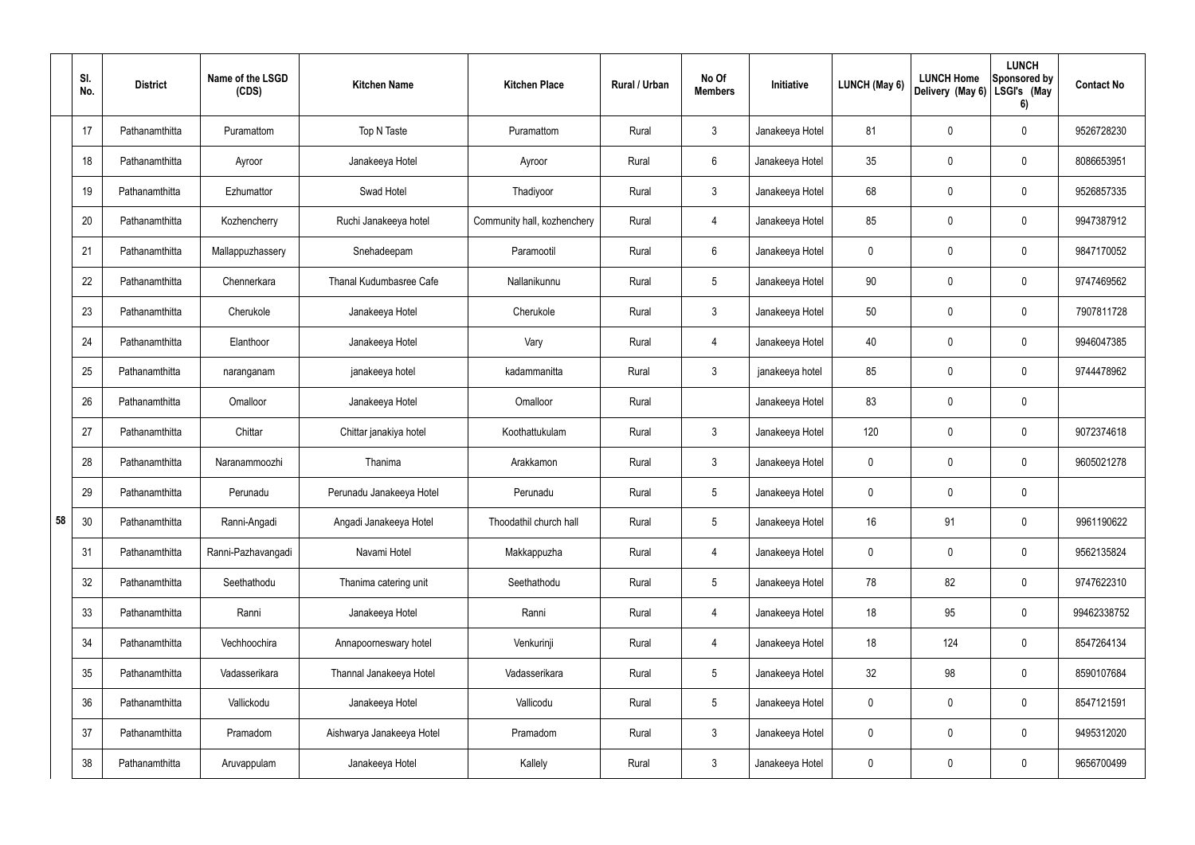|  | Sl. No. | District | Name of the LSGD (CDS) | Kitchen Name | Kitchen Place | Rural / Urban | No Of Members | Initiative | LUNCH (May 6) | LUNCH Home Delivery (May 6) | LUNCH Sponsored by LSGI's (May 6) | Contact No |
|---|---|---|---|---|---|---|---|---|---|---|---|---|
| 58 | 17 | Pathanamthitta | Puramattom | Top N Taste | Puramattom | Rural | 3 | Janakeeya Hotel | 81 | 0 | 0 | 9526728230 |
|  | 18 | Pathanamthitta | Ayroor | Janakeeya Hotel | Ayroor | Rural | 6 | Janakeeya Hotel | 35 | 0 | 0 | 8086653951 |
|  | 19 | Pathanamthitta | Ezhumattor | Swad Hotel | Thadiyoor | Rural | 3 | Janakeeya Hotel | 68 | 0 | 0 | 9526857335 |
|  | 20 | Pathanamthitta | Kozhencherry | Ruchi Janakeeya hotel | Community hall, kozhenchery | Rural | 4 | Janakeeya Hotel | 85 | 0 | 0 | 9947387912 |
|  | 21 | Pathanamthitta | Mallappuzhassery | Snehadeepam | Paramootil | Rural | 6 | Janakeeya Hotel | 0 | 0 | 0 | 9847170052 |
|  | 22 | Pathanamthitta | Chennerkara | Thanal Kudumbasree Cafe | Nallanikunnu | Rural | 5 | Janakeeya Hotel | 90 | 0 | 0 | 9747469562 |
|  | 23 | Pathanamthitta | Cherukole | Janakeeya Hotel | Cherukole | Rural | 3 | Janakeeya Hotel | 50 | 0 | 0 | 7907811728 |
|  | 24 | Pathanamthitta | Elanthoor | Janakeeya Hotel | Vary | Rural | 4 | Janakeeya Hotel | 40 | 0 | 0 | 9946047385 |
|  | 25 | Pathanamthitta | naranganam | janakeeya hotel | kadammanitta | Rural | 3 | janakeeya hotel | 85 | 0 | 0 | 9744478962 |
|  | 26 | Pathanamthitta | Omalloor | Janakeeya Hotel | Omalloor | Rural |  | Janakeeya Hotel | 83 | 0 | 0 |  |
|  | 27 | Pathanamthitta | Chittar | Chittar janakiya hotel | Koothattukulam | Rural | 3 | Janakeeya Hotel | 120 | 0 | 0 | 9072374618 |
|  | 28 | Pathanamthitta | Naranammoozhi | Thanima | Arakkamon | Rural | 3 | Janakeeya Hotel | 0 | 0 | 0 | 9605021278 |
|  | 29 | Pathanamthitta | Perunadu | Perunadu Janakeeya Hotel | Perunadu | Rural | 5 | Janakeeya Hotel | 0 | 0 | 0 |  |
|  | 30 | Pathanamthitta | Ranni-Angadi | Angadi Janakeeya Hotel | Thoodathil church hall | Rural | 5 | Janakeeya Hotel | 16 | 91 | 0 | 9961190622 |
|  | 31 | Pathanamthitta | Ranni-Pazhavangadi | Navami Hotel | Makkappuzha | Rural | 4 | Janakeeya Hotel | 0 | 0 | 0 | 9562135824 |
|  | 32 | Pathanamthitta | Seethathodu | Thanima catering unit | Seethathodu | Rural | 5 | Janakeeya Hotel | 78 | 82 | 0 | 9747622310 |
|  | 33 | Pathanamthitta | Ranni | Janakeeya Hotel | Ranni | Rural | 4 | Janakeeya Hotel | 18 | 95 | 0 | 99462338752 |
|  | 34 | Pathanamthitta | Vechhoochira | Annapoorneswary hotel | Venkurinji | Rural | 4 | Janakeeya Hotel | 18 | 124 | 0 | 8547264134 |
|  | 35 | Pathanamthitta | Vadasserikara | Thannal Janakeeya Hotel | Vadasserikara | Rural | 5 | Janakeeya Hotel | 32 | 98 | 0 | 8590107684 |
|  | 36 | Pathanamthitta | Vallickodu | Janakeeya Hotel | Vallicodu | Rural | 5 | Janakeeya Hotel | 0 | 0 | 0 | 8547121591 |
|  | 37 | Pathanamthitta | Pramadom | Aishwarya Janakeeya Hotel | Pramadom | Rural | 3 | Janakeeya Hotel | 0 | 0 | 0 | 9495312020 |
|  | 38 | Pathanamthitta | Aruvappulam | Janakeeya Hotel | Kallely | Rural | 3 | Janakeeya Hotel | 0 | 0 | 0 | 9656700499 |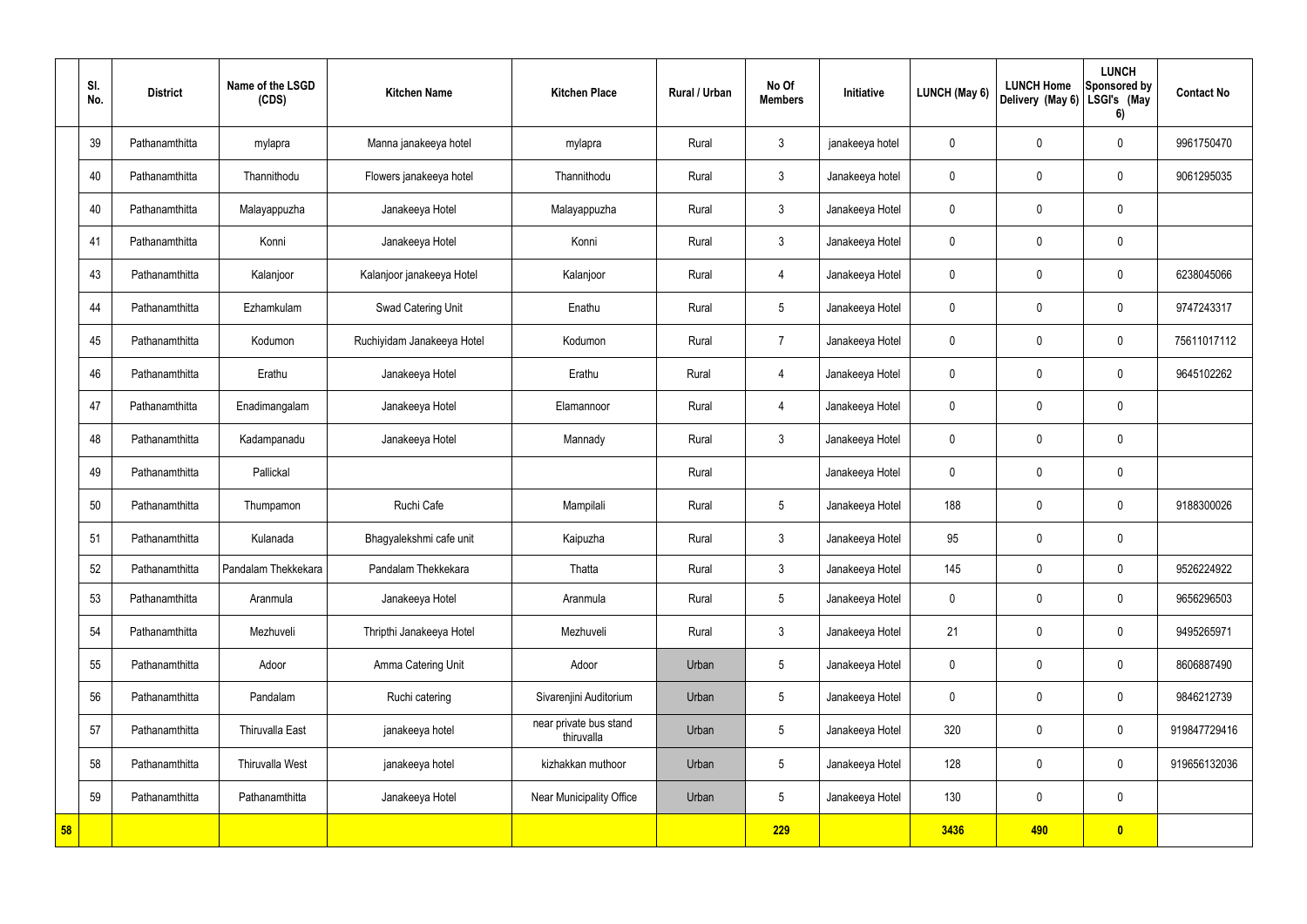| | Sl. No. | District | Name of the LSGD (CDS) | Kitchen Name | Kitchen Place | Rural / Urban | No Of Members | Initiative | LUNCH (May 6) | LUNCH Home Delivery (May 6) | LUNCH Sponsored by LSGI's (May 6) | Contact No |
|---|---|---|---|---|---|---|---|---|---|---|---|---|
| | 39 | Pathanamthitta | mylapra | Manna janakeeya hotel | mylapra | Rural | 3 | janakeeya hotel | 0 | 0 | 0 | 9961750470 |
| | 40 | Pathanamthitta | Thannithodu | Flowers janakeeya hotel | Thannithodu | Rural | 3 | Janakeeya hotel | 0 | 0 | 0 | 9061295035 |
| | 40 | Pathanamthitta | Malayappuzha | Janakeeya Hotel | Malayappuzha | Rural | 3 | Janakeeya Hotel | 0 | 0 | 0 | |
| | 41 | Pathanamthitta | Konni | Janakeeya Hotel | Konni | Rural | 3 | Janakeeya Hotel | 0 | 0 | 0 | |
| | 43 | Pathanamthitta | Kalanjoor | Kalanjoor janakeeya Hotel | Kalanjoor | Rural | 4 | Janakeeya Hotel | 0 | 0 | 0 | 6238045066 |
| | 44 | Pathanamthitta | Ezhamkulam | Swad Catering Unit | Enathu | Rural | 5 | Janakeeya Hotel | 0 | 0 | 0 | 9747243317 |
| | 45 | Pathanamthitta | Kodumon | Ruchiyidam Janakeeya Hotel | Kodumon | Rural | 7 | Janakeeya Hotel | 0 | 0 | 0 | 75611017112 |
| | 46 | Pathanamthitta | Erathu | Janakeeya Hotel | Erathu | Rural | 4 | Janakeeya Hotel | 0 | 0 | 0 | 9645102262 |
| | 47 | Pathanamthitta | Enadimangalam | Janakeeya Hotel | Elamannoor | Rural | 4 | Janakeeya Hotel | 0 | 0 | 0 | |
| | 48 | Pathanamthitta | Kadampanadu | Janakeeya Hotel | Mannady | Rural | 3 | Janakeeya Hotel | 0 | 0 | 0 | |
| | 49 | Pathanamthitta | Pallickal | | | Rural | | Janakeeya Hotel | 0 | 0 | 0 | |
| | 50 | Pathanamthitta | Thumpamon | Ruchi Cafe | Mampilali | Rural | 5 | Janakeeya Hotel | 188 | 0 | 0 | 9188300026 |
| | 51 | Pathanamthitta | Kulanada | Bhagyalekshmi cafe unit | Kaipuzha | Rural | 3 | Janakeeya Hotel | 95 | 0 | 0 | |
| | 52 | Pathanamthitta | Pandalam Thekkekara | Pandalam Thekkekara | Thatta | Rural | 3 | Janakeeya Hotel | 145 | 0 | 0 | 9526224922 |
| | 53 | Pathanamthitta | Aranmula | Janakeeya Hotel | Aranmula | Rural | 5 | Janakeeya Hotel | 0 | 0 | 0 | 9656296503 |
| | 54 | Pathanamthitta | Mezhuveli | Thripthi Janakeeya Hotel | Mezhuveli | Rural | 3 | Janakeeya Hotel | 21 | 0 | 0 | 9495265971 |
| | 55 | Pathanamthitta | Adoor | Amma Catering Unit | Adoor | Urban | 5 | Janakeeya Hotel | 0 | 0 | 0 | 8606887490 |
| | 56 | Pathanamthitta | Pandalam | Ruchi catering | Sivarenjini Auditorium | Urban | 5 | Janakeeya Hotel | 0 | 0 | 0 | 9846212739 |
| | 57 | Pathanamthitta | Thiruvalla East | janakeeya hotel | near private bus stand thiruvalla | Urban | 5 | Janakeeya Hotel | 320 | 0 | 0 | 919847729416 |
| | 58 | Pathanamthitta | Thiruvalla West | janakeeya hotel | kizhakkan muthoor | Urban | 5 | Janakeeya Hotel | 128 | 0 | 0 | 919656132036 |
| | 59 | Pathanamthitta | Pathanamthitta | Janakeeya Hotel | Near Municipality Office | Urban | 5 | Janakeeya Hotel | 130 | 0 | 0 | |
| 58 | | | | | | | 229 | | 3436 | 490 | 0 | |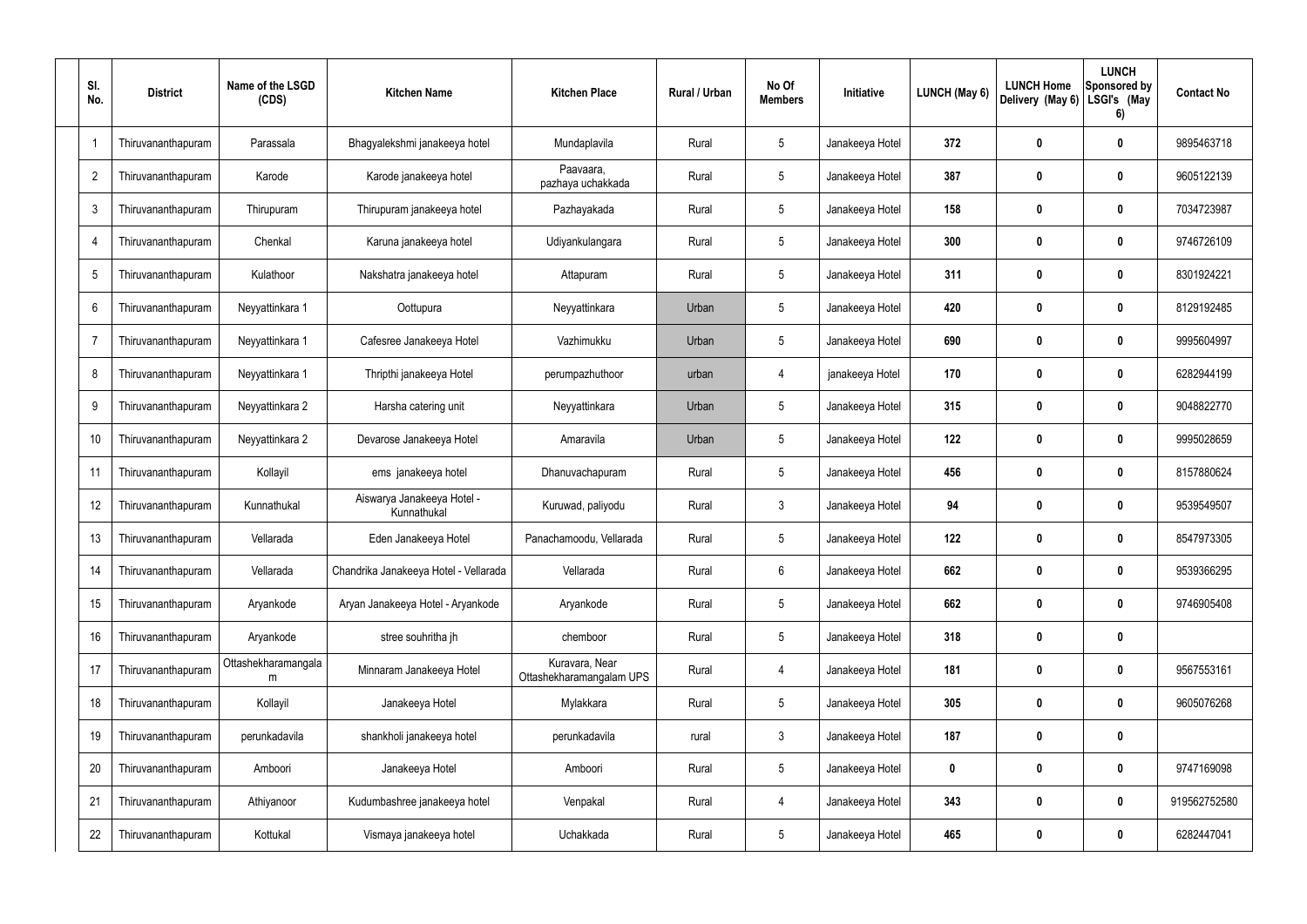| Sl. No. | District | Name of the LSGD (CDS) | Kitchen Name | Kitchen Place | Rural / Urban | No Of Members | Initiative | LUNCH (May 6) | LUNCH Home Delivery (May 6) | LUNCH Sponsored by LSGI's (May 6) | Contact No |
|---|---|---|---|---|---|---|---|---|---|---|---|
| 1 | Thiruvananthapuram | Parassala | Bhagyalekshmi janakeeya hotel | Mundaplavila | Rural | 5 | Janakeeya Hotel | 372 | 0 | 0 | 9895463718 |
| 2 | Thiruvananthapuram | Karode | Karode janakeeya hotel | Paavaara, pazhaya uchakkada | Rural | 5 | Janakeeya Hotel | 387 | 0 | 0 | 9605122139 |
| 3 | Thiruvananthapuram | Thirupuram | Thirupuram janakeeya hotel | Pazhayakada | Rural | 5 | Janakeeya Hotel | 158 | 0 | 0 | 7034723987 |
| 4 | Thiruvananthapuram | Chenkal | Karuna janakeeya hotel | Udiyankulangara | Rural | 5 | Janakeeya Hotel | 300 | 0 | 0 | 9746726109 |
| 5 | Thiruvananthapuram | Kulathoor | Nakshatra janakeeya hotel | Attapuram | Rural | 5 | Janakeeya Hotel | 311 | 0 | 0 | 8301924221 |
| 6 | Thiruvananthapuram | Neyyattinkara 1 | Oottupura | Neyyattinkara | Urban | 5 | Janakeeya Hotel | 420 | 0 | 0 | 8129192485 |
| 7 | Thiruvananthapuram | Neyyattinkara 1 | Cafesree Janakeeya Hotel | Vazhimukku | Urban | 5 | Janakeeya Hotel | 690 | 0 | 0 | 9995604997 |
| 8 | Thiruvananthapuram | Neyyattinkara 1 | Thripthi janakeeya Hotel | perumpazhuthoor | urban | 4 | janakeeya Hotel | 170 | 0 | 0 | 6282944199 |
| 9 | Thiruvananthapuram | Neyyattinkara 2 | Harsha catering unit | Neyyattinkara | Urban | 5 | Janakeeya Hotel | 315 | 0 | 0 | 9048822770 |
| 10 | Thiruvananthapuram | Neyyattinkara 2 | Devarose Janakeeya Hotel | Amaravila | Urban | 5 | Janakeeya Hotel | 122 | 0 | 0 | 9995028659 |
| 11 | Thiruvananthapuram | Kollayil | ems janakeeya hotel | Dhanuvachapuram | Rural | 5 | Janakeeya Hotel | 456 | 0 | 0 | 8157880624 |
| 12 | Thiruvananthapuram | Kunnathukal | Aiswarya Janakeeya Hotel - Kunnathukal | Kuruwad, paliyodu | Rural | 3 | Janakeeya Hotel | 94 | 0 | 0 | 9539549507 |
| 13 | Thiruvananthapuram | Vellarada | Eden Janakeeya Hotel | Panachamoodu, Vellarada | Rural | 5 | Janakeeya Hotel | 122 | 0 | 0 | 8547973305 |
| 14 | Thiruvananthapuram | Vellarada | Chandrika Janakeeya Hotel - Vellarada | Vellarada | Rural | 6 | Janakeeya Hotel | 662 | 0 | 0 | 9539366295 |
| 15 | Thiruvananthapuram | Aryankode | Aryan Janakeeya Hotel - Aryankode | Aryankode | Rural | 5 | Janakeeya Hotel | 662 | 0 | 0 | 9746905408 |
| 16 | Thiruvananthapuram | Aryankode | stree souhritha jh | chemboor | Rural | 5 | Janakeeya Hotel | 318 | 0 | 0 | |
| 17 | Thiruvananthapuram | Ottashekharamangalam | Minnaram Janakeeya Hotel | Kuravara, Near Ottashekharamangalam UPS | Rural | 4 | Janakeeya Hotel | 181 | 0 | 0 | 9567553161 |
| 18 | Thiruvananthapuram | Kollayil | Janakeeya Hotel | Mylakkara | Rural | 5 | Janakeeya Hotel | 305 | 0 | 0 | 9605076268 |
| 19 | Thiruvananthapuram | perunkadavila | shankholi janakeeya hotel | perunkadavila | rural | 3 | Janakeeya Hotel | 187 | 0 | 0 | |
| 20 | Thiruvananthapuram | Amboori | Janakeeya Hotel | Amboori | Rural | 5 | Janakeeya Hotel | 0 | 0 | 0 | 9747169098 |
| 21 | Thiruvananthapuram | Athiyanoor | Kudumbashree janakeeya hotel | Venpakal | Rural | 4 | Janakeeya Hotel | 343 | 0 | 0 | 919562752580 |
| 22 | Thiruvananthapuram | Kottukal | Vismaya janakeeya hotel | Uchakkada | Rural | 5 | Janakeeya Hotel | 465 | 0 | 0 | 6282447041 |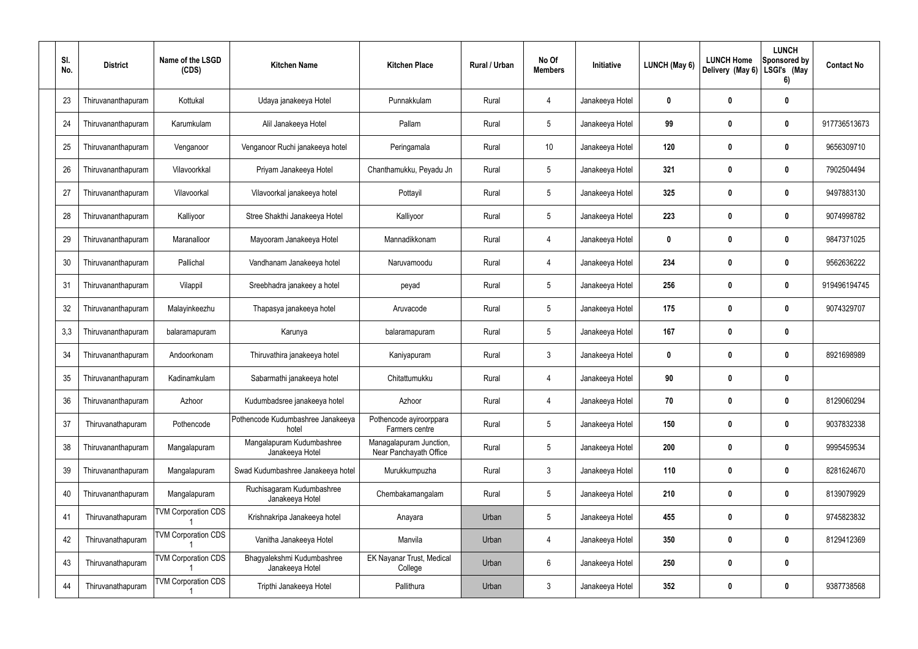| Sl. No. | District | Name of the LSGD (CDS) | Kitchen Name | Kitchen Place | Rural / Urban | No Of Members | Initiative | LUNCH (May 6) | LUNCH Home Delivery (May 6) | LUNCH Sponsored by LSGI's (May 6) | Contact No |
|---|---|---|---|---|---|---|---|---|---|---|---|
| 23 | Thiruvananthapuram | Kottukal | Udaya janakeeya Hotel | Punnakkulam | Rural | 4 | Janakeeya Hotel | 0 | 0 | 0 | |
| 24 | Thiruvananthapuram | Karumkulam | Alil Janakeeya Hotel | Pallam | Rural | 5 | Janakeeya Hotel | 99 | 0 | 0 | 917736513673 |
| 25 | Thiruvananthapuram | Venganoor | Venganoor Ruchi janakeeya hotel | Peringamala | Rural | 10 | Janakeeya Hotel | 120 | 0 | 0 | 9656309710 |
| 26 | Thiruvananthapuram | Vilavoorkkal | Priyam Janakeeya Hotel | Chanthamukku, Peyadu Jn | Rural | 5 | Janakeeya Hotel | 321 | 0 | 0 | 7902504494 |
| 27 | Thiruvananthapuram | Vilavoorkal | Vilavoorkal janakeeya hotel | Pottayil | Rural | 5 | Janakeeya Hotel | 325 | 0 | 0 | 9497883130 |
| 28 | Thiruvananthapuram | Kalliyoor | Stree Shakthi Janakeeya Hotel | Kalliyoor | Rural | 5 | Janakeeya Hotel | 223 | 0 | 0 | 9074998782 |
| 29 | Thiruvananthapuram | Maranalloor | Mayooram Janakeeya Hotel | Mannadikkonam | Rural | 4 | Janakeeya Hotel | 0 | 0 | 0 | 9847371025 |
| 30 | Thiruvananthapuram | Pallichal | Vandhanam Janakeeya hotel | Naruvamoodu | Rural | 4 | Janakeeya Hotel | 234 | 0 | 0 | 9562636222 |
| 31 | Thiruvananthapuram | Vilappil | Sreebhadra janakeey a hotel | peyad | Rural | 5 | Janakeeya Hotel | 256 | 0 | 0 | 919496194745 |
| 32 | Thiruvananthapuram | Malayinkeezhu | Thapasya janakeeya hotel | Aruvacode | Rural | 5 | Janakeeya Hotel | 175 | 0 | 0 | 9074329707 |
| 3,3 | Thiruvananthapuram | balaramapuram | Karunya | balaramapuram | Rural | 5 | Janakeeya Hotel | 167 | 0 | 0 | |
| 34 | Thiruvananthapuram | Andoorkonam | Thiruvathira janakeeya hotel | Kaniyapuram | Rural | 3 | Janakeeya Hotel | 0 | 0 | 0 | 8921698989 |
| 35 | Thiruvananthapuram | Kadinamkulam | Sabarmathi janakeeya hotel | Chitattumukku | Rural | 4 | Janakeeya Hotel | 90 | 0 | 0 | |
| 36 | Thiruvananthapuram | Azhoor | Kudumbadsree janakeeya hotel | Azhoor | Rural | 4 | Janakeeya Hotel | 70 | 0 | 0 | 8129060294 |
| 37 | Thiruvanathapuram | Pothencode | Pothencode Kudumbashree Janakeeya hotel | Pothencode ayiroorppara Farmers centre | Rural | 5 | Janakeeya Hotel | 150 | 0 | 0 | 9037832338 |
| 38 | Thiruvananthapuram | Mangalapuram | Mangalapuram Kudumbashree Janakeeya Hotel | Managalapuram Junction, Near Panchayath Office | Rural | 5 | Janakeeya Hotel | 200 | 0 | 0 | 9995459534 |
| 39 | Thiruvananthapuram | Mangalapuram | Swad Kudumbashree Janakeeya hotel | Murukkumpuzha | Rural | 3 | Janakeeya Hotel | 110 | 0 | 0 | 8281624670 |
| 40 | Thiruvananthapuram | Mangalapuram | Ruchisagaram Kudumbashree Janakeeya Hotel | Chembakamangalam | Rural | 5 | Janakeeya Hotel | 210 | 0 | 0 | 8139079929 |
| 41 | Thiruvanathapuram | TVM Corporation CDS 1 | Krishnakripa Janakeeya hotel | Anayara | Urban | 5 | Janakeeya Hotel | 455 | 0 | 0 | 9745823832 |
| 42 | Thiruvanathapuram | TVM Corporation CDS 1 | Vanitha Janakeeya Hotel | Manvila | Urban | 4 | Janakeeya Hotel | 350 | 0 | 0 | 8129412369 |
| 43 | Thiruvanathapuram | TVM Corporation CDS 1 | Bhagyalekshmi Kudumbashree Janakeeya Hotel | EK Nayanar Trust, Medical College | Urban | 6 | Janakeeya Hotel | 250 | 0 | 0 | |
| 44 | Thiruvanathapuram | TVM Corporation CDS 1 | Tripthi Janakeeya Hotel | Pallithura | Urban | 3 | Janakeeya Hotel | 352 | 0 | 0 | 9387738568 |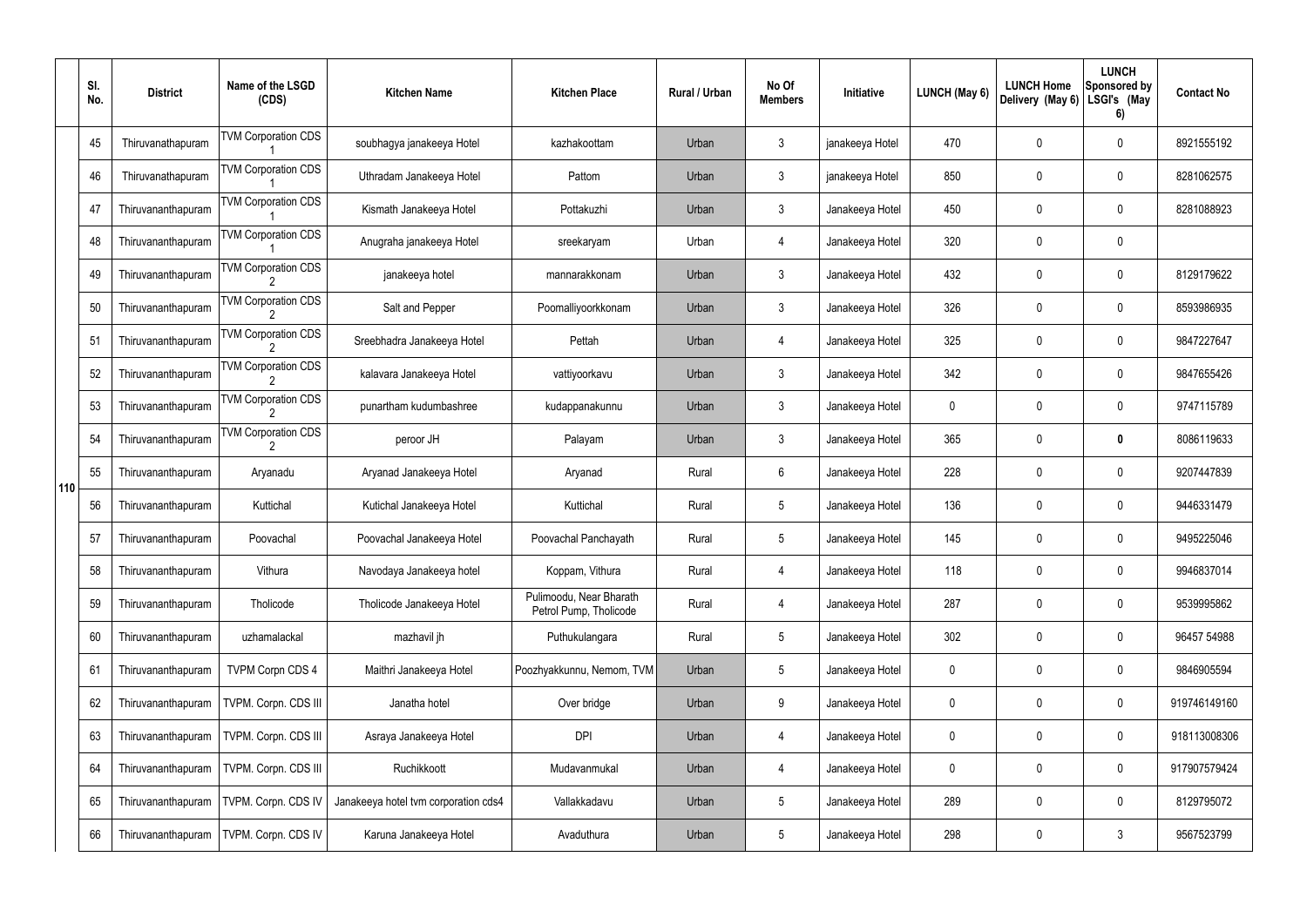| | Sl. No. | District | Name of the LSGD (CDS) | Kitchen Name | Kitchen Place | Rural / Urban | No Of Members | Initiative | LUNCH (May 6) | LUNCH Home Delivery (May 6) | LUNCH Sponsored by LSGI's (May 6) | Contact No |
|---|---|---|---|---|---|---|---|---|---|---|---|---|
| 110 | 45 | Thiruvanathapuram | TVM Corporation CDS 1 | soubhagya janakeeya Hotel | kazhakoottam | Urban | 3 | janakeeya Hotel | 470 | 0 | 0 | 8921555192 |
| | 46 | Thiruvanathapuram | TVM Corporation CDS 1 | Uthradam Janakeeya Hotel | Pattom | Urban | 3 | janakeeya Hotel | 850 | 0 | 0 | 8281062575 |
| | 47 | Thiruvananthapuram | TVM Corporation CDS 1 | Kismath Janakeeya Hotel | Pottakuzhi | Urban | 3 | Janakeeya Hotel | 450 | 0 | 0 | 8281088923 |
| | 48 | Thiruvananthapuram | TVM Corporation CDS 1 | Anugraha janakeeya Hotel | sreekaryam | Urban | 4 | Janakeeya Hotel | 320 | 0 | 0 | |
| | 49 | Thiruvananthapuram | TVM Corporation CDS 2 | janakeeya hotel | mannarakkonam | Urban | 3 | Janakeeya Hotel | 432 | 0 | 0 | 8129179622 |
| | 50 | Thiruvananthapuram | TVM Corporation CDS 2 | Salt and Pepper | Poomalliyoorkkonam | Urban | 3 | Janakeeya Hotel | 326 | 0 | 0 | 8593986935 |
| | 51 | Thiruvananthapuram | TVM Corporation CDS 2 | Sreebhadra Janakeeya Hotel | Pettah | Urban | 4 | Janakeeya Hotel | 325 | 0 | 0 | 9847227647 |
| | 52 | Thiruvananthapuram | TVM Corporation CDS 2 | kalavara Janakeeya Hotel | vattiyoorkavu | Urban | 3 | Janakeeya Hotel | 342 | 0 | 0 | 9847655426 |
| | 53 | Thiruvananthapuram | TVM Corporation CDS 2 | punartham kudumbashree | kudappanakunnu | Urban | 3 | Janakeeya Hotel | 0 | 0 | 0 | 9747115789 |
| | 54 | Thiruvananthapuram | TVM Corporation CDS 2 | peroor JH | Palayam | Urban | 3 | Janakeeya Hotel | 365 | 0 | **0** | 8086119633 |
| | 55 | Thiruvananthapuram | Aryanadu | Aryanad Janakeeya Hotel | Aryanad | Rural | 6 | Janakeeya Hotel | 228 | 0 | 0 | 9207447839 |
| | 56 | Thiruvananthapuram | Kuttichal | Kutichal Janakeeya Hotel | Kuttichal | Rural | 5 | Janakeeya Hotel | 136 | 0 | 0 | 9446331479 |
| | 57 | Thiruvananthapuram | Poovachal | Poovachal Janakeeya Hotel | Poovachal Panchayath | Rural | 5 | Janakeeya Hotel | 145 | 0 | 0 | 9495225046 |
| | 58 | Thiruvananthapuram | Vithura | Navodaya Janakeeya hotel | Koppam, Vithura | Rural | 4 | Janakeeya Hotel | 118 | 0 | 0 | 9946837014 |
| | 59 | Thiruvananthapuram | Tholicode | Tholicode Janakeeya Hotel | Pulimoodu, Near Bharath Petrol Pump, Tholicode | Rural | 4 | Janakeeya Hotel | 287 | 0 | 0 | 9539995862 |
| | 60 | Thiruvananthapuram | uzhamalackal | mazhavil jh | Puthukulangara | Rural | 5 | Janakeeya Hotel | 302 | 0 | 0 | 96457 54988 |
| | 61 | Thiruvananthapuram | TVPM Corpn CDS 4 | Maithri Janakeeya Hotel | Poozhyakkunnu, Nemom, TVM | Urban | 5 | Janakeeya Hotel | 0 | 0 | 0 | 9846905594 |
| | 62 | Thiruvananthapuram | TVPM. Corpn. CDS III | Janatha hotel | Over bridge | Urban | 9 | Janakeeya Hotel | 0 | 0 | 0 | 919746149160 |
| | 63 | Thiruvananthapuram | TVPM. Corpn. CDS III | Asraya Janakeeya Hotel | DPI | Urban | 4 | Janakeeya Hotel | 0 | 0 | 0 | 918113008306 |
| | 64 | Thiruvananthapuram | TVPM. Corpn. CDS III | Ruchikkoott | Mudavanmukal | Urban | 4 | Janakeeya Hotel | 0 | 0 | 0 | 917907579424 |
| | 65 | Thiruvananthapuram | TVPM. Corpn. CDS IV | Janakeeya hotel tvm corporation cds4 | Vallakkadavu | Urban | 5 | Janakeeya Hotel | 289 | 0 | 0 | 8129795072 |
| | 66 | Thiruvananthapuram | TVPM. Corpn. CDS IV | Karuna Janakeeya Hotel | Avaduthura | Urban | 5 | Janakeeya Hotel | 298 | 0 | 3 | 9567523799 |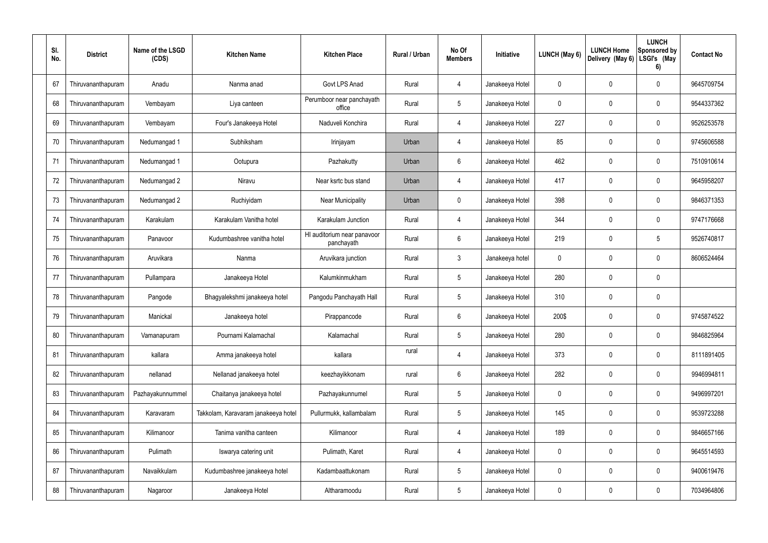| Sl. No. | District | Name of the LSGD (CDS) | Kitchen Name | Kitchen Place | Rural / Urban | No Of Members | Initiative | LUNCH (May 6) | LUNCH Home Delivery (May 6) | LUNCH Sponsored by LSGI's (May 6) | Contact No |
|---|---|---|---|---|---|---|---|---|---|---|---|
| 67 | Thiruvananthapuram | Anadu | Nanma anad | Govt LPS Anad | Rural | 4 | Janakeeya Hotel | 0 | 0 | 0 | 9645709754 |
| 68 | Thiruvananthapuram | Vembayam | Liya canteen | Perumboor near panchayath office | Rural | 5 | Janakeeya Hotel | 0 | 0 | 0 | 9544337362 |
| 69 | Thiruvananthapuram | Vembayam | Four's Janakeeya Hotel | Naduveli Konchira | Rural | 4 | Janakeeya Hotel | 227 | 0 | 0 | 9526253578 |
| 70 | Thiruvananthapuram | Nedumangad 1 | Subhiksham | Irinjayam | Urban | 4 | Janakeeya Hotel | 85 | 0 | 0 | 9745606588 |
| 71 | Thiruvananthapuram | Nedumangad 1 | Ootupura | Pazhakutty | Urban | 6 | Janakeeya Hotel | 462 | 0 | 0 | 7510910614 |
| 72 | Thiruvananthapuram | Nedumangad 2 | Niravu | Near ksrtc bus stand | Urban | 4 | Janakeeya Hotel | 417 | 0 | 0 | 9645958207 |
| 73 | Thiruvananthapuram | Nedumangad 2 | Ruchiyidam | Near Municipality | Urban | 0 | Janakeeya Hotel | 398 | 0 | 0 | 9846371353 |
| 74 | Thiruvananthapuram | Karakulam | Karakulam Vanitha hotel | Karakulam Junction | Rural | 4 | Janakeeya Hotel | 344 | 0 | 0 | 9747176668 |
| 75 | Thiruvananthapuram | Panavoor | Kudumbashree vanitha hotel | HI auditorium near panavoor panchayath | Rural | 6 | Janakeeya Hotel | 219 | 0 | 5 | 9526740817 |
| 76 | Thiruvananthapuram | Aruvikara | Nanma | Aruvikara junction | Rural | 3 | Janakeeya hotel | 0 | 0 | 0 | 8606524464 |
| 77 | Thiruvananthapuram | Pullampara | Janakeeya Hotel | Kalumkinmukham | Rural | 5 | Janakeeya Hotel | 280 | 0 | 0 | |
| 78 | Thiruvananthapuram | Pangode | Bhagyalekshmi janakeeya hotel | Pangodu Panchayath Hall | Rural | 5 | Janakeeya Hotel | 310 | 0 | 0 | |
| 79 | Thiruvananthapuram | Manickal | Janakeeya hotel | Pirappancode | Rural | 6 | Janakeeya Hotel | 200$ | 0 | 0 | 9745874522 |
| 80 | Thiruvananthapuram | Vamanapuram | Pournami Kalamachal | Kalamachal | Rural | 5 | Janakeeya Hotel | 280 | 0 | 0 | 9846825964 |
| 81 | Thiruvananthapuram | kallara | Amma janakeeya hotel | kallara | rural | 4 | Janakeeya Hotel | 373 | 0 | 0 | 8111891405 |
| 82 | Thiruvananthapuram | nellanad | Nellanad janakeeya hotel | keezhayikkonam | rural | 6 | Janakeeya Hotel | 282 | 0 | 0 | 9946994811 |
| 83 | Thiruvananthapuram | Pazhayakunnummel | Chaitanya janakeeya hotel | Pazhayakunnumel | Rural | 5 | Janakeeya Hotel | 0 | 0 | 0 | 9496997201 |
| 84 | Thiruvananthapuram | Karavaram | Takkolam, Karavaram janakeeya hotel | Pullurmukk, kallambalam | Rural | 5 | Janakeeya Hotel | 145 | 0 | 0 | 9539723288 |
| 85 | Thiruvananthapuram | Kilimanoor | Tanima vanitha canteen | Kilimanoor | Rural | 4 | Janakeeya Hotel | 189 | 0 | 0 | 9846657166 |
| 86 | Thiruvananthapuram | Pulimath | Iswarya catering unit | Pulimath, Karet | Rural | 4 | Janakeeya Hotel | 0 | 0 | 0 | 9645514593 |
| 87 | Thiruvananthapuram | Navaikkulam | Kudumbashree janakeeya hotel | Kadambaattukonam | Rural | 5 | Janakeeya Hotel | 0 | 0 | 0 | 9400619476 |
| 88 | Thiruvananthapuram | Nagaroor | Janakeeya Hotel | Altharamoodu | Rural | 5 | Janakeeya Hotel | 0 | 0 | 0 | 7034964806 |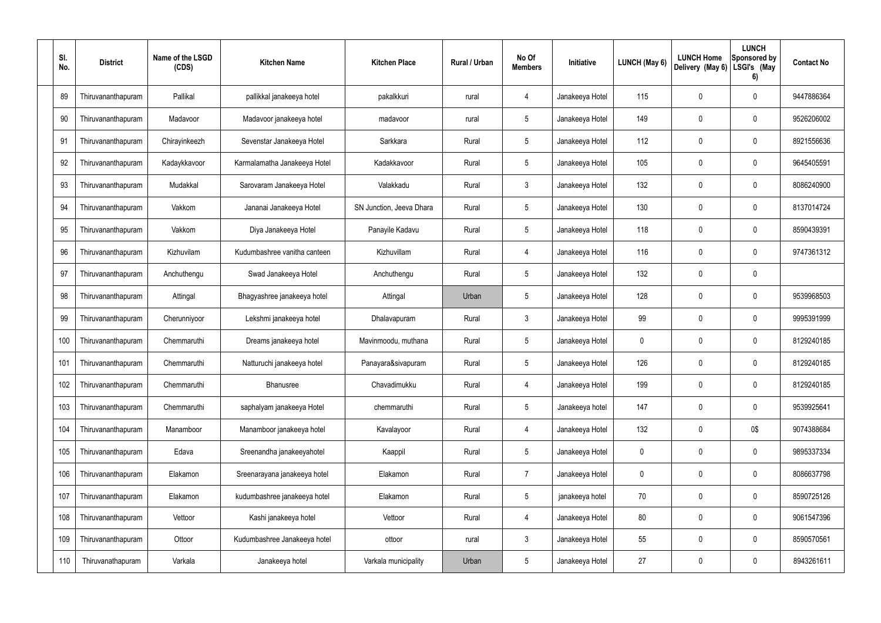| Sl. No. | District | Name of the LSGD (CDS) | Kitchen Name | Kitchen Place | Rural / Urban | No Of Members | Initiative | LUNCH (May 6) | LUNCH Home Delivery (May 6) | LUNCH Sponsored by LSGI's (May 6) | Contact No |
|---|---|---|---|---|---|---|---|---|---|---|---|
| 89 | Thiruvananthapuram | Pallikal | pallikkal janakeeya hotel | pakalkkuri | rural | 4 | Janakeeya Hotel | 115 | 0 | 0 | 9447886364 |
| 90 | Thiruvananthapuram | Madavoor | Madavoor janakeeya hotel | madavoor | rural | 5 | Janakeeya Hotel | 149 | 0 | 0 | 9526206002 |
| 91 | Thiruvananthapuram | Chirayinkeezh | Sevenstar Janakeeya Hotel | Sarkkara | Rural | 5 | Janakeeya Hotel | 112 | 0 | 0 | 8921556636 |
| 92 | Thiruvananthapuram | Kadaykkavoor | Karmalamatha Janakeeya Hotel | Kadakkavoor | Rural | 5 | Janakeeya Hotel | 105 | 0 | 0 | 9645405591 |
| 93 | Thiruvananthapuram | Mudakkal | Sarovaram Janakeeya Hotel | Valakkadu | Rural | 3 | Janakeeya Hotel | 132 | 0 | 0 | 8086240900 |
| 94 | Thiruvananthapuram | Vakkom | Jananai Janakeeya Hotel | SN Junction, Jeeva Dhara | Rural | 5 | Janakeeya Hotel | 130 | 0 | 0 | 8137014724 |
| 95 | Thiruvananthapuram | Vakkom | Diya Janakeeya Hotel | Panayile Kadavu | Rural | 5 | Janakeeya Hotel | 118 | 0 | 0 | 8590439391 |
| 96 | Thiruvananthapuram | Kizhuvilam | Kudumbashree vanitha canteen | Kizhuvillam | Rural | 4 | Janakeeya Hotel | 116 | 0 | 0 | 9747361312 |
| 97 | Thiruvananthapuram | Anchuthengu | Swad Janakeeya Hotel | Anchuthengu | Rural | 5 | Janakeeya Hotel | 132 | 0 | 0 | |
| 98 | Thiruvananthapuram | Attingal | Bhagyashree janakeeya hotel | Attingal | Urban | 5 | Janakeeya Hotel | 128 | 0 | 0 | 9539968503 |
| 99 | Thiruvananthapuram | Cherunniyoor | Lekshmi janakeeya hotel | Dhalavapuram | Rural | 3 | Janakeeya Hotel | 99 | 0 | 0 | 9995391999 |
| 100 | Thiruvananthapuram | Chemmaruthi | Dreams janakeeya hotel | Mavinmoodu, muthana | Rural | 5 | Janakeeya Hotel | 0 | 0 | 0 | 8129240185 |
| 101 | Thiruvananthapuram | Chemmaruthi | Natturuchi janakeeya hotel | Panayara&sivapuram | Rural | 5 | Janakeeya Hotel | 126 | 0 | 0 | 8129240185 |
| 102 | Thiruvananthapuram | Chemmaruthi | Bhanusree | Chavadimukku | Rural | 4 | Janakeeya Hotel | 199 | 0 | 0 | 8129240185 |
| 103 | Thiruvananthapuram | Chemmaruthi | saphalyam janakeeya Hotel | chemmaruthi | Rural | 5 | Janakeeya hotel | 147 | 0 | 0 | 9539925641 |
| 104 | Thiruvananthapuram | Manamboor | Manamboor janakeeya hotel | Kavalayoor | Rural | 4 | Janakeeya Hotel | 132 | 0 | 0$ | 9074388684 |
| 105 | Thiruvananthapuram | Edava | Sreenandha janakeeyahotel | Kaappil | Rural | 5 | Janakeeya Hotel | 0 | 0 | 0 | 9895337334 |
| 106 | Thiruvananthapuram | Elakamon | Sreenarayana janakeeya hotel | Elakamon | Rural | 7 | Janakeeya Hotel | 0 | 0 | 0 | 8086637798 |
| 107 | Thiruvananthapuram | Elakamon | kudumbashree janakeeya hotel | Elakamon | Rural | 5 | janakeeya hotel | 70 | 0 | 0 | 8590725126 |
| 108 | Thiruvananthapuram | Vettoor | Kashi janakeeya hotel | Vettoor | Rural | 4 | Janakeeya Hotel | 80 | 0 | 0 | 9061547396 |
| 109 | Thiruvananthapuram | Ottoor | Kudumbashree Janakeeya hotel | ottoor | rural | 3 | Janakeeya Hotel | 55 | 0 | 0 | 8590570561 |
| 110 | Thiruvanathapuram | Varkala | Janakeeya hotel | Varkala municipality | Urban | 5 | Janakeeya Hotel | 27 | 0 | 0 | 8943261611 |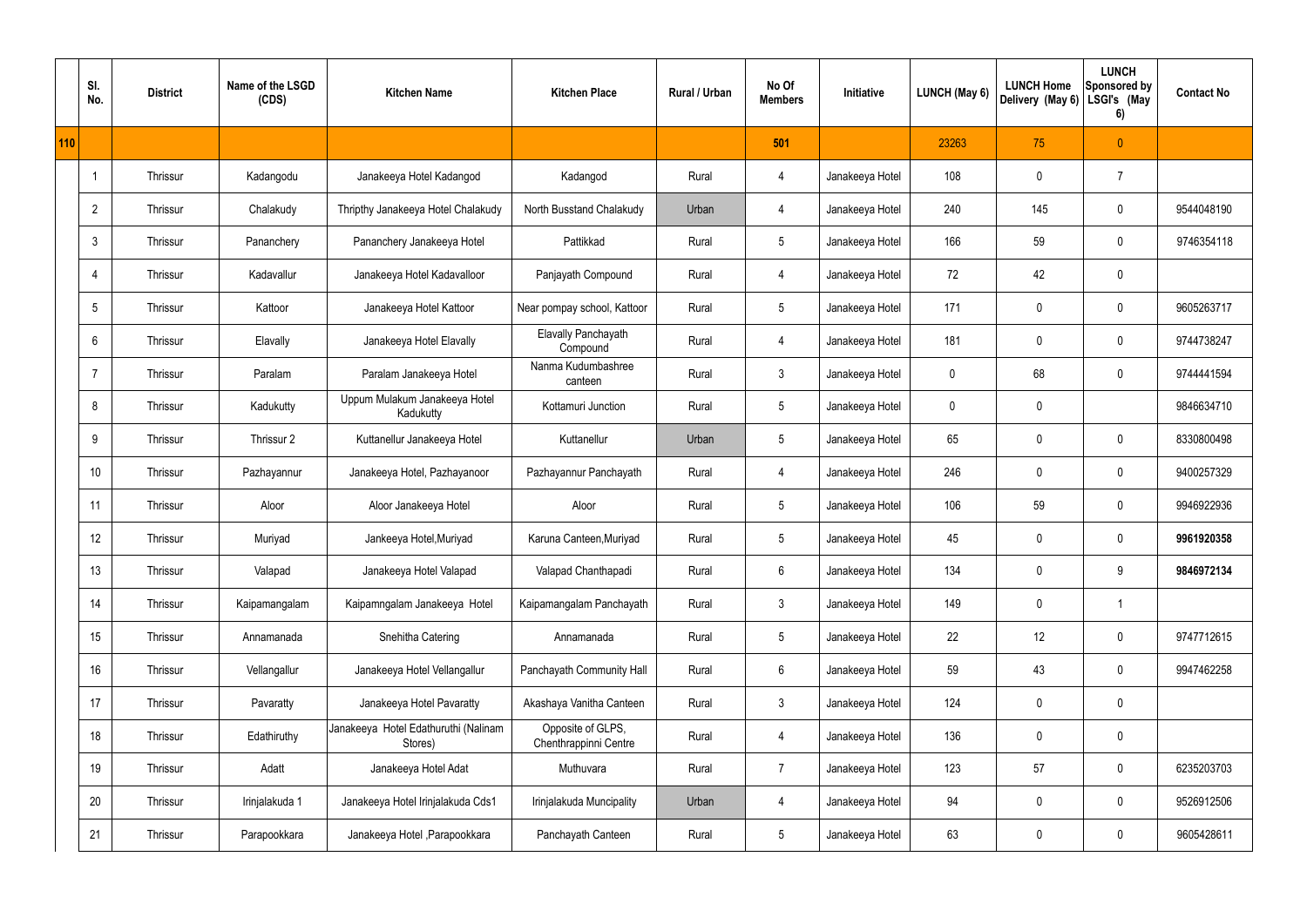| | Sl. No. | District | Name of the LSGD (CDS) | Kitchen Name | Kitchen Place | Rural / Urban | No Of Members | Initiative | LUNCH (May 6) | LUNCH Home Delivery (May 6) | LUNCH Sponsored by LSGI's (May 6) | Contact No |
|---|---|---|---|---|---|---|---|---|---|---|---|---|
| 110 | | | | | | | 501 | | 23263 | 75 | 0 | |
| | 1 | Thrissur | Kadangodu | Janakeeya Hotel Kadangod | Kadangod | Rural | 4 | Janakeeya Hotel | 108 | 0 | 7 | |
| | 2 | Thrissur | Chalakudy | Thripthy Janakeeya Hotel Chalakudy | North Busstand Chalakudy | Urban | 4 | Janakeeya Hotel | 240 | 145 | 0 | 9544048190 |
| | 3 | Thrissur | Pananchery | Pananchery Janakeeya Hotel | Pattikkad | Rural | 5 | Janakeeya Hotel | 166 | 59 | 0 | 9746354118 |
| | 4 | Thrissur | Kadavallur | Janakeeya Hotel Kadavalloor | Panjayath Compound | Rural | 4 | Janakeeya Hotel | 72 | 42 | 0 | |
| | 5 | Thrissur | Kattoor | Janakeeya Hotel Kattoor | Near pompay school, Kattoor | Rural | 5 | Janakeeya Hotel | 171 | 0 | 0 | 9605263717 |
| | 6 | Thrissur | Elavally | Janakeeya Hotel Elavally | Elavally Panchayath Compound | Rural | 4 | Janakeeya Hotel | 181 | 0 | 0 | 9744738247 |
| | 7 | Thrissur | Paralam | Paralam Janakeeya Hotel | Nanma Kudumbashree canteen | Rural | 3 | Janakeeya Hotel | 0 | 68 | 0 | 9744441594 |
| | 8 | Thrissur | Kadukutty | Uppum Mulakum Janakeeya Hotel Kadukutty | Kottamuri Junction | Rural | 5 | Janakeeya Hotel | 0 | 0 | | 9846634710 |
| | 9 | Thrissur | Thrissur 2 | Kuttanellur Janakeeya Hotel | Kuttanellur | Urban | 5 | Janakeeya Hotel | 65 | 0 | 0 | 8330800498 |
| | 10 | Thrissur | Pazhayannur | Janakeeya Hotel, Pazhayanoor | Pazhayannur Panchayath | Rural | 4 | Janakeeya Hotel | 246 | 0 | 0 | 9400257329 |
| | 11 | Thrissur | Aloor | Aloor Janakeeya Hotel | Aloor | Rural | 5 | Janakeeya Hotel | 106 | 59 | 0 | 9946922936 |
| | 12 | Thrissur | Muriyad | Jankeeya Hotel,Muriyad | Karuna Canteen,Muriyad | Rural | 5 | Janakeeya Hotel | 45 | 0 | 0 | **9961920358** |
| | 13 | Thrissur | Valapad | Janakeeya Hotel Valapad | Valapad Chanthapadi | Rural | 6 | Janakeeya Hotel | 134 | 0 | 9 | **9846972134** |
| | 14 | Thrissur | Kaipamangalam | Kaipamngalam Janakeeya Hotel | Kaipamangalam Panchayath | Rural | 3 | Janakeeya Hotel | 149 | 0 | 1 | |
| | 15 | Thrissur | Annamanada | Snehitha Catering | Annamanada | Rural | 5 | Janakeeya Hotel | 22 | 12 | 0 | 9747712615 |
| | 16 | Thrissur | Vellangallur | Janakeeya Hotel Vellangallur | Panchayath Community Hall | Rural | 6 | Janakeeya Hotel | 59 | 43 | 0 | 9947462258 |
| | 17 | Thrissur | Pavaratty | Janakeeya Hotel Pavaratty | Akashaya Vanitha Canteen | Rural | 3 | Janakeeya Hotel | 124 | 0 | 0 | |
| | 18 | Thrissur | Edathiruthy | Janakeeya Hotel Edathuruthi (Nalinam Stores) | Opposite of GLPS, Chenthrappinni Centre | Rural | 4 | Janakeeya Hotel | 136 | 0 | 0 | |
| | 19 | Thrissur | Adatt | Janakeeya Hotel Adat | Muthuvara | Rural | 7 | Janakeeya Hotel | 123 | 57 | 0 | 6235203703 |
| | 20 | Thrissur | Irinjalakuda 1 | Janakeeya Hotel Irinjalakuda Cds1 | Irinjalakuda Muncipality | Urban | 4 | Janakeeya Hotel | 94 | 0 | 0 | 9526912506 |
| | 21 | Thrissur | Parapookkara | Janakeeya Hotel ,Parapookkara | Panchayath Canteen | Rural | 5 | Janakeeya Hotel | 63 | 0 | 0 | 9605428611 |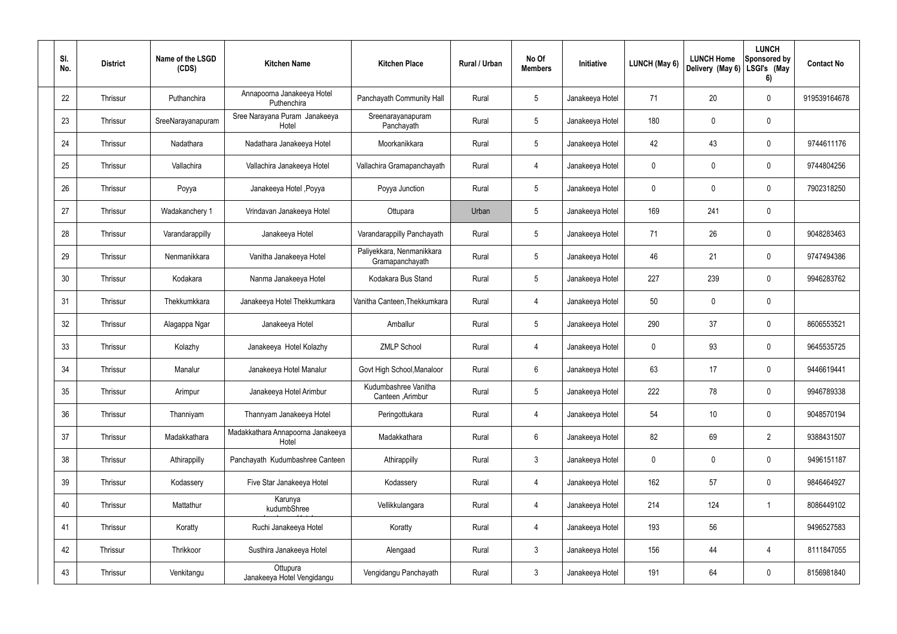| Sl. No. | District | Name of the LSGD (CDS) | Kitchen Name | Kitchen Place | Rural / Urban | No Of Members | Initiative | LUNCH (May 6) | LUNCH Home Delivery (May 6) | LUNCH Sponsored by LSGI's (May 6) | Contact No |
|---|---|---|---|---|---|---|---|---|---|---|---|
| 22 | Thrissur | Puthanchira | Annapoorna Janakeeya Hotel Puthenchira | Panchayath Community Hall | Rural | 5 | Janakeeya Hotel | 71 | 20 | 0 | 919539164678 |
| 23 | Thrissur | SreeNarayanapuram | Sree Narayana Puram Janakeeya Hotel | Sreenarayanapuram Panchayath | Rural | 5 | Janakeeya Hotel | 180 | 0 | 0 | |
| 24 | Thrissur | Nadathara | Nadathara Janakeeya Hotel | Moorkanikkara | Rural | 5 | Janakeeya Hotel | 42 | 43 | 0 | 9744611176 |
| 25 | Thrissur | Vallachira | Vallachira Janakeeya Hotel | Vallachira Gramapanchayath | Rural | 4 | Janakeeya Hotel | 0 | 0 | 0 | 9744804256 |
| 26 | Thrissur | Poyya | Janakeeya Hotel ,Poyya | Poyya Junction | Rural | 5 | Janakeeya Hotel | 0 | 0 | 0 | 7902318250 |
| 27 | Thrissur | Wadakanchery 1 | Vrindavan Janakeeya Hotel | Ottupara | Urban | 5 | Janakeeya Hotel | 169 | 241 | 0 | |
| 28 | Thrissur | Varandarappilly | Janakeeya Hotel | Varandarappilly Panchayath | Rural | 5 | Janakeeya Hotel | 71 | 26 | 0 | 9048283463 |
| 29 | Thrissur | Nenmanikkara | Vanitha Janakeeya Hotel | Paliyekkara, Nenmanikkara Gramapanchayath | Rural | 5 | Janakeeya Hotel | 46 | 21 | 0 | 9747494386 |
| 30 | Thrissur | Kodakara | Nanma Janakeeya Hotel | Kodakara Bus Stand | Rural | 5 | Janakeeya Hotel | 227 | 239 | 0 | 9946283762 |
| 31 | Thrissur | Thekkumkkara | Janakeeya Hotel Thekkumkara | Vanitha Canteen,Thekkumkara | Rural | 4 | Janakeeya Hotel | 50 | 0 | 0 | |
| 32 | Thrissur | Alagappa Ngar | Janakeeya Hotel | Amballur | Rural | 5 | Janakeeya Hotel | 290 | 37 | 0 | 8606553521 |
| 33 | Thrissur | Kolazhy | Janakeeya Hotel Kolazhy | ZMLP School | Rural | 4 | Janakeeya Hotel | 0 | 93 | 0 | 9645535725 |
| 34 | Thrissur | Manalur | Janakeeya Hotel Manalur | Govt High School,Manaloor | Rural | 6 | Janakeeya Hotel | 63 | 17 | 0 | 9446619441 |
| 35 | Thrissur | Arimpur | Janakeeya Hotel Arimbur | Kudumbashree Vanitha Canteen ,Arimbur | Rural | 5 | Janakeeya Hotel | 222 | 78 | 0 | 9946789338 |
| 36 | Thrissur | Thanniyam | Thannyam Janakeeya Hotel | Peringottukara | Rural | 4 | Janakeeya Hotel | 54 | 10 | 0 | 9048570194 |
| 37 | Thrissur | Madakkathara | Madakkathara Annapoorna Janakeeya Hotel | Madakkathara | Rural | 6 | Janakeeya Hotel | 82 | 69 | 2 | 9388431507 |
| 38 | Thrissur | Athirappilly | Panchayath Kudumbashree Canteen | Athirappilly | Rural | 3 | Janakeeya Hotel | 0 | 0 | 0 | 9496151187 |
| 39 | Thrissur | Kodassery | Five Star Janakeeya Hotel | Kodassery | Rural | 4 | Janakeeya Hotel | 162 | 57 | 0 | 9846464927 |
| 40 | Thrissur | Mattathur | Karunya kudumbShree | Vellikkulangara | Rural | 4 | Janakeeya Hotel | 214 | 124 | 1 | 8086449102 |
| 41 | Thrissur | Koratty | Ruchi Janakeeya Hotel | Koratty | Rural | 4 | Janakeeya Hotel | 193 | 56 | | 9496527583 |
| 42 | Thrissur | Thrikkoor | Susthira Janakeeya Hotel | Alengaad | Rural | 3 | Janakeeya Hotel | 156 | 44 | 4 | 8111847055 |
| 43 | Thrissur | Venkitangu | Ottupura Janakeeya Hotel Vengidangu | Vengidangu Panchayath | Rural | 3 | Janakeeya Hotel | 191 | 64 | 0 | 8156981840 |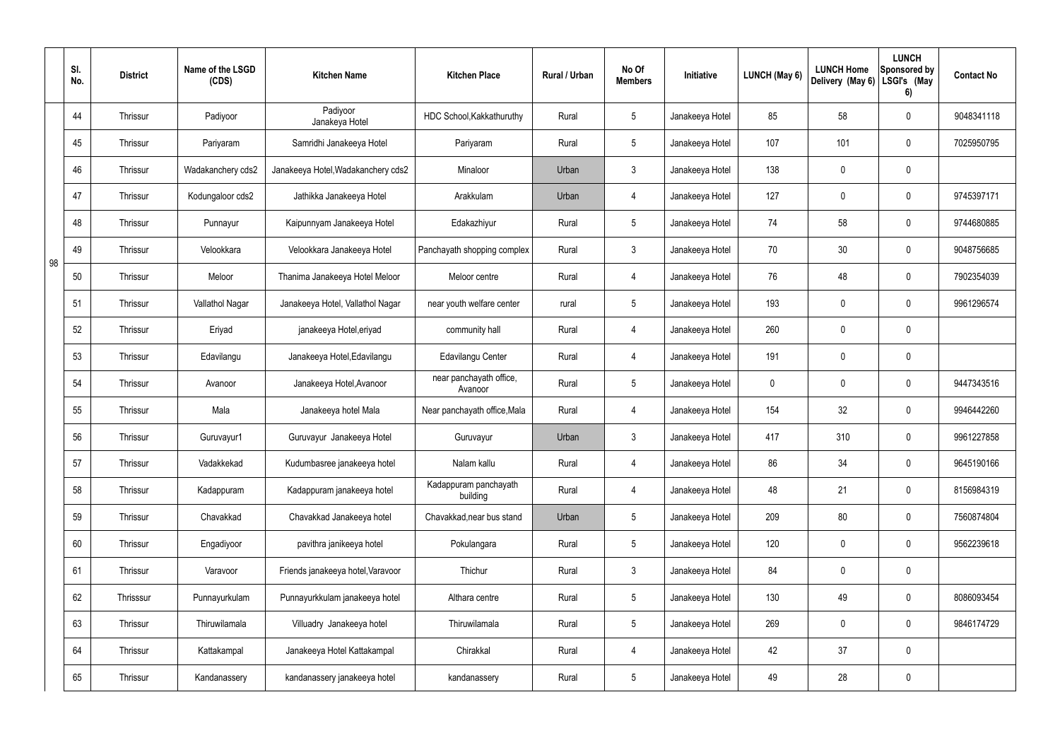|  | Sl. No. | District | Name of the LSGD (CDS) | Kitchen Name | Kitchen Place | Rural / Urban | No Of Members | Initiative | LUNCH (May 6) | LUNCH Home Delivery (May 6) | LUNCH Sponsored by LSGI's (May 6) | Contact No |
|---|---|---|---|---|---|---|---|---|---|---|---|---|
| 98 | 44 | Thrissur | Padiyoor | Padiyoor Janakeya Hotel | HDC School,Kakkathuruthy | Rural | 5 | Janakeeya Hotel | 85 | 58 | 0 | 9048341118 |
|  | 45 | Thrissur | Pariyaram | Samridhi Janakeeya Hotel | Pariyaram | Rural | 5 | Janakeeya Hotel | 107 | 101 | 0 | 7025950795 |
|  | 46 | Thrissur | Wadakanchery cds2 | Janakeeya Hotel,Wadakanchery cds2 | Minaloor | Urban | 3 | Janakeeya Hotel | 138 | 0 | 0 |  |
|  | 47 | Thrissur | Kodungaloor cds2 | Jathikka Janakeeya Hotel | Arakkulam | Urban | 4 | Janakeeya Hotel | 127 | 0 | 0 | 9745397171 |
|  | 48 | Thrissur | Punnayur | Kaipunnyam Janakeeya Hotel | Edakazhiyur | Rural | 5 | Janakeeya Hotel | 74 | 58 | 0 | 9744680885 |
|  | 49 | Thrissur | Velookkara | Velookkara Janakeeya Hotel | Panchayath shopping complex | Rural | 3 | Janakeeya Hotel | 70 | 30 | 0 | 9048756685 |
|  | 50 | Thrissur | Meloor | Thanima Janakeeya Hotel Meloor | Meloor centre | Rural | 4 | Janakeeya Hotel | 76 | 48 | 0 | 7902354039 |
|  | 51 | Thrissur | Vallathol Nagar | Janakeeya Hotel, Vallathol Nagar | near youth welfare center | rural | 5 | Janakeeya Hotel | 193 | 0 | 0 | 9961296574 |
|  | 52 | Thrissur | Eriyad | janakeeya Hotel,eriyad | community hall | Rural | 4 | Janakeeya Hotel | 260 | 0 | 0 |  |
|  | 53 | Thrissur | Edavilangu | Janakeeya Hotel,Edavilangu | Edavilangu Center | Rural | 4 | Janakeeya Hotel | 191 | 0 | 0 |  |
|  | 54 | Thrissur | Avanoor | Janakeeya Hotel,Avanoor | near panchayath office, Avanoor | Rural | 5 | Janakeeya Hotel | 0 | 0 | 0 | 9447343516 |
|  | 55 | Thrissur | Mala | Janakeeya hotel Mala | Near panchayath office,Mala | Rural | 4 | Janakeeya Hotel | 154 | 32 | 0 | 9946442260 |
|  | 56 | Thrissur | Guruvayur1 | Guruvayur Janakeeya Hotel | Guruvayur | Urban | 3 | Janakeeya Hotel | 417 | 310 | 0 | 9961227858 |
|  | 57 | Thrissur | Vadakkekad | Kudumbasree janakeeya hotel | Nalam kallu | Rural | 4 | Janakeeya Hotel | 86 | 34 | 0 | 9645190166 |
|  | 58 | Thrissur | Kadappuram | Kadappuram janakeeya hotel | Kadappuram panchayath building | Rural | 4 | Janakeeya Hotel | 48 | 21 | 0 | 8156984319 |
|  | 59 | Thrissur | Chavakkad | Chavakkad Janakeeya hotel | Chavakkad,near bus stand | Urban | 5 | Janakeeya Hotel | 209 | 80 | 0 | 7560874804 |
|  | 60 | Thrissur | Engadiyoor | pavithra janikeeya hotel | Pokulangara | Rural | 5 | Janakeeya Hotel | 120 | 0 | 0 | 9562239618 |
|  | 61 | Thrissur | Varavoor | Friends janakeeya hotel,Varavoor | Thichur | Rural | 3 | Janakeeya Hotel | 84 | 0 | 0 |  |
|  | 62 | Thrisssur | Punnayurkulam | Punnayurkkulam janakeeya hotel | Althara centre | Rural | 5 | Janakeeya Hotel | 130 | 49 | 0 | 8086093454 |
|  | 63 | Thrissur | Thiruwilamala | Villuadry Janakeeya hotel | Thiruwilamala | Rural | 5 | Janakeeya Hotel | 269 | 0 | 0 | 9846174729 |
|  | 64 | Thrissur | Kattakampal | Janakeeya Hotel Kattakampal | Chirakkal | Rural | 4 | Janakeeya Hotel | 42 | 37 | 0 |  |
|  | 65 | Thrissur | Kandanassery | kandanassery janakeeya hotel | kandanassery | Rural | 5 | Janakeeya Hotel | 49 | 28 | 0 |  |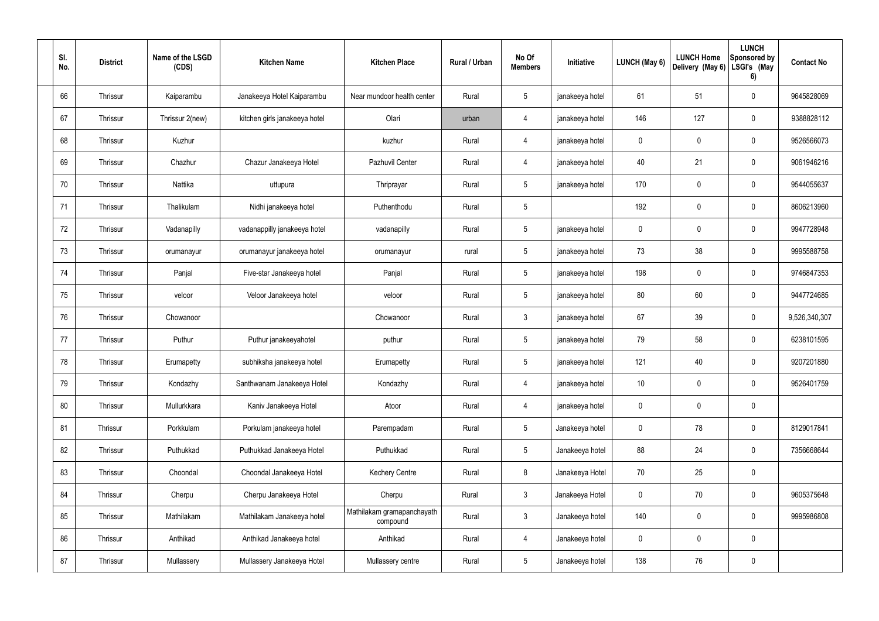| Sl. No. | District | Name of the LSGD (CDS) | Kitchen Name | Kitchen Place | Rural / Urban | No Of Members | Initiative | LUNCH (May 6) | LUNCH Home Delivery (May 6) | LUNCH Sponsored by LSGI's (May 6) | Contact No |
|---|---|---|---|---|---|---|---|---|---|---|---|
| 66 | Thrissur | Kaiparambu | Janakeeya Hotel Kaiparambu | Near mundoor health center | Rural | 5 | janakeeya hotel | 61 | 51 | 0 | 9645828069 |
| 67 | Thrissur | Thrissur 2(new) | kitchen girls janakeeya hotel | Olari | urban | 4 | janakeeya hotel | 146 | 127 | 0 | 9388828112 |
| 68 | Thrissur | Kuzhur | | kuzhur | Rural | 4 | janakeeya hotel | 0 | 0 | 0 | 9526566073 |
| 69 | Thrissur | Chazhur | Chazur Janakeeya Hotel | Pazhuvil Center | Rural | 4 | janakeeya hotel | 40 | 21 | 0 | 9061946216 |
| 70 | Thrissur | Nattika | uttupura | Thriprayar | Rural | 5 | janakeeya hotel | 170 | 0 | 0 | 9544055637 |
| 71 | Thrissur | Thalikulam | Nidhi janakeeya hotel | Puthenthodu | Rural | 5 | | 192 | 0 | 0 | 8606213960 |
| 72 | Thrissur | Vadanapilly | vadanappilly janakeeya hotel | vadanapilly | Rural | 5 | janakeeya hotel | 0 | 0 | 0 | 9947728948 |
| 73 | Thrissur | orumanayur | orumanayur janakeeya hotel | orumanayur | rural | 5 | janakeeya hotel | 73 | 38 | 0 | 9995588758 |
| 74 | Thrissur | Panjal | Five-star Janakeeya hotel | Panjal | Rural | 5 | janakeeya hotel | 198 | 0 | 0 | 9746847353 |
| 75 | Thrissur | veloor | Veloor Janakeeya hotel | veloor | Rural | 5 | janakeeya hotel | 80 | 60 | 0 | 9447724685 |
| 76 | Thrissur | Chowanoor | | Chowanoor | Rural | 3 | janakeeya hotel | 67 | 39 | 0 | 9,526,340,307 |
| 77 | Thrissur | Puthur | Puthur janakeeyahotel | puthur | Rural | 5 | janakeeya hotel | 79 | 58 | 0 | 6238101595 |
| 78 | Thrissur | Erumapetty | subhiksha janakeeya hotel | Erumapetty | Rural | 5 | janakeeya hotel | 121 | 40 | 0 | 9207201880 |
| 79 | Thrissur | Kondazhy | Santhwanam Janakeeya Hotel | Kondazhy | Rural | 4 | janakeeya hotel | 10 | 0 | 0 | 9526401759 |
| 80 | Thrissur | Mullurkkara | Kaniv Janakeeya Hotel | Atoor | Rural | 4 | janakeeya hotel | 0 | 0 | 0 | |
| 81 | Thrissur | Porkkulam | Porkulam janakeeya hotel | Parempadam | Rural | 5 | Janakeeya hotel | 0 | 78 | 0 | 8129017841 |
| 82 | Thrissur | Puthukkad | Puthukkad Janakeeya Hotel | Puthukkad | Rural | 5 | Janakeeya hotel | 88 | 24 | 0 | 7356668644 |
| 83 | Thrissur | Choondal | Choondal Janakeeya Hotel | Kechery Centre | Rural | 8 | Janakeeya Hotel | 70 | 25 | 0 | |
| 84 | Thrissur | Cherpu | Cherpu Janakeeya Hotel | Cherpu | Rural | 3 | Janakeeya Hotel | 0 | 70 | 0 | 9605375648 |
| 85 | Thrissur | Mathilakam | Mathilakam Janakeeya hotel | Mathilakam gramapanchayath compound | Rural | 3 | Janakeeya hotel | 140 | 0 | 0 | 9995986808 |
| 86 | Thrissur | Anthikad | Anthikad Janakeeya hotel | Anthikad | Rural | 4 | Janakeeya hotel | 0 | 0 | 0 | |
| 87 | Thrissur | Mullassery | Mullassery Janakeeya Hotel | Mullassery centre | Rural | 5 | Janakeeya hotel | 138 | 76 | 0 | |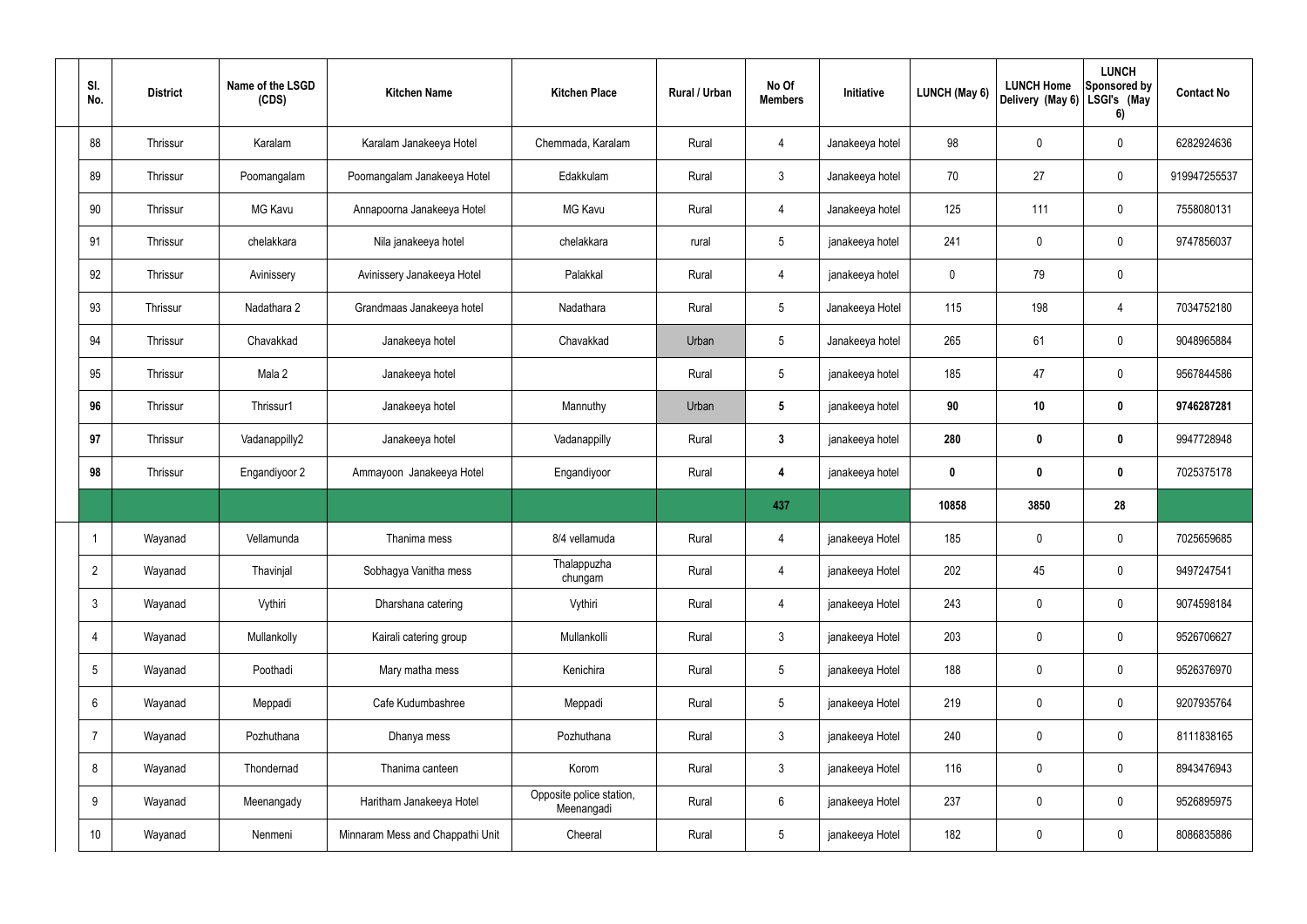| Sl. No. | District | Name of the LSGD (CDS) | Kitchen Name | Kitchen Place | Rural / Urban | No Of Members | Initiative | LUNCH (May 6) | LUNCH Home Delivery (May 6) | LUNCH Sponsored by LSGI's (May 6) | Contact No |
|---|---|---|---|---|---|---|---|---|---|---|---|
| 88 | Thrissur | Karalam | Karalam Janakeeya Hotel | Chemmada, Karalam | Rural | 4 | Janakeeya hotel | 98 | 0 | 0 | 6282924636 |
| 89 | Thrissur | Poomangalam | Poomangalam Janakeeya Hotel | Edakkulam | Rural | 3 | Janakeeya hotel | 70 | 27 | 0 | 919947255537 |
| 90 | Thrissur | MG Kavu | Annapoorna Janakeeya Hotel | MG Kavu | Rural | 4 | Janakeeya hotel | 125 | 111 | 0 | 7558080131 |
| 91 | Thrissur | chelakkara | Nila janakeeya hotel | chelakkara | rural | 5 | janakeeya hotel | 241 | 0 | 0 | 9747856037 |
| 92 | Thrissur | Avinissery | Avinissery Janakeeya Hotel | Palakkal | Rural | 4 | janakeeya hotel | 0 | 79 | 0 | |
| 93 | Thrissur | Nadathara 2 | Grandmaas Janakeeya hotel | Nadathara | Rural | 5 | Janakeeya Hotel | 115 | 198 | 4 | 7034752180 |
| 94 | Thrissur | Chavakkad | Janakeeya hotel | Chavakkad | Urban | 5 | Janakeeya hotel | 265 | 61 | 0 | 9048965884 |
| 95 | Thrissur | Mala 2 | Janakeeya hotel | | Rural | 5 | janakeeya hotel | 185 | 47 | 0 | 9567844586 |
| **96** | Thrissur | Thrissur1 | Janakeeya hotel | Mannuthy | Urban | **5** | janakeeya hotel | **90** | **10** | **0** | **9746287281** |
| **97** | Thrissur | Vadanappilly2 | Janakeeya hotel | Vadanappilly | Rural | **3** | janakeeya hotel | **280** | **0** | **0** | 9947728948 |
| **98** | Thrissur | Engandiyoor 2 | Ammayoon Janakeeya Hotel | Engandiyoor | Rural | **4** | janakeeya hotel | **0** | **0** | **0** | 7025375178 |
| | | | | | | **437** | | **10858** | **3850** | **28** | |
| 1 | Wayanad | Vellamunda | Thanima mess | 8/4 vellamuda | Rural | 4 | janakeeya Hotel | 185 | 0 | 0 | 7025659685 |
| 2 | Wayanad | Thavinjal | Sobhagya Vanitha mess | Thalappuzha chungam | Rural | 4 | janakeeya Hotel | 202 | 45 | 0 | 9497247541 |
| 3 | Wayanad | Vythiri | Dharshana catering | Vythiri | Rural | 4 | janakeeya Hotel | 243 | 0 | 0 | 9074598184 |
| 4 | Wayanad | Mullankolly | Kairali catering group | Mullankolli | Rural | 3 | janakeeya Hotel | 203 | 0 | 0 | 9526706627 |
| 5 | Wayanad | Poothadi | Mary matha mess | Kenichira | Rural | 5 | janakeeya Hotel | 188 | 0 | 0 | 9526376970 |
| 6 | Wayanad | Meppadi | Cafe Kudumbashree | Meppadi | Rural | 5 | janakeeya Hotel | 219 | 0 | 0 | 9207935764 |
| 7 | Wayanad | Pozhuthana | Dhanya mess | Pozhuthana | Rural | 3 | janakeeya Hotel | 240 | 0 | 0 | 8111838165 |
| 8 | Wayanad | Thondernad | Thanima canteen | Korom | Rural | 3 | janakeeya Hotel | 116 | 0 | 0 | 8943476943 |
| 9 | Wayanad | Meenangady | Haritham Janakeeya Hotel | Opposite police station, Meenangadi | Rural | 6 | janakeeya Hotel | 237 | 0 | 0 | 9526895975 |
| 10 | Wayanad | Nenmeni | Minnaram Mess and Chappathi Unit | Cheeral | Rural | 5 | janakeeya Hotel | 182 | 0 | 0 | 8086835886 |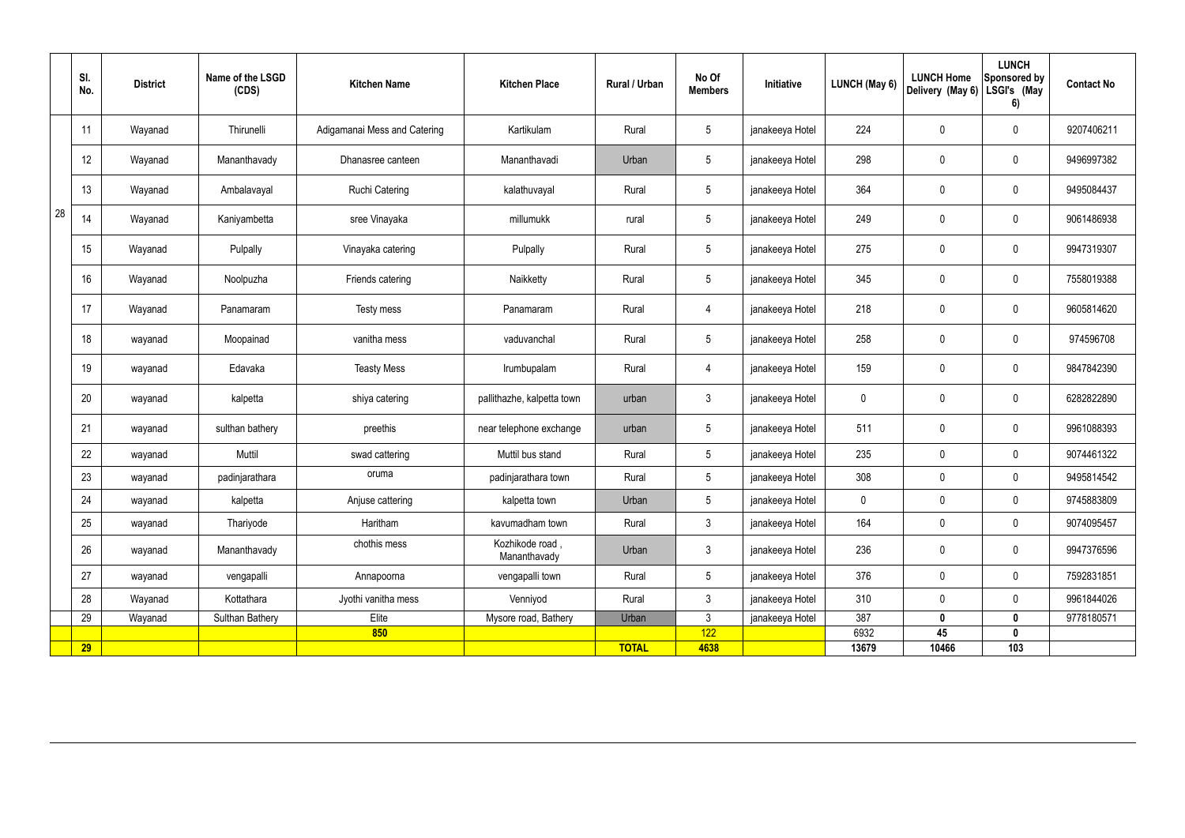|  | Sl. No. | District | Name of the LSGD (CDS) | Kitchen Name | Kitchen Place | Rural / Urban | No Of Members | Initiative | LUNCH (May 6) | LUNCH Home Delivery (May 6) | LUNCH Sponsored by LSGI's (May 6) | Contact No |
|---|---|---|---|---|---|---|---|---|---|---|---|---|
| 28 | 11 | Wayanad | Thirunelli | Adigamanai Mess and Catering | Kartikulam | Rural | 5 | janakeeya Hotel | 224 | 0 | 0 | 9207406211 |
|  | 12 | Wayanad | Mananthavady | Dhanasree canteen | Mananthavadi | Urban | 5 | janakeeya Hotel | 298 | 0 | 0 | 9496997382 |
|  | 13 | Wayanad | Ambalavayal | Ruchi Catering | kalathuvayal | Rural | 5 | janakeeya Hotel | 364 | 0 | 0 | 9495084437 |
|  | 14 | Wayanad | Kaniyambetta | sree Vinayaka | millumukk | rural | 5 | janakeeya Hotel | 249 | 0 | 0 | 9061486938 |
|  | 15 | Wayanad | Pulpally | Vinayaka catering | Pulpally | Rural | 5 | janakeeya Hotel | 275 | 0 | 0 | 9947319307 |
|  | 16 | Wayanad | Noolpuzha | Friends catering | Naikketty | Rural | 5 | janakeeya Hotel | 345 | 0 | 0 | 7558019388 |
|  | 17 | Wayanad | Panamaram | Testy mess | Panamaram | Rural | 4 | janakeeya Hotel | 218 | 0 | 0 | 9605814620 |
|  | 18 | wayanad | Moopainad | vanitha mess | vaduvanchal | Rural | 5 | janakeeya Hotel | 258 | 0 | 0 | 974596708 |
|  | 19 | wayanad | Edavaka | Teasty Mess | Irumbupalam | Rural | 4 | janakeeya Hotel | 159 | 0 | 0 | 9847842390 |
|  | 20 | wayanad | kalpetta | shiya catering | pallithazhe, kalpetta town | urban | 3 | janakeeya Hotel | 0 | 0 | 0 | 6282822890 |
|  | 21 | wayanad | sulthan bathery | preethis | near telephone exchange | urban | 5 | janakeeya Hotel | 511 | 0 | 0 | 9961088393 |
|  | 22 | wayanad | Muttil | swad cattering | Muttil bus stand | Rural | 5 | janakeeya Hotel | 235 | 0 | 0 | 9074461322 |
|  | 23 | wayanad | padinjarathara | oruma | padinjarathara town | Rural | 5 | janakeeya Hotel | 308 | 0 | 0 | 9495814542 |
|  | 24 | wayanad | kalpetta | Anjuse cattering | kalpetta town | Urban | 5 | janakeeya Hotel | 0 | 0 | 0 | 9745883809 |
|  | 25 | wayanad | Thariyode | Haritham | kavumadham town | Rural | 3 | janakeeya Hotel | 164 | 0 | 0 | 9074095457 |
|  | 26 | wayanad | Mananthavady | chothis mess | Kozhikode road , Mananthavady | Urban | 3 | janakeeya Hotel | 236 | 0 | 0 | 9947376596 |
|  | 27 | wayanad | vengapalli | Annapoorna | vengapalli town | Rural | 5 | janakeeya Hotel | 376 | 0 | 0 | 7592831851 |
|  | 28 | Wayanad | Kottathara | Jyothi vanitha mess | Venniyod | Rural | 3 | janakeeya Hotel | 310 | 0 | 0 | 9961844026 |
|  | 29 | Wayanad | Sulthan Bathery | Elite | Mysore road, Bathery | Urban | 3 | janakeeya Hotel | 387 | **0** | **0** | 9778180571 |
|  |  |  |  | **850** |  |  | 122 |  | 6932 | **45** | **0** |  |
|  | **29** |  |  |  |  | **TOTAL** | **4638** |  | **13679** | **10466** | **103** |  |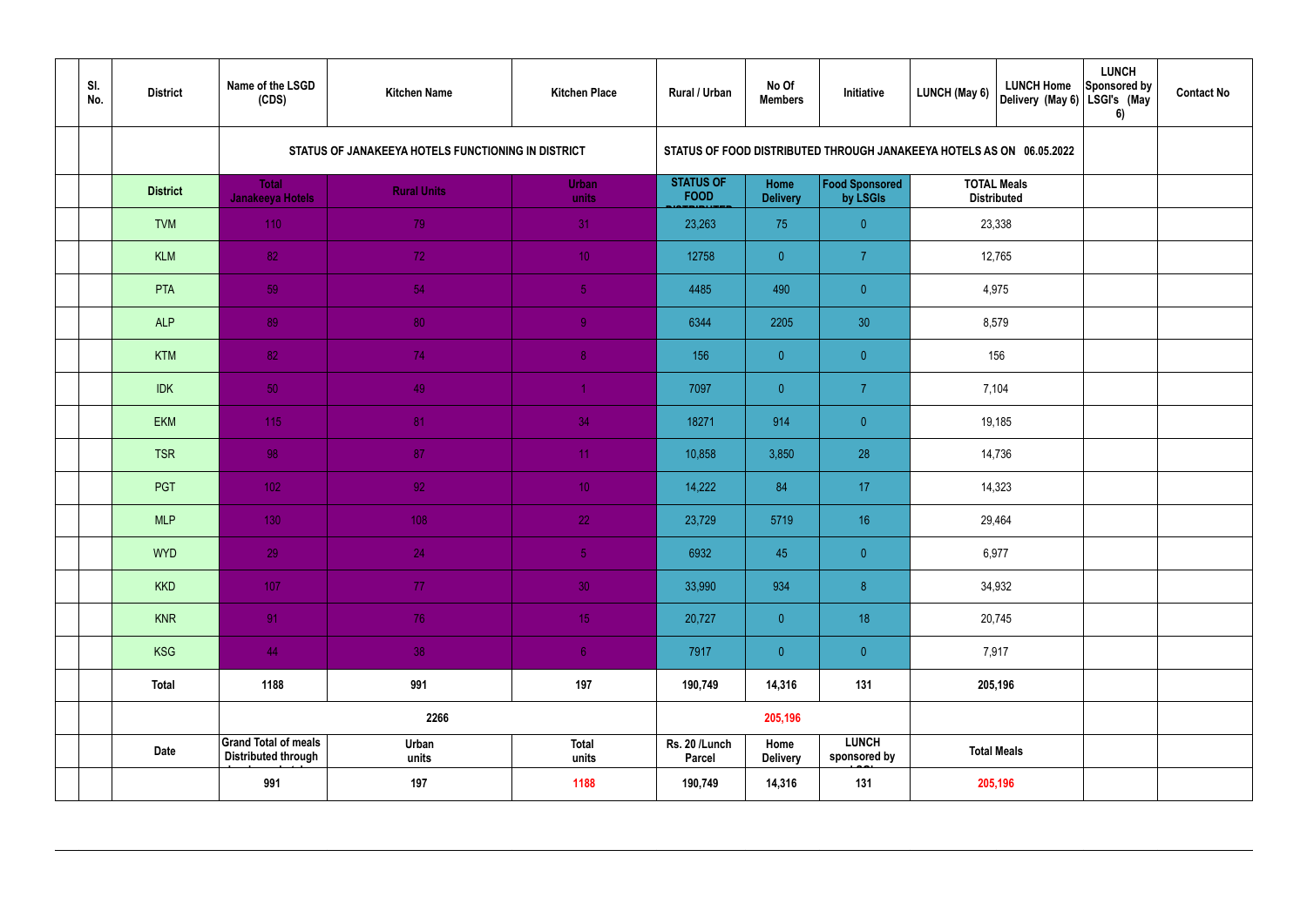| | Sl. No. | District | Name of the LSGD (CDS) | Kitchen Name | Kitchen Place | Rural / Urban | No Of Members | Initiative | LUNCH (May 6) | LUNCH Home Delivery (May 6) | LUNCH Sponsored by LSGI's (May 6) | Contact No |
|---|---|---|---|---|---|---|---|---|---|---|---|---|
| | | | STATUS OF JANAKEEYA HOTELS FUNCTIONING IN DISTRICT | | | STATUS OF FOOD DISTRIBUTED THROUGH JANAKEEYA HOTELS AS ON 06.05.2022 | | | | | | |
| | | District | Total Janakeeya Hotels | Rural Units | Urban units | STATUS OF FOOD DISTRIBUTED | Home Delivery | Food Sponsored by LSGIs | TOTAL Meals Distributed | | | |
| | | TVM | 110 | 79 | 31 | 23,263 | 75 | 0 | 23,338 | | | |
| | | KLM | 82 | 72 | 10 | 12758 | 0 | 7 | 12,765 | | | |
| | | PTA | 59 | 54 | 5 | 4485 | 490 | 0 | 4,975 | | | |
| | | ALP | 89 | 80 | 9 | 6344 | 2205 | 30 | 8,579 | | | |
| | | KTM | 82 | 74 | 8 | 156 | 0 | 0 | 156 | | | |
| | | IDK | 50 | 49 | 1 | 7097 | 0 | 7 | 7,104 | | | |
| | | EKM | 115 | 81 | 34 | 18271 | 914 | 0 | 19,185 | | | |
| | | TSR | 98 | 87 | 11 | 10,858 | 3,850 | 28 | 14,736 | | | |
| | | PGT | 102 | 92 | 10 | 14,222 | 84 | 17 | 14,323 | | | |
| | | MLP | 130 | 108 | 22 | 23,729 | 5719 | 16 | 29,464 | | | |
| | | WYD | 29 | 24 | 5 | 6932 | 45 | 0 | 6,977 | | | |
| | | KKD | 107 | 77 | 30 | 33,990 | 934 | 8 | 34,932 | | | |
| | | KNR | 91 | 76 | 15 | 20,727 | 0 | 18 | 20,745 | | | |
| | | KSG | 44 | 38 | 6 | 7917 | 0 | 0 | 7,917 | | | |
| | | Total | 1188 | 991 | 197 | 190,749 | 14,316 | 131 | 205,196 | | | |
| | | | | 2266 | | | 205,196 | | | | | |
| | | Date | Grand Total of meals Distributed through | Urban units | Total units | Rs. 20 /Lunch Parcel | Home Delivery | LUNCH sponsored by LSGI | Total Meals | | | |
| | | | 991 | 197 | 1188 | 190,749 | 14,316 | 131 | 205,196 | | | |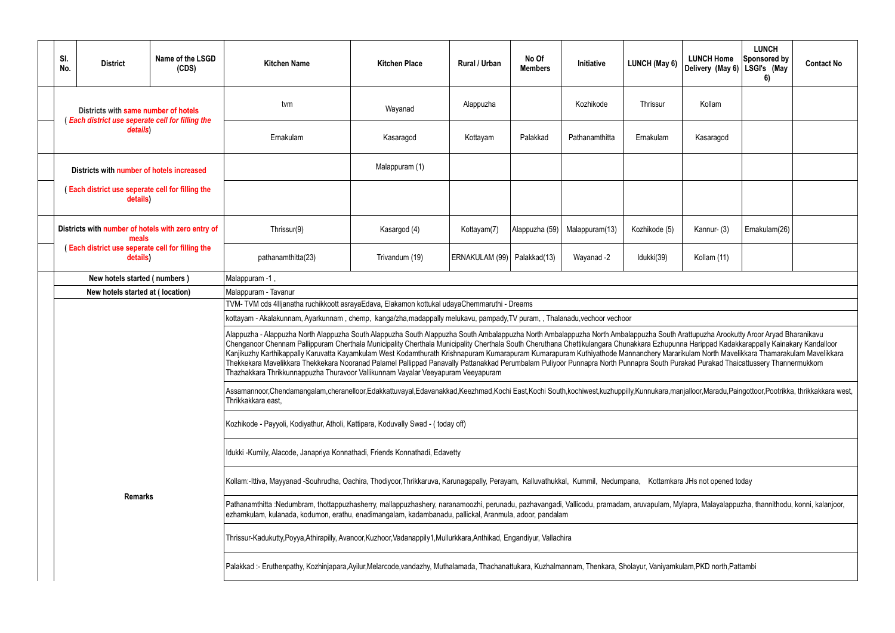| Sl. No. | District | Name of the LSGD (CDS) | Kitchen Name | Kitchen Place | Rural / Urban | No Of Members | Initiative | LUNCH (May 6) | LUNCH Home Delivery (May 6) | LUNCH Sponsored by LSGI's (May 6) | Contact No |
|---|---|---|---|---|---|---|---|---|---|---|---|
| Districts with same number of hotels ( Each district use seperate cell for filling the details) | | | tvm | Wayanad | Alappuzha | | Kozhikode | Thrissur | Kollam | | |
| | | | Ernakulam | Kasaragod | Kottayam | Palakkad | Pathanamthitta | Ernakulam | Kasaragod | | |
| Districts with number of hotels increased | | | | Malappuram (1) | | | | | | | |
| ( Each district use seperate cell for filling the details) | | | | | | | | | | | |
| Districts with number of hotels with zero entry of meals ( Each district use seperate cell for filling the details) | | | Thrissur(9) | Kasargod (4) | Kottayam(7) | Alappuzha (59) | Malappuram(13) | Kozhikode (5) | Kannur- (3) | Ernakulam(26) | |
| | | | pathanamthitta(23) | Trivandum (19) | ERNAKULAM (99) | Palakkad(13) | Wayanad -2 | Idukki(39) | Kollam (11) | | |
| New hotels started ( numbers ) | | | Malappuram -1 , | | | | | | | | |
| New hotels started at ( location) | | | Malappuram - Tavanur | | | | | | | | |
| Remarks | | | TVM- TVM cds 4Iljanatha ruchikkoott asrayaEdava, Elakamon kottukal udayaChemmaruthi - Dreams | | | | | | | | |
| | | | kottayam - Akalakunnam, Ayarkunnam , chemp, kanga/zha,madappally melukavu, pampady,TV puram, , Thalanadu,vechoor vechoor | | | | | | | | |
| | | | Alappuzha - Alappuzha North Alappuzha South Alappuzha South Alappuzha South Ambalappuzha North Ambalappuzha North Ambalappuzha South Arattupuzha Arookutty Aroor Aryad Bharanikavu Chenganoor Chennam Pallippuram Cherthala Municipality Cherthala Municipality Cherthala South Cheruthana Chettikulangara Chunakkara Ezhupunna Harippad Kadakkarappally Kainakary Kandalloor Kanjikuzhy Karthikappally Karuvatta Kayamkulam West Kodamthurath Krishnapuram Kumarapuram Kumarapuram Kuthiyathode Mannanchery Mararikulam North Mavelikkara Thamarakulam Mavelikkara Thekkekara Mavelikkara Thekkekara Nooranad Palamel Pallippad Panavally Pattanakkad Perumbalam Puliyoor Punnapra North Punnapra South Purakad Purakad Thaicattussery Thannermukkom Thazhakkara Thrikkunnappuzha Thuravoor Vallikunnam Vayalar Veeyapuram Veeyapuram | | | | | | | | |
| | | | Assamannoor,Chendamangalam,cheranelloor,Edakkattuvayal,Edavanakkad,Keezhmad,Kochi East,Kochi South,kochiwest,kuzhuppilly,Kunnukara,manjalloor,Maradu,Paingottoor,Pootrikka, thrikkakkara west, Thrikkakkara east, | | | | | | | | |
| | | | Kozhikode - Payyoli, Kodiyathur, Atholi, Kattipara, Koduvally Swad - ( today off) | | | | | | | | |
| | | | Idukki -Kumily, Alacode, Janapriya Konnathadi, Friends Konnathadi, Edavetty | | | | | | | | |
| | | | Kollam:-Ittiva, Mayyanad -Souhrudha, Oachira, Thodiyoor,Thrikkaruva, Karunagapally, Perayam, Kalluvathukkal, Kummil, Nedumpana, Kottamkara JHs not opened today | | | | | | | | |
| | | | Pathanamthitta :Nedumbram, thottappuzhasherry, mallappuzhashery, naranamoozhi, perunadu, pazhavangadi, Vallicodu, pramadam, aruvapulam, Mylapra, Malayalappuzha, thannithodu, konni, kalanjoor, ezhamkulam, kulanada, kodumon, erathu, enadimangalam, kadambanadu, pallickal, Aranmula, adoor, pandalam | | | | | | | | |
| | | | Thrissur-Kadukutty,Poyya,Athirapilly, Avanoor,Kuzhoor,Vadanappily1,Mullurkkara,Anthikad, Engandiyur, Vallachira | | | | | | | | |
| | | | Palakkad :- Eruthenpathy, Kozhinjapara,Ayilur,Melarcode,vandazhy, Muthalamada, Thachanattukara, Kuzhalmannam, Thenkara, Sholayur, Vaniyamkulam,PKD north,Pattambi | | | | | | | | |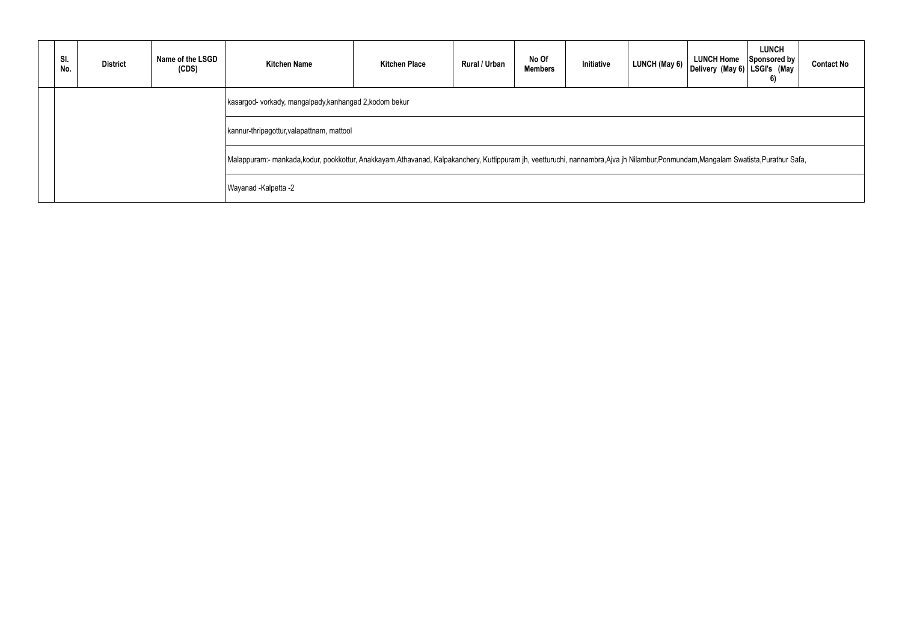| | Sl. No. | District | Name of the LSGD (CDS) | Kitchen Name | Kitchen Place | Rural / Urban | No Of Members | Initiative | LUNCH (May 6) | LUNCH Home Delivery (May 6) | LUNCH Sponsored by LSGI's (May 6) | Contact No |
|---|---|---|---|---|---|---|---|---|---|---|---|---|
| | | | | kasargod- vorkady, mangalpady,kanhangad 2,kodom bekur | | | | | | | | |
| | | | | kannur-thripagottur,valapattnam, mattool | | | | | | | | |
| | | | | Malappuram:- mankada,kodur, pookkottur, Anakkayam,Athavanad, Kalpakanchery, Kuttippuram jh, veetturuchi, nannambra,Ajva jh Nilambur,Ponmundam,Mangalam Swatista,Purathur Safa, | | | | | | | | |
| | | | | Wayanad -Kalpetta -2 | | | | | | | | |